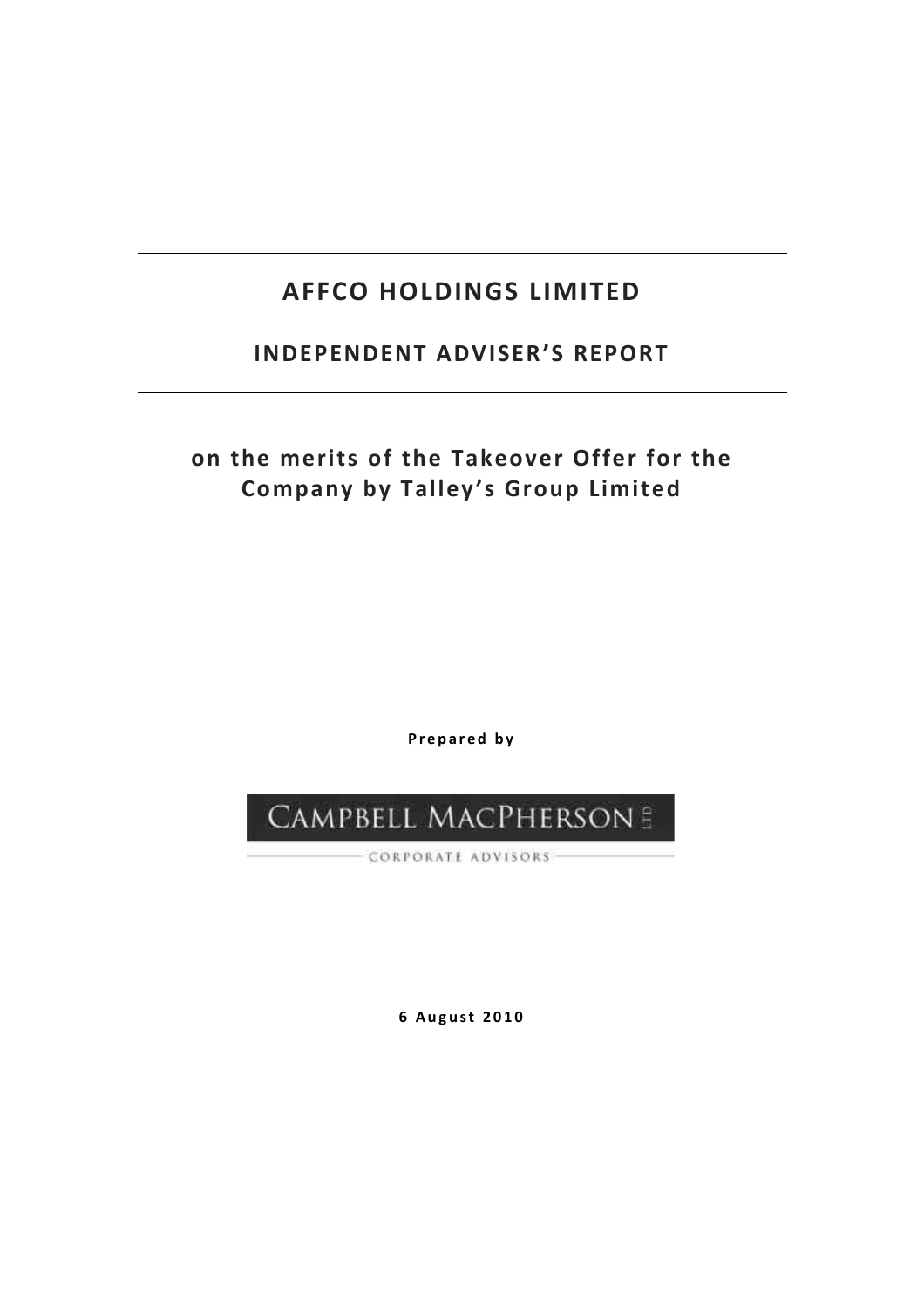# AFFCO HOLDINGS LIMITED

## INDEPENDENT ADVISER'S REPORT

### on the merits of the Takeover Offer for the Company by Talley's Group Limited

**Prepared by**

CAMPBELL MACPHERSON LTD

CORPORATE ADVISORS

**6 August 2010**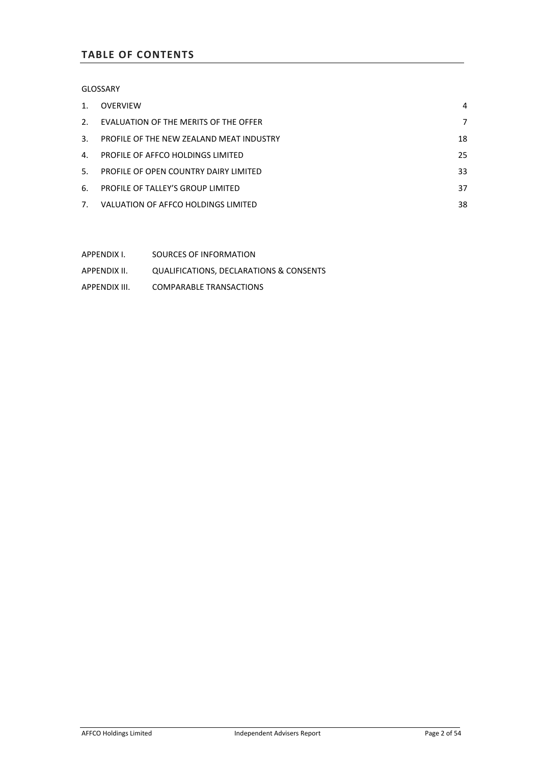## TABLE OF CONTENTS

GLOSSARY

| | | |
|---|---|---|
| 1. | OVERVIEW | 4 |
| 2. | EVALUATION OF THE MERITS OF THE OFFER | 7 |
| 3. | PROFILE OF THE NEW ZEALAND MEAT INDUSTRY | 18 |
| 4. | PROFILE OF AFFCO HOLDINGS LIMITED | 25 |
| 5. | PROFILE OF OPEN COUNTRY DAIRY LIMITED | 33 |
| 6. | PROFILE OF TALLEY'S GROUP LIMITED | 37 |
| 7. | VALUATION OF AFFCO HOLDINGS LIMITED | 38 |

| | |
|---|---|
| APPENDIX I. | SOURCES OF INFORMATION |
| APPENDIX II. | QUALIFICATIONS, DECLARATIONS & CONSENTS |
| APPENDIX III. | COMPARABLE TRANSACTIONS |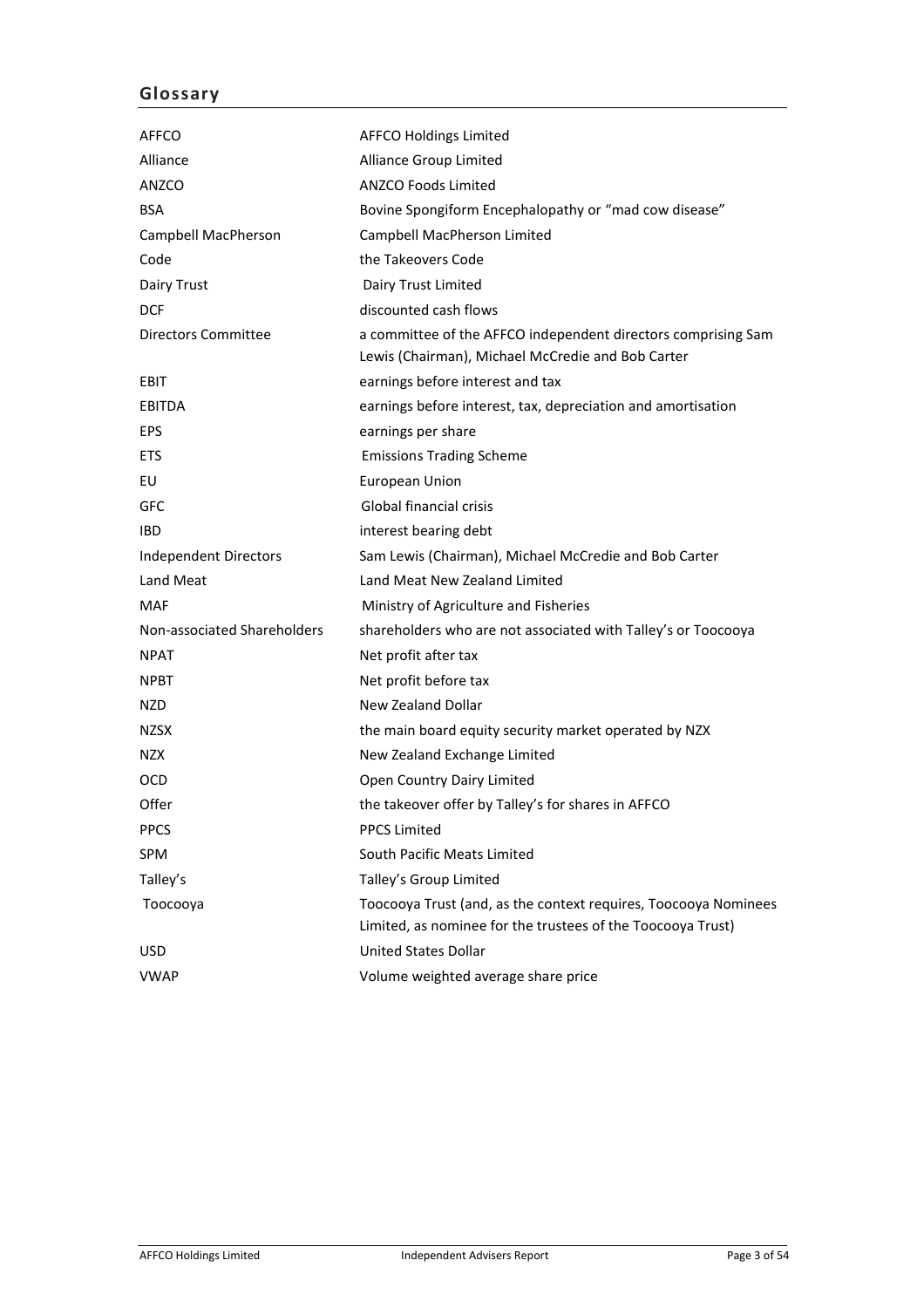## Glossary

| | |
|---|---|
| AFFCO | AFFCO Holdings Limited |
| Alliance | Alliance Group Limited |
| ANZCO | ANZCO Foods Limited |
| BSA | Bovine Spongiform Encephalopathy or "mad cow disease" |
| Campbell MacPherson | Campbell MacPherson Limited |
| Code | the Takeovers Code |
| Dairy Trust | Dairy Trust Limited |
| DCF | discounted cash flows |
| Directors Committee | a committee of the AFFCO independent directors comprising Sam Lewis (Chairman), Michael McCredie and Bob Carter |
| EBIT | earnings before interest and tax |
| EBITDA | earnings before interest, tax, depreciation and amortisation |
| EPS | earnings per share |
| ETS | Emissions Trading Scheme |
| EU | European Union |
| GFC | Global financial crisis |
| IBD | interest bearing debt |
| Independent Directors | Sam Lewis (Chairman), Michael McCredie and Bob Carter |
| Land Meat | Land Meat New Zealand Limited |
| MAF | Ministry of Agriculture and Fisheries |
| Non-associated Shareholders | shareholders who are not associated with Talley's or Toocooya |
| NPAT | Net profit after tax |
| NPBT | Net profit before tax |
| NZD | New Zealand Dollar |
| NZSX | the main board equity security market operated by NZX |
| NZX | New Zealand Exchange Limited |
| OCD | Open Country Dairy Limited |
| Offer | the takeover offer by Talley's for shares in AFFCO |
| PPCS | PPCS Limited |
| SPM | South Pacific Meats Limited |
| Talley's | Talley's Group Limited |
| Toocooya | Toocooya Trust (and, as the context requires, Toocooya Nominees Limited, as nominee for the trustees of the Toocooya Trust) |
| USD | United States Dollar |
| VWAP | Volume weighted average share price |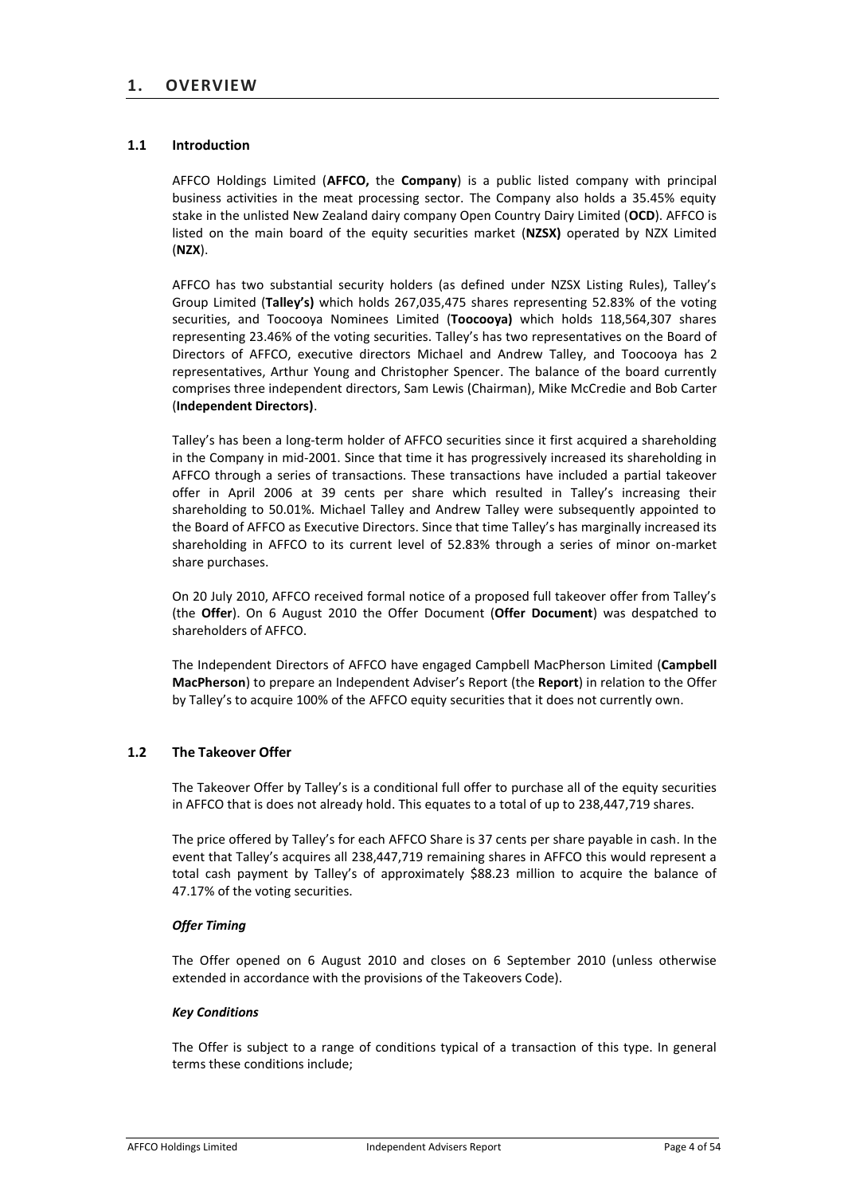# 1. OVERVIEW

## 1.1 Introduction

AFFCO Holdings Limited (**AFFCO,** the **Company**) is a public listed company with principal business activities in the meat processing sector. The Company also holds a 35.45% equity stake in the unlisted New Zealand dairy company Open Country Dairy Limited (**OCD**). AFFCO is listed on the main board of the equity securities market (**NZSX)** operated by NZX Limited (**NZX**).

AFFCO has two substantial security holders (as defined under NZSX Listing Rules), Talley's Group Limited (**Talley's)** which holds 267,035,475 shares representing 52.83% of the voting securities, and Toocooya Nominees Limited (**Toocooya)** which holds 118,564,307 shares representing 23.46% of the voting securities. Talley's has two representatives on the Board of Directors of AFFCO, executive directors Michael and Andrew Talley, and Toocooya has 2 representatives, Arthur Young and Christopher Spencer. The balance of the board currently comprises three independent directors, Sam Lewis (Chairman), Mike McCredie and Bob Carter (**Independent Directors)**.

Talley's has been a long-term holder of AFFCO securities since it first acquired a shareholding in the Company in mid-2001. Since that time it has progressively increased its shareholding in AFFCO through a series of transactions. These transactions have included a partial takeover offer in April 2006 at 39 cents per share which resulted in Talley's increasing their shareholding to 50.01%. Michael Talley and Andrew Talley were subsequently appointed to the Board of AFFCO as Executive Directors. Since that time Talley's has marginally increased its shareholding in AFFCO to its current level of 52.83% through a series of minor on-market share purchases.

On 20 July 2010, AFFCO received formal notice of a proposed full takeover offer from Talley's (the **Offer**). On 6 August 2010 the Offer Document (**Offer Document**) was despatched to shareholders of AFFCO.

The Independent Directors of AFFCO have engaged Campbell MacPherson Limited (**Campbell MacPherson**) to prepare an Independent Adviser's Report (the **Report**) in relation to the Offer by Talley's to acquire 100% of the AFFCO equity securities that it does not currently own.

## 1.2 The Takeover Offer

The Takeover Offer by Talley's is a conditional full offer to purchase all of the equity securities in AFFCO that is does not already hold. This equates to a total of up to 238,447,719 shares.

The price offered by Talley's for each AFFCO Share is 37 cents per share payable in cash. In the event that Talley's acquires all 238,447,719 remaining shares in AFFCO this would represent a total cash payment by Talley's of approximately $88.23 million to acquire the balance of 47.17% of the voting securities.

***Offer Timing***

The Offer opened on 6 August 2010 and closes on 6 September 2010 (unless otherwise extended in accordance with the provisions of the Takeovers Code).

***Key Conditions***

The Offer is subject to a range of conditions typical of a transaction of this type. In general terms these conditions include;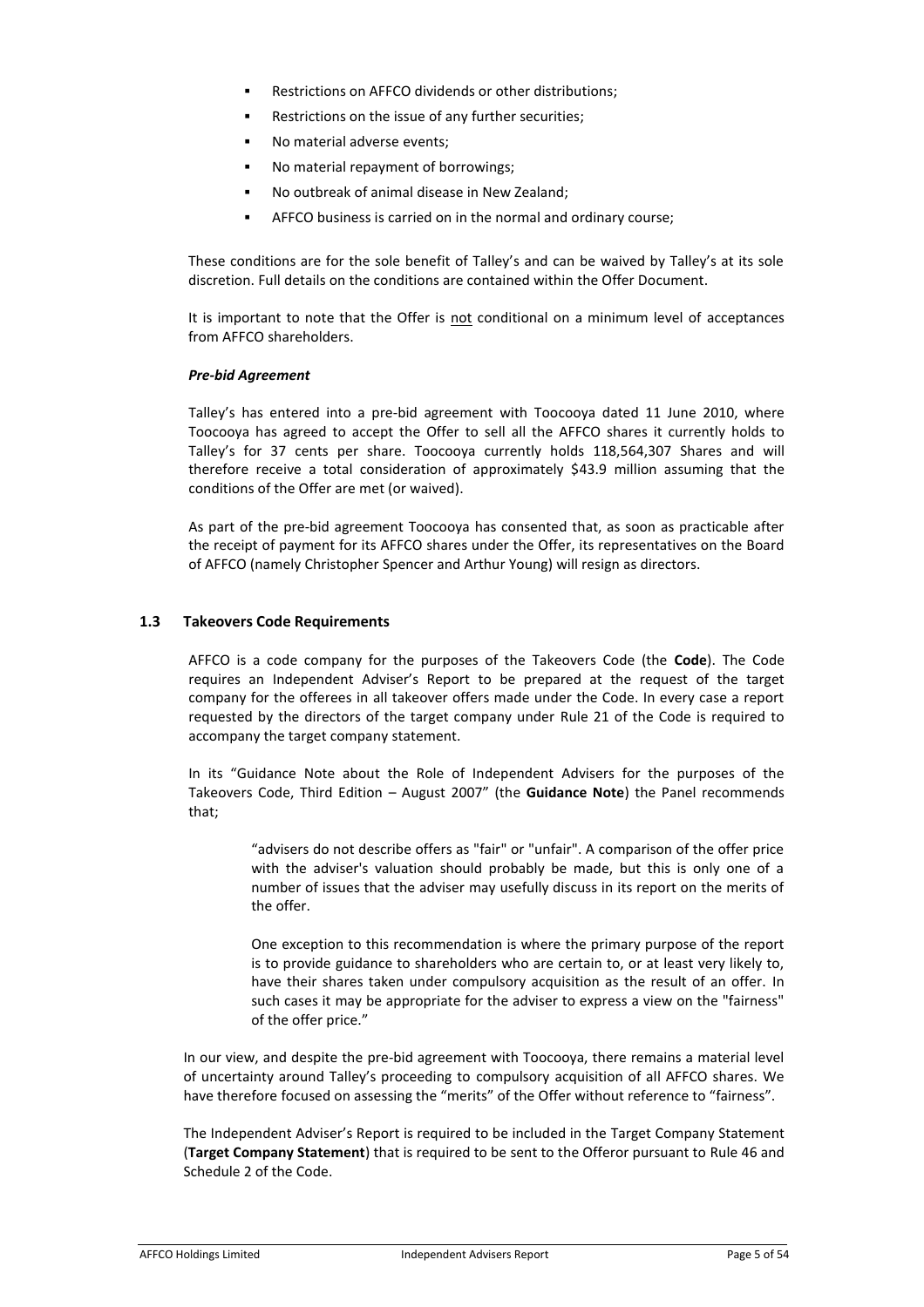- Restrictions on AFFCO dividends or other distributions;
- Restrictions on the issue of any further securities;
- No material adverse events;
- No material repayment of borrowings;
- No outbreak of animal disease in New Zealand;
- AFFCO business is carried on in the normal and ordinary course;

These conditions are for the sole benefit of Talley's and can be waived by Talley's at its sole discretion. Full details on the conditions are contained within the Offer Document.

It is important to note that the Offer is not conditional on a minimum level of acceptances from AFFCO shareholders.

***Pre-bid Agreement***

Talley's has entered into a pre-bid agreement with Toocooya dated 11 June 2010, where Toocooya has agreed to accept the Offer to sell all the AFFCO shares it currently holds to Talley's for 37 cents per share. Toocooya currently holds 118,564,307 Shares and will therefore receive a total consideration of approximately $43.9 million assuming that the conditions of the Offer are met (or waived).

As part of the pre-bid agreement Toocooya has consented that, as soon as practicable after the receipt of payment for its AFFCO shares under the Offer, its representatives on the Board of AFFCO (namely Christopher Spencer and Arthur Young) will resign as directors.

### 1.3 Takeovers Code Requirements

AFFCO is a code company for the purposes of the Takeovers Code (the **Code**). The Code requires an Independent Adviser's Report to be prepared at the request of the target company for the offerees in all takeover offers made under the Code. In every case a report requested by the directors of the target company under Rule 21 of the Code is required to accompany the target company statement.

In its "Guidance Note about the Role of Independent Advisers for the purposes of the Takeovers Code, Third Edition – August 2007" (the **Guidance Note**) the Panel recommends that;

> "advisers do not describe offers as "fair" or "unfair". A comparison of the offer price with the adviser's valuation should probably be made, but this is only one of a number of issues that the adviser may usefully discuss in its report on the merits of the offer.
>
> One exception to this recommendation is where the primary purpose of the report is to provide guidance to shareholders who are certain to, or at least very likely to, have their shares taken under compulsory acquisition as the result of an offer. In such cases it may be appropriate for the adviser to express a view on the "fairness" of the offer price."

In our view, and despite the pre-bid agreement with Toocooya, there remains a material level of uncertainty around Talley's proceeding to compulsory acquisition of all AFFCO shares. We have therefore focused on assessing the "merits" of the Offer without reference to "fairness".

The Independent Adviser's Report is required to be included in the Target Company Statement (**Target Company Statement**) that is required to be sent to the Offeror pursuant to Rule 46 and Schedule 2 of the Code.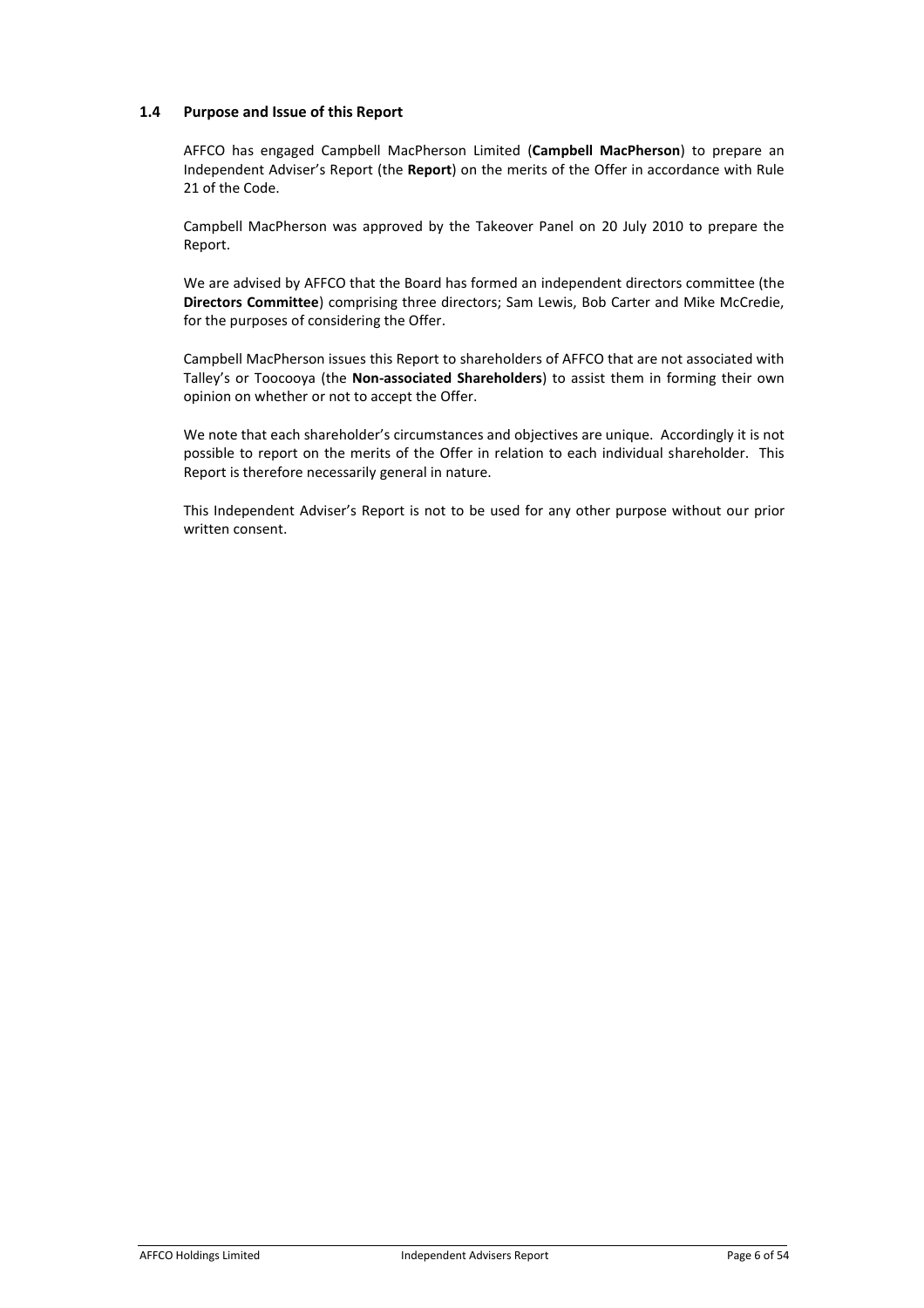## 1.4 Purpose and Issue of this Report

AFFCO has engaged Campbell MacPherson Limited (**Campbell MacPherson**) to prepare an Independent Adviser's Report (the **Report**) on the merits of the Offer in accordance with Rule 21 of the Code.

Campbell MacPherson was approved by the Takeover Panel on 20 July 2010 to prepare the Report.

We are advised by AFFCO that the Board has formed an independent directors committee (the **Directors Committee**) comprising three directors; Sam Lewis, Bob Carter and Mike McCredie, for the purposes of considering the Offer.

Campbell MacPherson issues this Report to shareholders of AFFCO that are not associated with Talley's or Toocooya (the **Non-associated Shareholders**) to assist them in forming their own opinion on whether or not to accept the Offer.

We note that each shareholder's circumstances and objectives are unique. Accordingly it is not possible to report on the merits of the Offer in relation to each individual shareholder. This Report is therefore necessarily general in nature.

This Independent Adviser's Report is not to be used for any other purpose without our prior written consent.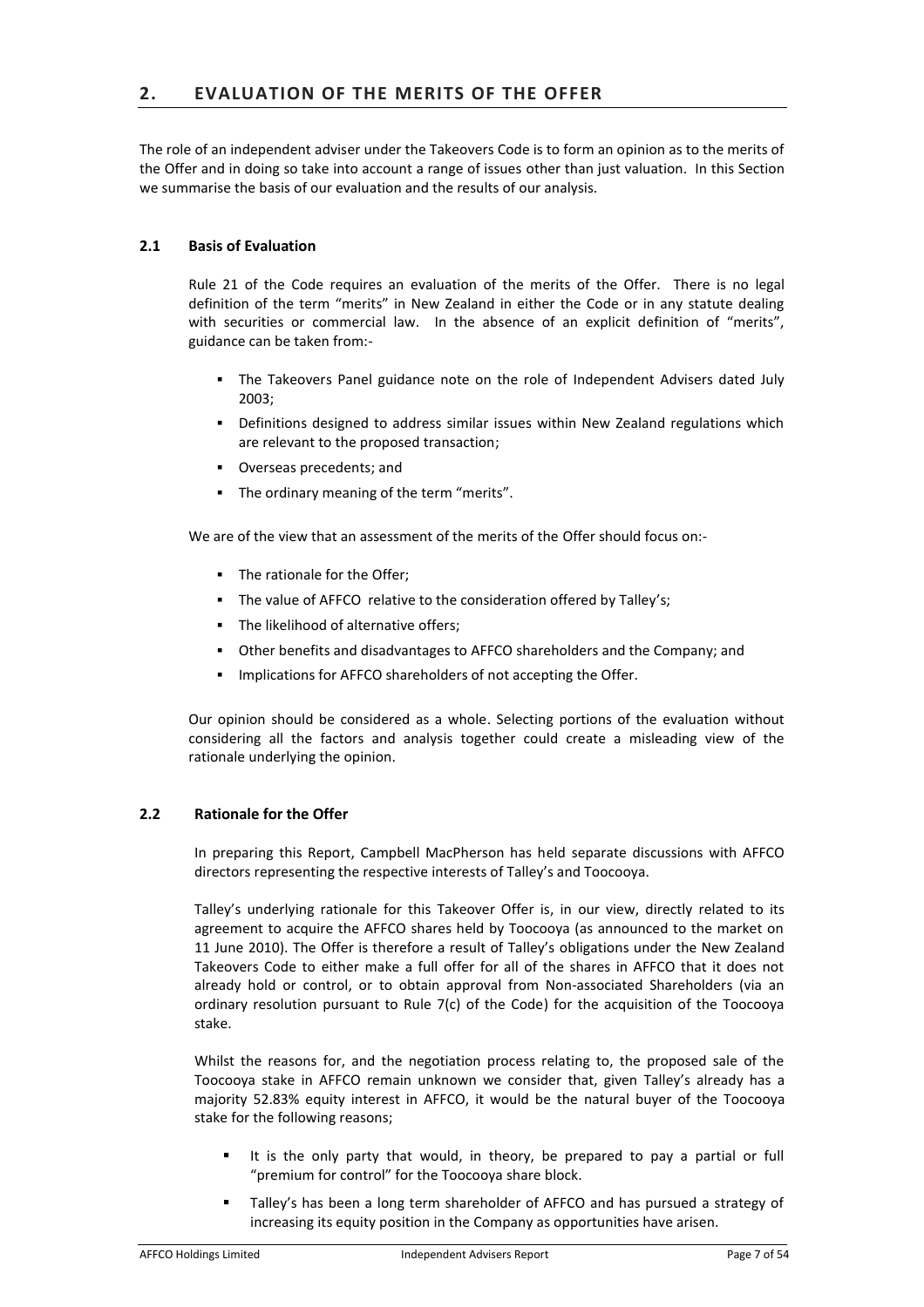## 2. EVALUATION OF THE MERITS OF THE OFFER

The role of an independent adviser under the Takeovers Code is to form an opinion as to the merits of the Offer and in doing so take into account a range of issues other than just valuation. In this Section we summarise the basis of our evaluation and the results of our analysis.

### 2.1 Basis of Evaluation

Rule 21 of the Code requires an evaluation of the merits of the Offer. There is no legal definition of the term "merits" in New Zealand in either the Code or in any statute dealing with securities or commercial law. In the absence of an explicit definition of "merits", guidance can be taken from:-

- The Takeovers Panel guidance note on the role of Independent Advisers dated July 2003;
- Definitions designed to address similar issues within New Zealand regulations which are relevant to the proposed transaction;
- Overseas precedents; and
- The ordinary meaning of the term "merits".

We are of the view that an assessment of the merits of the Offer should focus on:-

- The rationale for the Offer;
- The value of AFFCO relative to the consideration offered by Talley's;
- The likelihood of alternative offers;
- Other benefits and disadvantages to AFFCO shareholders and the Company; and
- Implications for AFFCO shareholders of not accepting the Offer.

Our opinion should be considered as a whole. Selecting portions of the evaluation without considering all the factors and analysis together could create a misleading view of the rationale underlying the opinion.

### 2.2 Rationale for the Offer

In preparing this Report, Campbell MacPherson has held separate discussions with AFFCO directors representing the respective interests of Talley's and Toocooya.

Talley's underlying rationale for this Takeover Offer is, in our view, directly related to its agreement to acquire the AFFCO shares held by Toocooya (as announced to the market on 11 June 2010). The Offer is therefore a result of Talley's obligations under the New Zealand Takeovers Code to either make a full offer for all of the shares in AFFCO that it does not already hold or control, or to obtain approval from Non-associated Shareholders (via an ordinary resolution pursuant to Rule 7(c) of the Code) for the acquisition of the Toocooya stake.

Whilst the reasons for, and the negotiation process relating to, the proposed sale of the Toocooya stake in AFFCO remain unknown we consider that, given Talley's already has a majority 52.83% equity interest in AFFCO, it would be the natural buyer of the Toocooya stake for the following reasons;

- It is the only party that would, in theory, be prepared to pay a partial or full "premium for control" for the Toocooya share block.
- Talley's has been a long term shareholder of AFFCO and has pursued a strategy of increasing its equity position in the Company as opportunities have arisen.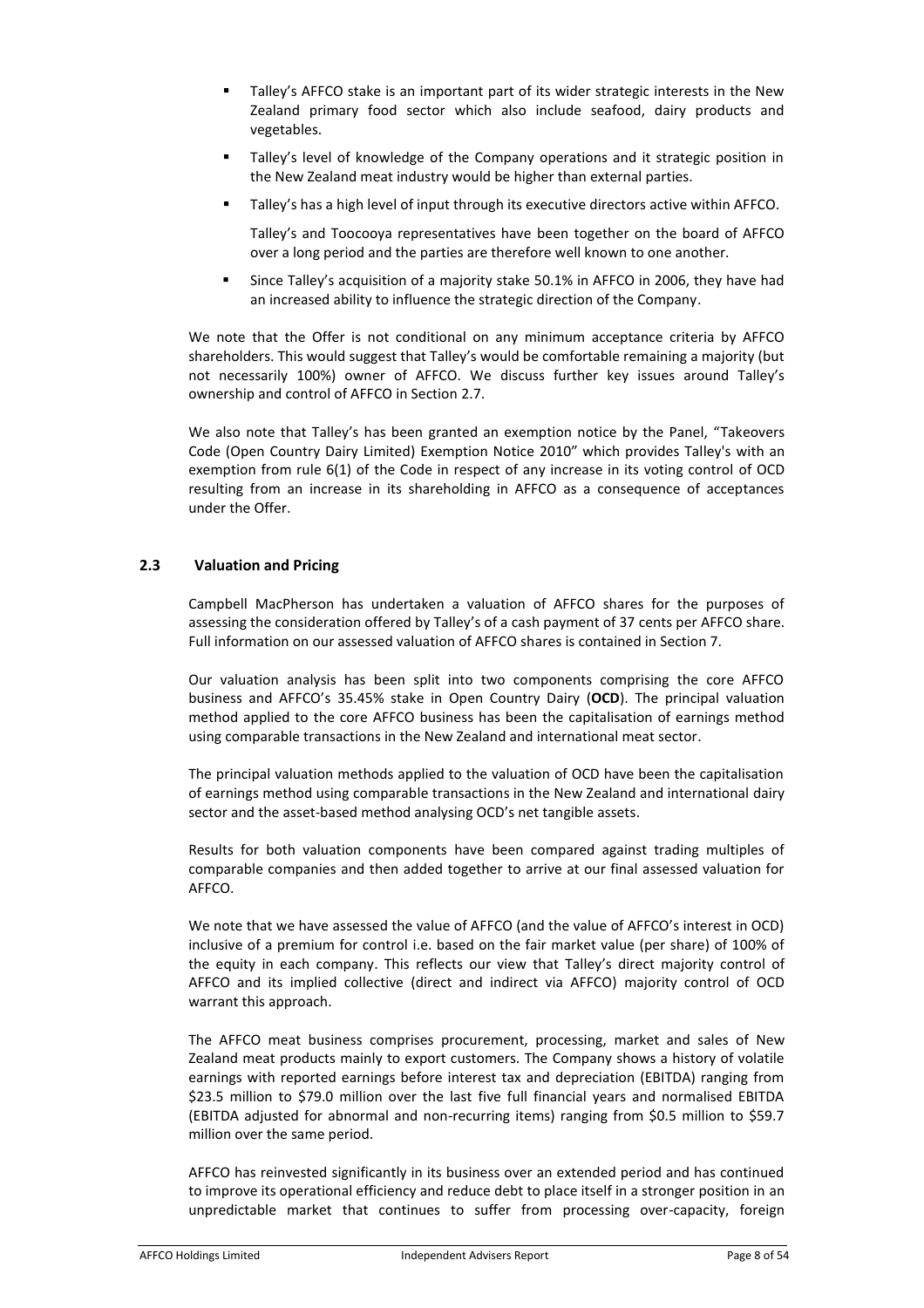- Talley's AFFCO stake is an important part of its wider strategic interests in the New Zealand primary food sector which also include seafood, dairy products and vegetables.
- Talley's level of knowledge of the Company operations and it strategic position in the New Zealand meat industry would be higher than external parties.
- Talley's has a high level of input through its executive directors active within AFFCO.

  Talley's and Toocooya representatives have been together on the board of AFFCO over a long period and the parties are therefore well known to one another.
- Since Talley's acquisition of a majority stake 50.1% in AFFCO in 2006, they have had an increased ability to influence the strategic direction of the Company.

We note that the Offer is not conditional on any minimum acceptance criteria by AFFCO shareholders. This would suggest that Talley's would be comfortable remaining a majority (but not necessarily 100%) owner of AFFCO. We discuss further key issues around Talley's ownership and control of AFFCO in Section 2.7.

We also note that Talley's has been granted an exemption notice by the Panel, "Takeovers Code (Open Country Dairy Limited) Exemption Notice 2010" which provides Talley's with an exemption from rule 6(1) of the Code in respect of any increase in its voting control of OCD resulting from an increase in its shareholding in AFFCO as a consequence of acceptances under the Offer.

### 2.3 Valuation and Pricing

Campbell MacPherson has undertaken a valuation of AFFCO shares for the purposes of assessing the consideration offered by Talley's of a cash payment of 37 cents per AFFCO share. Full information on our assessed valuation of AFFCO shares is contained in Section 7.

Our valuation analysis has been split into two components comprising the core AFFCO business and AFFCO's 35.45% stake in Open Country Dairy (**OCD**). The principal valuation method applied to the core AFFCO business has been the capitalisation of earnings method using comparable transactions in the New Zealand and international meat sector.

The principal valuation methods applied to the valuation of OCD have been the capitalisation of earnings method using comparable transactions in the New Zealand and international dairy sector and the asset-based method analysing OCD's net tangible assets.

Results for both valuation components have been compared against trading multiples of comparable companies and then added together to arrive at our final assessed valuation for AFFCO.

We note that we have assessed the value of AFFCO (and the value of AFFCO's interest in OCD) inclusive of a premium for control i.e. based on the fair market value (per share) of 100% of the equity in each company. This reflects our view that Talley's direct majority control of AFFCO and its implied collective (direct and indirect via AFFCO) majority control of OCD warrant this approach.

The AFFCO meat business comprises procurement, processing, market and sales of New Zealand meat products mainly to export customers. The Company shows a history of volatile earnings with reported earnings before interest tax and depreciation (EBITDA) ranging from \$23.5 million to \$79.0 million over the last five full financial years and normalised EBITDA (EBITDA adjusted for abnormal and non-recurring items) ranging from \$0.5 million to \$59.7 million over the same period.

AFFCO has reinvested significantly in its business over an extended period and has continued to improve its operational efficiency and reduce debt to place itself in a stronger position in an unpredictable market that continues to suffer from processing over-capacity, foreign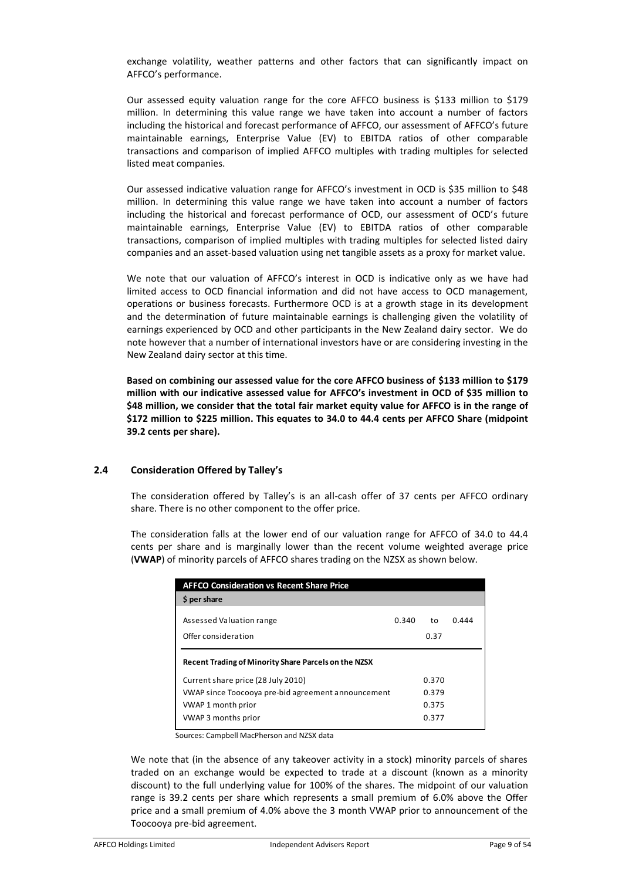exchange volatility, weather patterns and other factors that can significantly impact on AFFCO's performance.

Our assessed equity valuation range for the core AFFCO business is $133 million to $179 million. In determining this value range we have taken into account a number of factors including the historical and forecast performance of AFFCO, our assessment of AFFCO's future maintainable earnings, Enterprise Value (EV) to EBITDA ratios of other comparable transactions and comparison of implied AFFCO multiples with trading multiples for selected listed meat companies.

Our assessed indicative valuation range for AFFCO's investment in OCD is $35 million to $48 million. In determining this value range we have taken into account a number of factors including the historical and forecast performance of OCD, our assessment of OCD's future maintainable earnings, Enterprise Value (EV) to EBITDA ratios of other comparable transactions, comparison of implied multiples with trading multiples for selected listed dairy companies and an asset-based valuation using net tangible assets as a proxy for market value.

We note that our valuation of AFFCO's interest in OCD is indicative only as we have had limited access to OCD financial information and did not have access to OCD management, operations or business forecasts. Furthermore OCD is at a growth stage in its development and the determination of future maintainable earnings is challenging given the volatility of earnings experienced by OCD and other participants in the New Zealand dairy sector. We do note however that a number of international investors have or are considering investing in the New Zealand dairy sector at this time.

**Based on combining our assessed value for the core AFFCO business of $133 million to $179 million with our indicative assessed value for AFFCO's investment in OCD of $35 million to $48 million, we consider that the total fair market equity value for AFFCO is in the range of $172 million to $225 million. This equates to 34.0 to 44.4 cents per AFFCO Share (midpoint 39.2 cents per share).**

## 2.4 Consideration Offered by Talley's

The consideration offered by Talley's is an all-cash offer of 37 cents per AFFCO ordinary share. There is no other component to the offer price.

The consideration falls at the lower end of our valuation range for AFFCO of 34.0 to 44.4 cents per share and is marginally lower than the recent volume weighted average price (**VWAP**) of minority parcels of AFFCO shares trading on the NZSX as shown below.

| AFFCO Consideration vs Recent Share Price | | | |
|---|---|---|---|
| **$ per share** | | | |
| Assessed Valuation range | 0.340 | to | 0.444 |
| Offer consideration | | 0.37 | |
| **Recent Trading of Minority Share Parcels on the NZSX** | | | |
| Current share price (28 July 2010) | | 0.370 | |
| VWAP since Toocooya pre-bid agreement announcement | | 0.379 | |
| VWAP 1 month prior | | 0.375 | |
| VWAP 3 months prior | | 0.377 | |

Sources: Campbell MacPherson and NZSX data

We note that (in the absence of any takeover activity in a stock) minority parcels of shares traded on an exchange would be expected to trade at a discount (known as a minority discount) to the full underlying value for 100% of the shares. The midpoint of our valuation range is 39.2 cents per share which represents a small premium of 6.0% above the Offer price and a small premium of 4.0% above the 3 month VWAP prior to announcement of the Toocooya pre-bid agreement.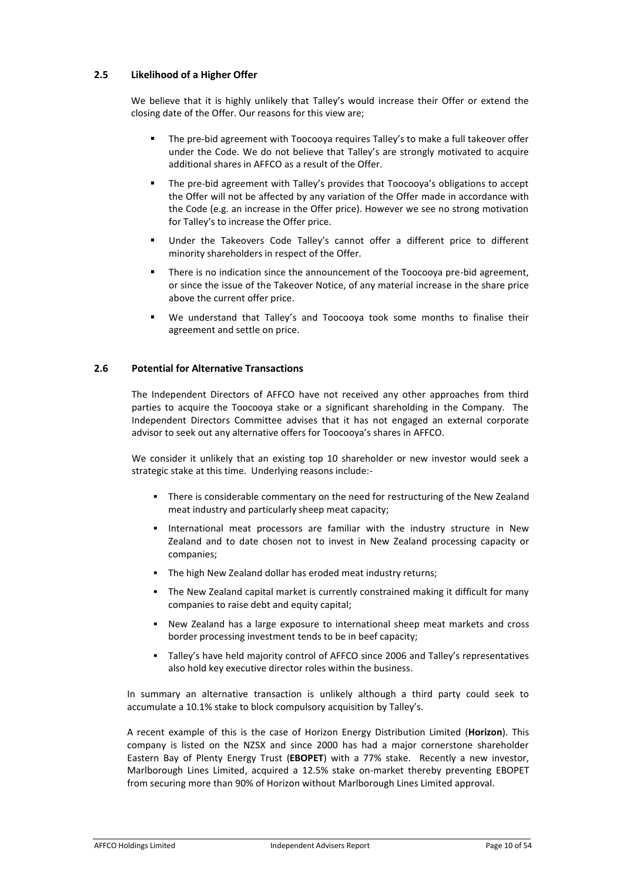### 2.5 Likelihood of a Higher Offer

We believe that it is highly unlikely that Talley's would increase their Offer or extend the closing date of the Offer. Our reasons for this view are;

- The pre-bid agreement with Toocooya requires Talley's to make a full takeover offer under the Code. We do not believe that Talley's are strongly motivated to acquire additional shares in AFFCO as a result of the Offer.
- The pre-bid agreement with Talley's provides that Toocooya's obligations to accept the Offer will not be affected by any variation of the Offer made in accordance with the Code (e.g. an increase in the Offer price). However we see no strong motivation for Talley's to increase the Offer price.
- Under the Takeovers Code Talley's cannot offer a different price to different minority shareholders in respect of the Offer.
- There is no indication since the announcement of the Toocooya pre-bid agreement, or since the issue of the Takeover Notice, of any material increase in the share price above the current offer price.
- We understand that Talley's and Toocooya took some months to finalise their agreement and settle on price.

### 2.6 Potential for Alternative Transactions

The Independent Directors of AFFCO have not received any other approaches from third parties to acquire the Toocooya stake or a significant shareholding in the Company. The Independent Directors Committee advises that it has not engaged an external corporate advisor to seek out any alternative offers for Toocooya's shares in AFFCO.

We consider it unlikely that an existing top 10 shareholder or new investor would seek a strategic stake at this time. Underlying reasons include:-

- There is considerable commentary on the need for restructuring of the New Zealand meat industry and particularly sheep meat capacity;
- International meat processors are familiar with the industry structure in New Zealand and to date chosen not to invest in New Zealand processing capacity or companies;
- The high New Zealand dollar has eroded meat industry returns;
- The New Zealand capital market is currently constrained making it difficult for many companies to raise debt and equity capital;
- New Zealand has a large exposure to international sheep meat markets and cross border processing investment tends to be in beef capacity;
- Talley's have held majority control of AFFCO since 2006 and Talley's representatives also hold key executive director roles within the business.

In summary an alternative transaction is unlikely although a third party could seek to accumulate a 10.1% stake to block compulsory acquisition by Talley's.

A recent example of this is the case of Horizon Energy Distribution Limited (**Horizon**). This company is listed on the NZSX and since 2000 has had a major cornerstone shareholder Eastern Bay of Plenty Energy Trust (**EBOPET**) with a 77% stake. Recently a new investor, Marlborough Lines Limited, acquired a 12.5% stake on-market thereby preventing EBOPET from securing more than 90% of Horizon without Marlborough Lines Limited approval.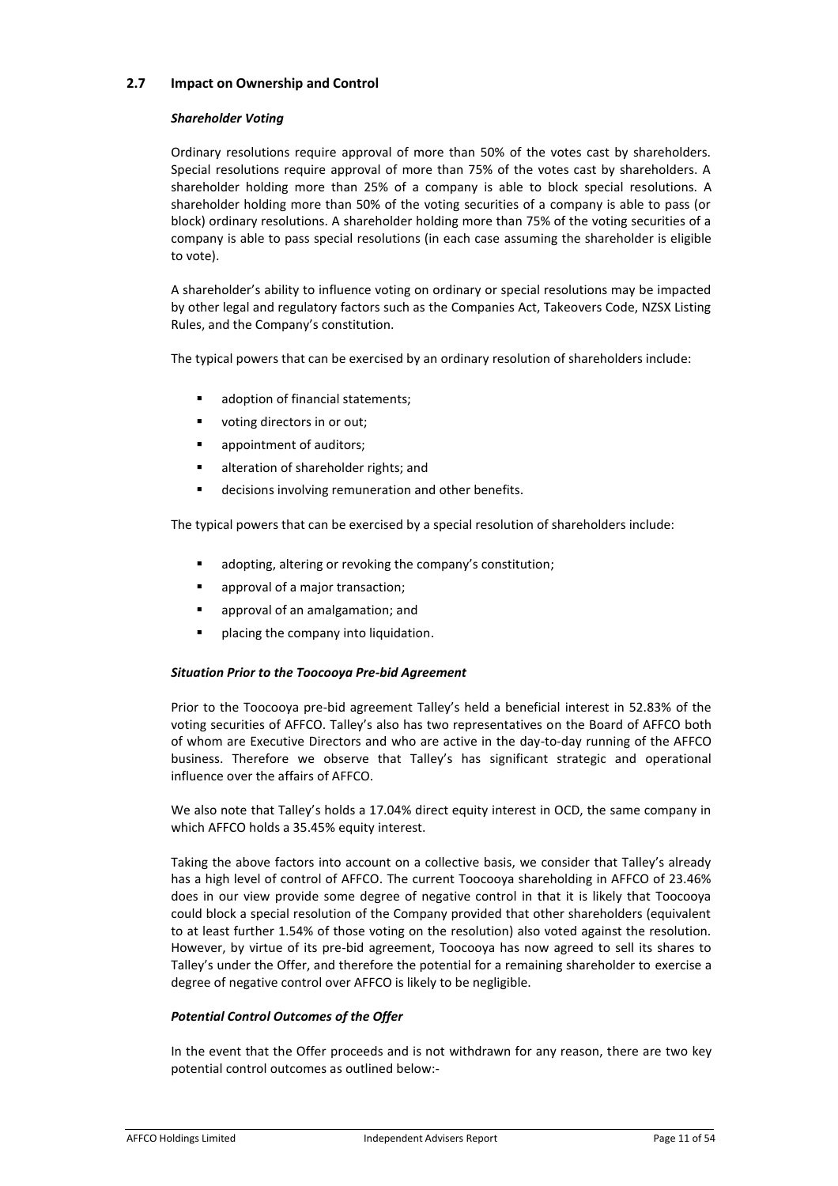## 2.7 Impact on Ownership and Control

***Shareholder Voting***

Ordinary resolutions require approval of more than 50% of the votes cast by shareholders. Special resolutions require approval of more than 75% of the votes cast by shareholders. A shareholder holding more than 25% of a company is able to block special resolutions. A shareholder holding more than 50% of the voting securities of a company is able to pass (or block) ordinary resolutions. A shareholder holding more than 75% of the voting securities of a company is able to pass special resolutions (in each case assuming the shareholder is eligible to vote).

A shareholder's ability to influence voting on ordinary or special resolutions may be impacted by other legal and regulatory factors such as the Companies Act, Takeovers Code, NZSX Listing Rules, and the Company's constitution.

The typical powers that can be exercised by an ordinary resolution of shareholders include:

- adoption of financial statements;
- voting directors in or out;
- appointment of auditors;
- alteration of shareholder rights; and
- decisions involving remuneration and other benefits.

The typical powers that can be exercised by a special resolution of shareholders include:

- adopting, altering or revoking the company's constitution;
- approval of a major transaction;
- approval of an amalgamation; and
- placing the company into liquidation.

***Situation Prior to the Toocooya Pre-bid Agreement***

Prior to the Toocooya pre-bid agreement Talley's held a beneficial interest in 52.83% of the voting securities of AFFCO. Talley's also has two representatives on the Board of AFFCO both of whom are Executive Directors and who are active in the day-to-day running of the AFFCO business. Therefore we observe that Talley's has significant strategic and operational influence over the affairs of AFFCO.

We also note that Talley's holds a 17.04% direct equity interest in OCD, the same company in which AFFCO holds a 35.45% equity interest.

Taking the above factors into account on a collective basis, we consider that Talley's already has a high level of control of AFFCO. The current Toocooya shareholding in AFFCO of 23.46% does in our view provide some degree of negative control in that it is likely that Toocooya could block a special resolution of the Company provided that other shareholders (equivalent to at least further 1.54% of those voting on the resolution) also voted against the resolution. However, by virtue of its pre-bid agreement, Toocooya has now agreed to sell its shares to Talley's under the Offer, and therefore the potential for a remaining shareholder to exercise a degree of negative control over AFFCO is likely to be negligible.

***Potential Control Outcomes of the Offer***

In the event that the Offer proceeds and is not withdrawn for any reason, there are two key potential control outcomes as outlined below:-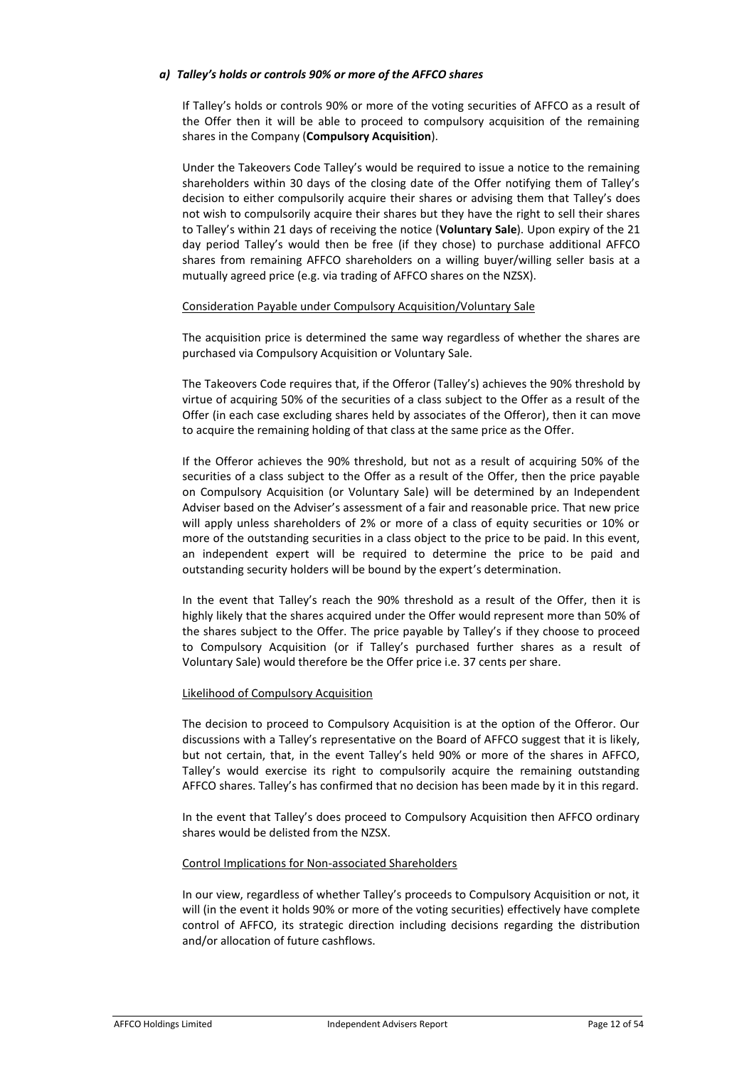### *a) Talley's holds or controls 90% or more of the AFFCO shares*

If Talley's holds or controls 90% or more of the voting securities of AFFCO as a result of the Offer then it will be able to proceed to compulsory acquisition of the remaining shares in the Company (**Compulsory Acquisition**).

Under the Takeovers Code Talley's would be required to issue a notice to the remaining shareholders within 30 days of the closing date of the Offer notifying them of Talley's decision to either compulsorily acquire their shares or advising them that Talley's does not wish to compulsorily acquire their shares but they have the right to sell their shares to Talley's within 21 days of receiving the notice (**Voluntary Sale**). Upon expiry of the 21 day period Talley's would then be free (if they chose) to purchase additional AFFCO shares from remaining AFFCO shareholders on a willing buyer/willing seller basis at a mutually agreed price (e.g. via trading of AFFCO shares on the NZSX).

<u>Consideration Payable under Compulsory Acquisition/Voluntary Sale</u>

The acquisition price is determined the same way regardless of whether the shares are purchased via Compulsory Acquisition or Voluntary Sale.

The Takeovers Code requires that, if the Offeror (Talley's) achieves the 90% threshold by virtue of acquiring 50% of the securities of a class subject to the Offer as a result of the Offer (in each case excluding shares held by associates of the Offeror), then it can move to acquire the remaining holding of that class at the same price as the Offer.

If the Offeror achieves the 90% threshold, but not as a result of acquiring 50% of the securities of a class subject to the Offer as a result of the Offer, then the price payable on Compulsory Acquisition (or Voluntary Sale) will be determined by an Independent Adviser based on the Adviser's assessment of a fair and reasonable price. That new price will apply unless shareholders of 2% or more of a class of equity securities or 10% or more of the outstanding securities in a class object to the price to be paid. In this event, an independent expert will be required to determine the price to be paid and outstanding security holders will be bound by the expert's determination.

In the event that Talley's reach the 90% threshold as a result of the Offer, then it is highly likely that the shares acquired under the Offer would represent more than 50% of the shares subject to the Offer. The price payable by Talley's if they choose to proceed to Compulsory Acquisition (or if Talley's purchased further shares as a result of Voluntary Sale) would therefore be the Offer price i.e. 37 cents per share.

<u>Likelihood of Compulsory Acquisition</u>

The decision to proceed to Compulsory Acquisition is at the option of the Offeror. Our discussions with a Talley's representative on the Board of AFFCO suggest that it is likely, but not certain, that, in the event Talley's held 90% or more of the shares in AFFCO, Talley's would exercise its right to compulsorily acquire the remaining outstanding AFFCO shares. Talley's has confirmed that no decision has been made by it in this regard.

In the event that Talley's does proceed to Compulsory Acquisition then AFFCO ordinary shares would be delisted from the NZSX.

<u>Control Implications for Non-associated Shareholders</u>

In our view, regardless of whether Talley's proceeds to Compulsory Acquisition or not, it will (in the event it holds 90% or more of the voting securities) effectively have complete control of AFFCO, its strategic direction including decisions regarding the distribution and/or allocation of future cashflows.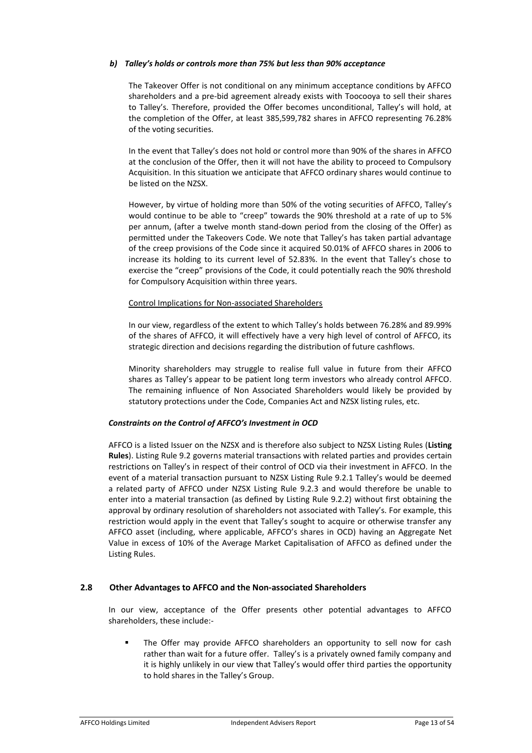***b) Talley's holds or controls more than 75% but less than 90% acceptance***

The Takeover Offer is not conditional on any minimum acceptance conditions by AFFCO shareholders and a pre-bid agreement already exists with Toocooya to sell their shares to Talley's. Therefore, provided the Offer becomes unconditional, Talley's will hold, at the completion of the Offer, at least 385,599,782 shares in AFFCO representing 76.28% of the voting securities.

In the event that Talley's does not hold or control more than 90% of the shares in AFFCO at the conclusion of the Offer, then it will not have the ability to proceed to Compulsory Acquisition. In this situation we anticipate that AFFCO ordinary shares would continue to be listed on the NZSX.

However, by virtue of holding more than 50% of the voting securities of AFFCO, Talley's would continue to be able to "creep" towards the 90% threshold at a rate of up to 5% per annum, (after a twelve month stand-down period from the closing of the Offer) as permitted under the Takeovers Code. We note that Talley's has taken partial advantage of the creep provisions of the Code since it acquired 50.01% of AFFCO shares in 2006 to increase its holding to its current level of 52.83%. In the event that Talley's chose to exercise the "creep" provisions of the Code, it could potentially reach the 90% threshold for Compulsory Acquisition within three years.

<u>Control Implications for Non-associated Shareholders</u>

In our view, regardless of the extent to which Talley's holds between 76.28% and 89.99% of the shares of AFFCO, it will effectively have a very high level of control of AFFCO, its strategic direction and decisions regarding the distribution of future cashflows.

Minority shareholders may struggle to realise full value in future from their AFFCO shares as Talley's appear to be patient long term investors who already control AFFCO. The remaining influence of Non Associated Shareholders would likely be provided by statutory protections under the Code, Companies Act and NZSX listing rules, etc.

***Constraints on the Control of AFFCO's Investment in OCD***

AFFCO is a listed Issuer on the NZSX and is therefore also subject to NZSX Listing Rules (**Listing Rules**). Listing Rule 9.2 governs material transactions with related parties and provides certain restrictions on Talley's in respect of their control of OCD via their investment in AFFCO. In the event of a material transaction pursuant to NZSX Listing Rule 9.2.1 Talley's would be deemed a related party of AFFCO under NZSX Listing Rule 9.2.3 and would therefore be unable to enter into a material transaction (as defined by Listing Rule 9.2.2) without first obtaining the approval by ordinary resolution of shareholders not associated with Talley's. For example, this restriction would apply in the event that Talley's sought to acquire or otherwise transfer any AFFCO asset (including, where applicable, AFFCO's shares in OCD) having an Aggregate Net Value in excess of 10% of the Average Market Capitalisation of AFFCO as defined under the Listing Rules.

## 2.8 Other Advantages to AFFCO and the Non-associated Shareholders

In our view, acceptance of the Offer presents other potential advantages to AFFCO shareholders, these include:-

- The Offer may provide AFFCO shareholders an opportunity to sell now for cash rather than wait for a future offer. Talley's is a privately owned family company and it is highly unlikely in our view that Talley's would offer third parties the opportunity to hold shares in the Talley's Group.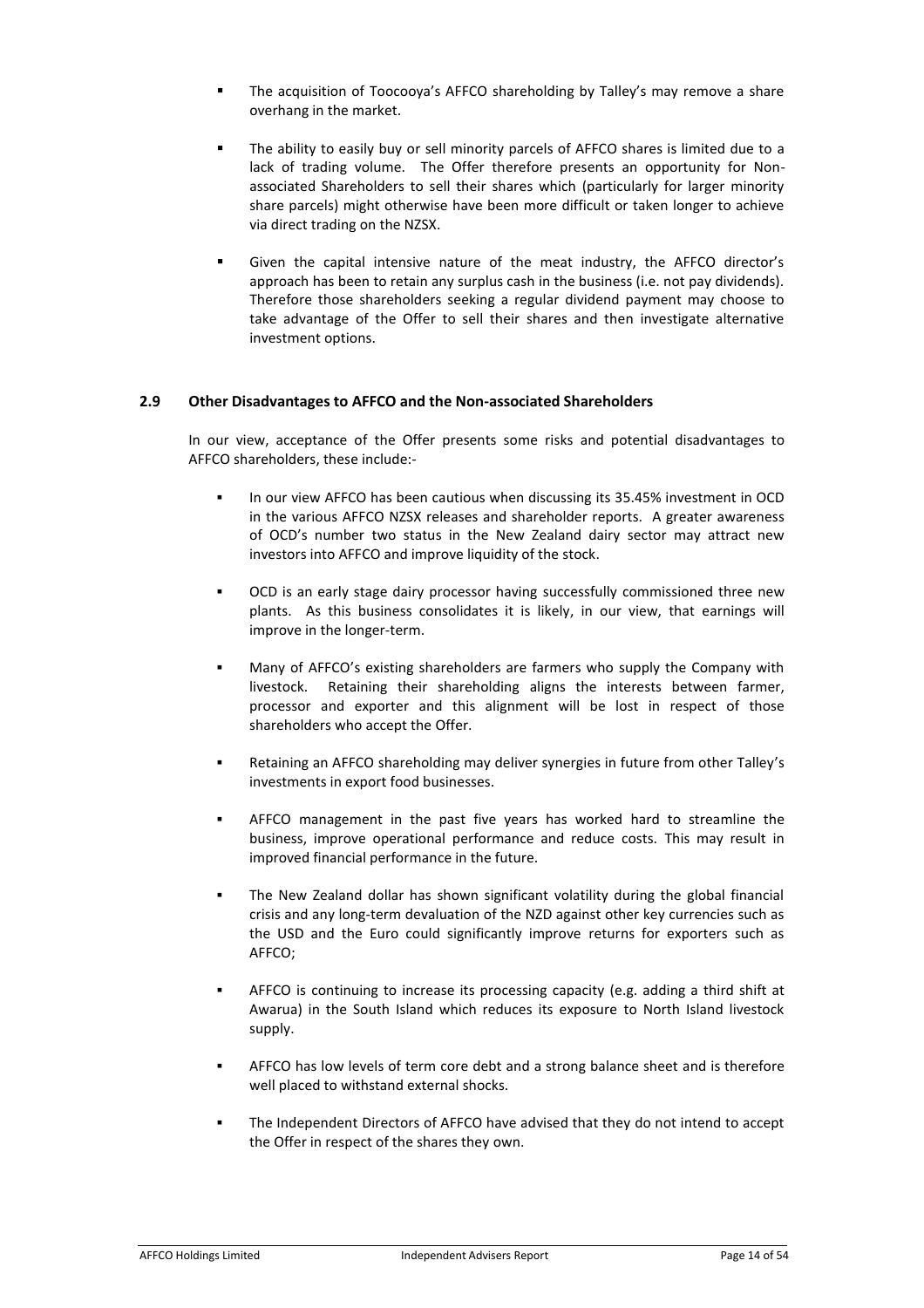- The acquisition of Toocooya's AFFCO shareholding by Talley's may remove a share overhang in the market.
- The ability to easily buy or sell minority parcels of AFFCO shares is limited due to a lack of trading volume. The Offer therefore presents an opportunity for Non-associated Shareholders to sell their shares which (particularly for larger minority share parcels) might otherwise have been more difficult or taken longer to achieve via direct trading on the NZSX.
- Given the capital intensive nature of the meat industry, the AFFCO director's approach has been to retain any surplus cash in the business (i.e. not pay dividends). Therefore those shareholders seeking a regular dividend payment may choose to take advantage of the Offer to sell their shares and then investigate alternative investment options.

## 2.9 Other Disadvantages to AFFCO and the Non-associated Shareholders

In our view, acceptance of the Offer presents some risks and potential disadvantages to AFFCO shareholders, these include:-

- In our view AFFCO has been cautious when discussing its 35.45% investment in OCD in the various AFFCO NZSX releases and shareholder reports. A greater awareness of OCD's number two status in the New Zealand dairy sector may attract new investors into AFFCO and improve liquidity of the stock.
- OCD is an early stage dairy processor having successfully commissioned three new plants. As this business consolidates it is likely, in our view, that earnings will improve in the longer-term.
- Many of AFFCO's existing shareholders are farmers who supply the Company with livestock. Retaining their shareholding aligns the interests between farmer, processor and exporter and this alignment will be lost in respect of those shareholders who accept the Offer.
- Retaining an AFFCO shareholding may deliver synergies in future from other Talley's investments in export food businesses.
- AFFCO management in the past five years has worked hard to streamline the business, improve operational performance and reduce costs. This may result in improved financial performance in the future.
- The New Zealand dollar has shown significant volatility during the global financial crisis and any long-term devaluation of the NZD against other key currencies such as the USD and the Euro could significantly improve returns for exporters such as AFFCO;
- AFFCO is continuing to increase its processing capacity (e.g. adding a third shift at Awarua) in the South Island which reduces its exposure to North Island livestock supply.
- AFFCO has low levels of term core debt and a strong balance sheet and is therefore well placed to withstand external shocks.
- The Independent Directors of AFFCO have advised that they do not intend to accept the Offer in respect of the shares they own.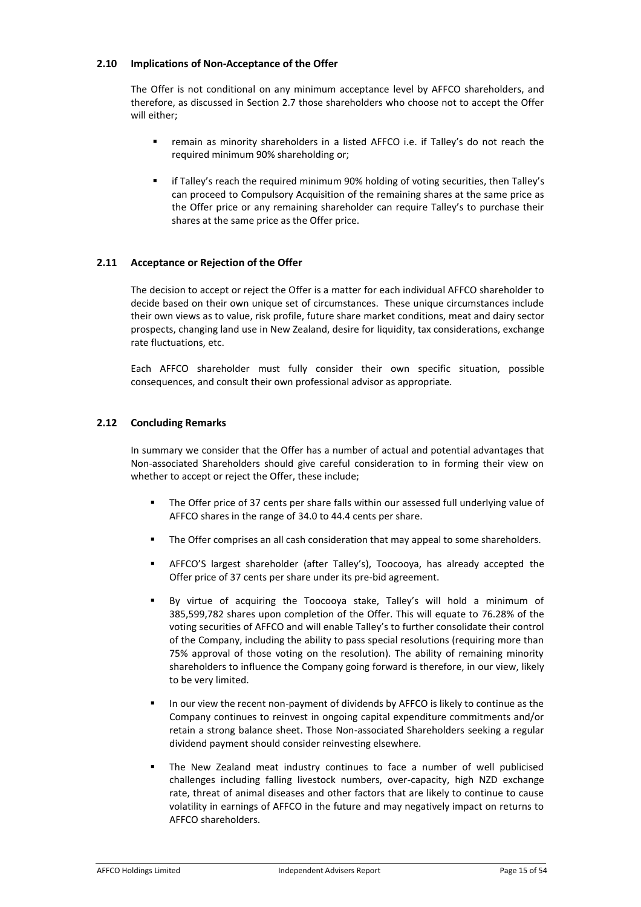### 2.10 Implications of Non-Acceptance of the Offer

The Offer is not conditional on any minimum acceptance level by AFFCO shareholders, and therefore, as discussed in Section 2.7 those shareholders who choose not to accept the Offer will either;

- remain as minority shareholders in a listed AFFCO i.e. if Talley's do not reach the required minimum 90% shareholding or;
- if Talley's reach the required minimum 90% holding of voting securities, then Talley's can proceed to Compulsory Acquisition of the remaining shares at the same price as the Offer price or any remaining shareholder can require Talley's to purchase their shares at the same price as the Offer price.

### 2.11 Acceptance or Rejection of the Offer

The decision to accept or reject the Offer is a matter for each individual AFFCO shareholder to decide based on their own unique set of circumstances. These unique circumstances include their own views as to value, risk profile, future share market conditions, meat and dairy sector prospects, changing land use in New Zealand, desire for liquidity, tax considerations, exchange rate fluctuations, etc.

Each AFFCO shareholder must fully consider their own specific situation, possible consequences, and consult their own professional advisor as appropriate.

### 2.12 Concluding Remarks

In summary we consider that the Offer has a number of actual and potential advantages that Non-associated Shareholders should give careful consideration to in forming their view on whether to accept or reject the Offer, these include;

- The Offer price of 37 cents per share falls within our assessed full underlying value of AFFCO shares in the range of 34.0 to 44.4 cents per share.
- The Offer comprises an all cash consideration that may appeal to some shareholders.
- AFFCO'S largest shareholder (after Talley's), Toocooya, has already accepted the Offer price of 37 cents per share under its pre-bid agreement.
- By virtue of acquiring the Toocooya stake, Talley's will hold a minimum of 385,599,782 shares upon completion of the Offer. This will equate to 76.28% of the voting securities of AFFCO and will enable Talley's to further consolidate their control of the Company, including the ability to pass special resolutions (requiring more than 75% approval of those voting on the resolution). The ability of remaining minority shareholders to influence the Company going forward is therefore, in our view, likely to be very limited.
- In our view the recent non-payment of dividends by AFFCO is likely to continue as the Company continues to reinvest in ongoing capital expenditure commitments and/or retain a strong balance sheet. Those Non-associated Shareholders seeking a regular dividend payment should consider reinvesting elsewhere.
- The New Zealand meat industry continues to face a number of well publicised challenges including falling livestock numbers, over-capacity, high NZD exchange rate, threat of animal diseases and other factors that are likely to continue to cause volatility in earnings of AFFCO in the future and may negatively impact on returns to AFFCO shareholders.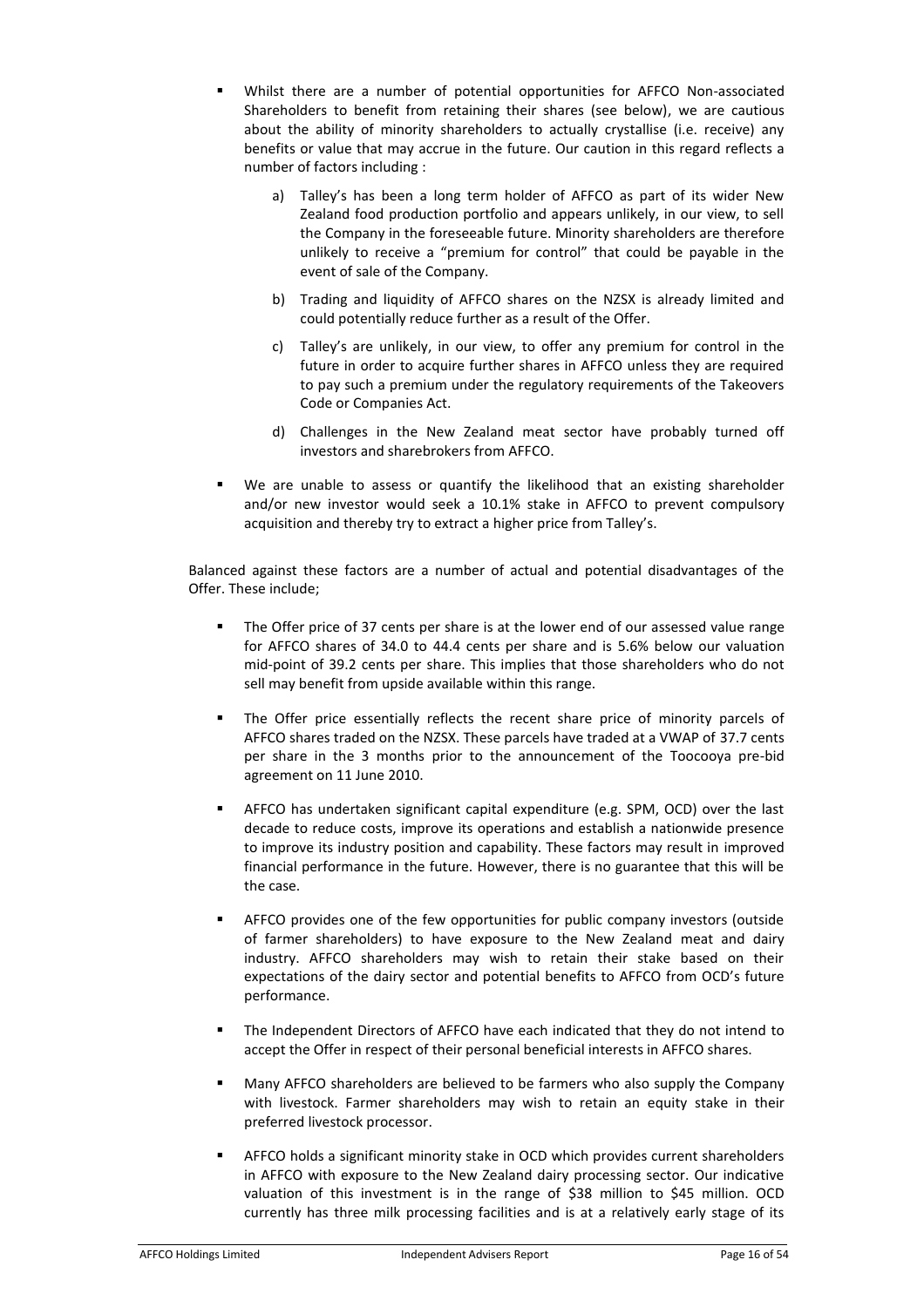- Whilst there are a number of potential opportunities for AFFCO Non-associated Shareholders to benefit from retaining their shares (see below), we are cautious about the ability of minority shareholders to actually crystallise (i.e. receive) any benefits or value that may accrue in the future. Our caution in this regard reflects a number of factors including :

  a) Talley's has been a long term holder of AFFCO as part of its wider New Zealand food production portfolio and appears unlikely, in our view, to sell the Company in the foreseeable future. Minority shareholders are therefore unlikely to receive a "premium for control" that could be payable in the event of sale of the Company.

  b) Trading and liquidity of AFFCO shares on the NZSX is already limited and could potentially reduce further as a result of the Offer.

  c) Talley's are unlikely, in our view, to offer any premium for control in the future in order to acquire further shares in AFFCO unless they are required to pay such a premium under the regulatory requirements of the Takeovers Code or Companies Act.

  d) Challenges in the New Zealand meat sector have probably turned off investors and sharebrokers from AFFCO.

- We are unable to assess or quantify the likelihood that an existing shareholder and/or new investor would seek a 10.1% stake in AFFCO to prevent compulsory acquisition and thereby try to extract a higher price from Talley's.

Balanced against these factors are a number of actual and potential disadvantages of the Offer. These include;

- The Offer price of 37 cents per share is at the lower end of our assessed value range for AFFCO shares of 34.0 to 44.4 cents per share and is 5.6% below our valuation mid-point of 39.2 cents per share. This implies that those shareholders who do not sell may benefit from upside available within this range.

- The Offer price essentially reflects the recent share price of minority parcels of AFFCO shares traded on the NZSX. These parcels have traded at a VWAP of 37.7 cents per share in the 3 months prior to the announcement of the Toocooya pre-bid agreement on 11 June 2010.

- AFFCO has undertaken significant capital expenditure (e.g. SPM, OCD) over the last decade to reduce costs, improve its operations and establish a nationwide presence to improve its industry position and capability. These factors may result in improved financial performance in the future. However, there is no guarantee that this will be the case.

- AFFCO provides one of the few opportunities for public company investors (outside of farmer shareholders) to have exposure to the New Zealand meat and dairy industry. AFFCO shareholders may wish to retain their stake based on their expectations of the dairy sector and potential benefits to AFFCO from OCD's future performance.

- The Independent Directors of AFFCO have each indicated that they do not intend to accept the Offer in respect of their personal beneficial interests in AFFCO shares.

- Many AFFCO shareholders are believed to be farmers who also supply the Company with livestock. Farmer shareholders may wish to retain an equity stake in their preferred livestock processor.

- AFFCO holds a significant minority stake in OCD which provides current shareholders in AFFCO with exposure to the New Zealand dairy processing sector. Our indicative valuation of this investment is in the range of \$38 million to \$45 million. OCD currently has three milk processing facilities and is at a relatively early stage of its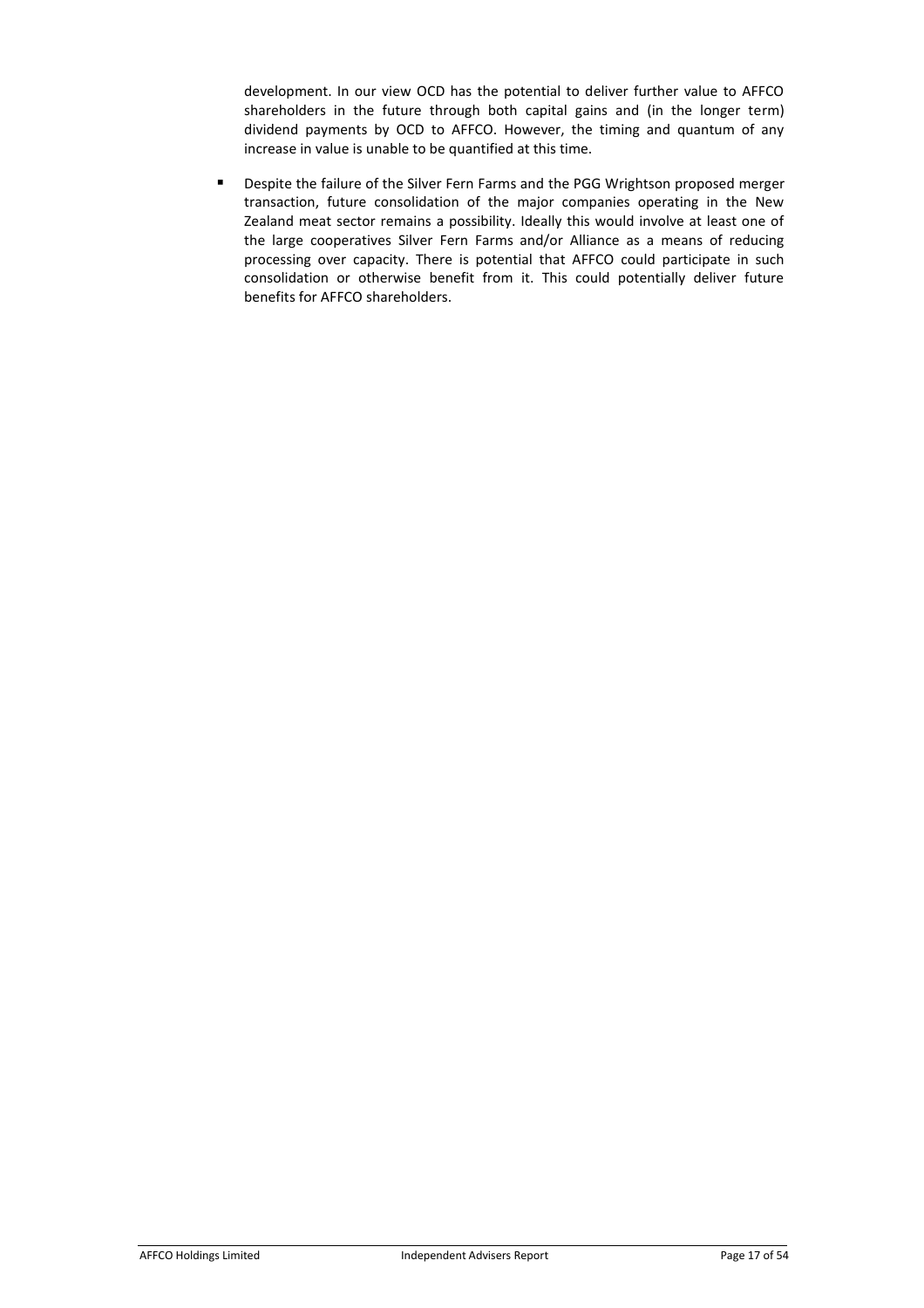development. In our view OCD has the potential to deliver further value to AFFCO shareholders in the future through both capital gains and (in the longer term) dividend payments by OCD to AFFCO. However, the timing and quantum of any increase in value is unable to be quantified at this time.

- Despite the failure of the Silver Fern Farms and the PGG Wrightson proposed merger transaction, future consolidation of the major companies operating in the New Zealand meat sector remains a possibility. Ideally this would involve at least one of the large cooperatives Silver Fern Farms and/or Alliance as a means of reducing processing over capacity. There is potential that AFFCO could participate in such consolidation or otherwise benefit from it. This could potentially deliver future benefits for AFFCO shareholders.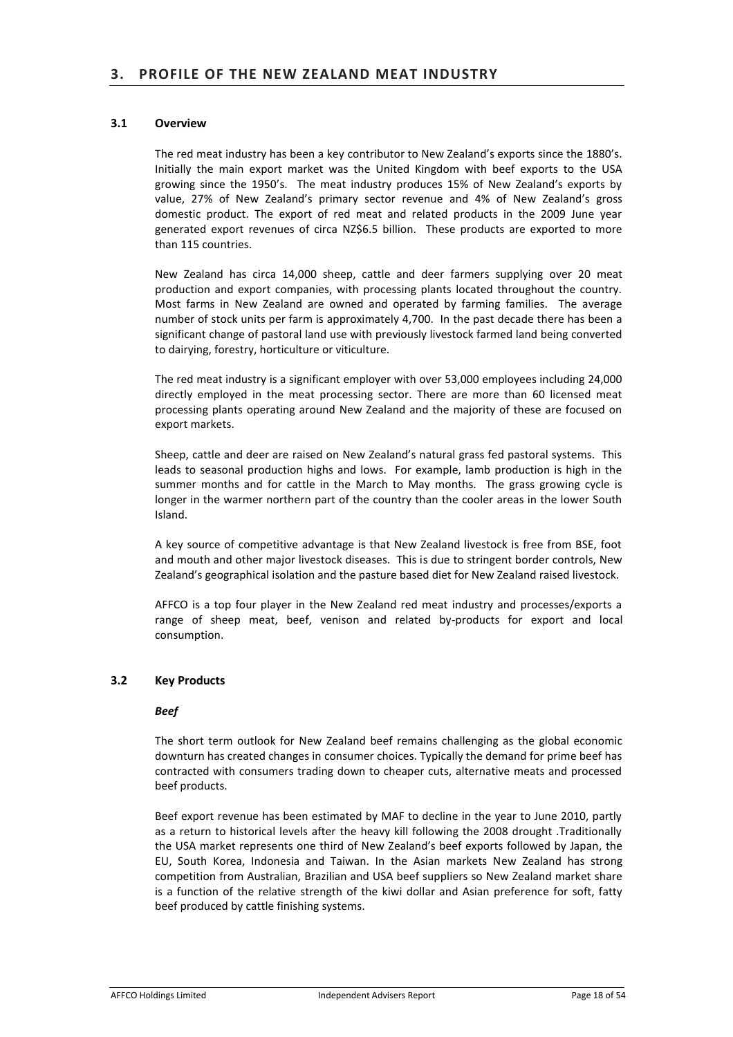## 3. PROFILE OF THE NEW ZEALAND MEAT INDUSTRY

### 3.1 Overview

The red meat industry has been a key contributor to New Zealand's exports since the 1880's. Initially the main export market was the United Kingdom with beef exports to the USA growing since the 1950's. The meat industry produces 15% of New Zealand's exports by value, 27% of New Zealand's primary sector revenue and 4% of New Zealand's gross domestic product. The export of red meat and related products in the 2009 June year generated export revenues of circa NZ$6.5 billion. These products are exported to more than 115 countries.

New Zealand has circa 14,000 sheep, cattle and deer farmers supplying over 20 meat production and export companies, with processing plants located throughout the country. Most farms in New Zealand are owned and operated by farming families. The average number of stock units per farm is approximately 4,700. In the past decade there has been a significant change of pastoral land use with previously livestock farmed land being converted to dairying, forestry, horticulture or viticulture.

The red meat industry is a significant employer with over 53,000 employees including 24,000 directly employed in the meat processing sector. There are more than 60 licensed meat processing plants operating around New Zealand and the majority of these are focused on export markets.

Sheep, cattle and deer are raised on New Zealand's natural grass fed pastoral systems. This leads to seasonal production highs and lows. For example, lamb production is high in the summer months and for cattle in the March to May months. The grass growing cycle is longer in the warmer northern part of the country than the cooler areas in the lower South Island.

A key source of competitive advantage is that New Zealand livestock is free from BSE, foot and mouth and other major livestock diseases. This is due to stringent border controls, New Zealand's geographical isolation and the pasture based diet for New Zealand raised livestock.

AFFCO is a top four player in the New Zealand red meat industry and processes/exports a range of sheep meat, beef, venison and related by-products for export and local consumption.

### 3.2 Key Products

***Beef***

The short term outlook for New Zealand beef remains challenging as the global economic downturn has created changes in consumer choices. Typically the demand for prime beef has contracted with consumers trading down to cheaper cuts, alternative meats and processed beef products.

Beef export revenue has been estimated by MAF to decline in the year to June 2010, partly as a return to historical levels after the heavy kill following the 2008 drought .Traditionally the USA market represents one third of New Zealand's beef exports followed by Japan, the EU, South Korea, Indonesia and Taiwan. In the Asian markets New Zealand has strong competition from Australian, Brazilian and USA beef suppliers so New Zealand market share is a function of the relative strength of the kiwi dollar and Asian preference for soft, fatty beef produced by cattle finishing systems.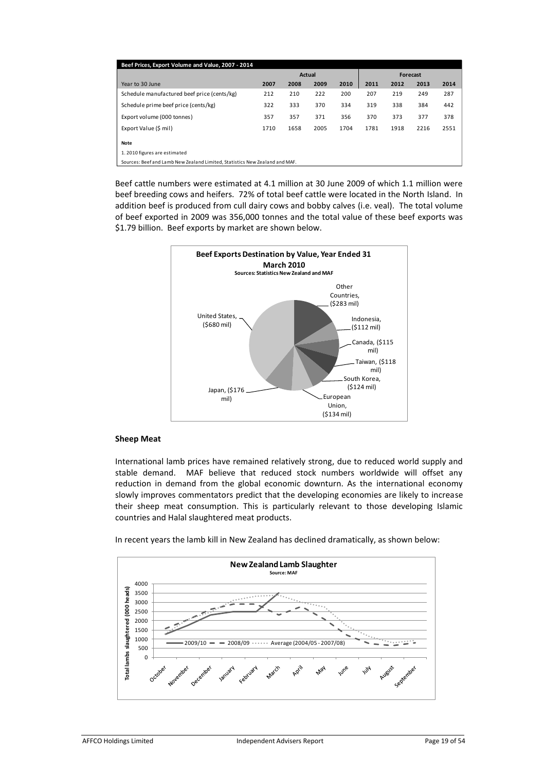| Beef Prices, Export Volume and Value, 2007 - 2014 | | | | | | | | |
|---|---|---|---|---|---|---|---|---|
| | Actual | | | | Forecast | | | |
| Year to 30 June | 2007 | 2008 | 2009 | 2010 | 2011 | 2012 | 2013 | 2014 |
| Schedule manufactured beef price (cents/kg) | 212 | 210 | 222 | 200 | 207 | 219 | 249 | 287 |
| Schedule prime beef price (cents/kg) | 322 | 333 | 370 | 334 | 319 | 338 | 384 | 442 |
| Export volume (000 tonnes) | 357 | 357 | 371 | 356 | 370 | 373 | 377 | 378 |
| Export Value ($ mil) | 1710 | 1658 | 2005 | 1704 | 1781 | 1918 | 2216 | 2551 |

**Note**

1. 2010 figures are estimated

Sources: Beef and Lamb New Zealand Limited, Statistics New Zealand and MAF.

Beef cattle numbers were estimated at 4.1 million at 30 June 2009 of which 1.1 million were beef breeding cows and heifers. 72% of total beef cattle were located in the North Island. In addition beef is produced from cull dairy cows and bobby calves (i.e. veal). The total volume of beef exported in 2009 was 356,000 tonnes and the total value of these beef exports was $1.79 billion. Beef exports by market are shown below.

**Beef Exports Destination by Value, Year Ended 31 March 2010**
Sources: Statistics New Zealand and MAF

- United States, ($680 mil)
- Other Countries, ($283 mil)
- Indonesia, ($112 mil)
- Canada, ($115 mil)
- Taiwan, ($118 mil)
- South Korea, ($124 mil)
- European Union, ($134 mil)
- Japan, ($176 mil)

### Sheep Meat

International lamb prices have remained relatively strong, due to reduced world supply and stable demand. MAF believe that reduced stock numbers worldwide will offset any reduction in demand from the global economic downturn. As the international economy slowly improves commentators predict that the developing economies are likely to increase their sheep meat consumption. This is particularly relevant to those developing Islamic countries and Halal slaughtered meat products.

In recent years the lamb kill in New Zealand has declined dramatically, as shown below:

**New Zealand Lamb Slaughter**
Source: MAF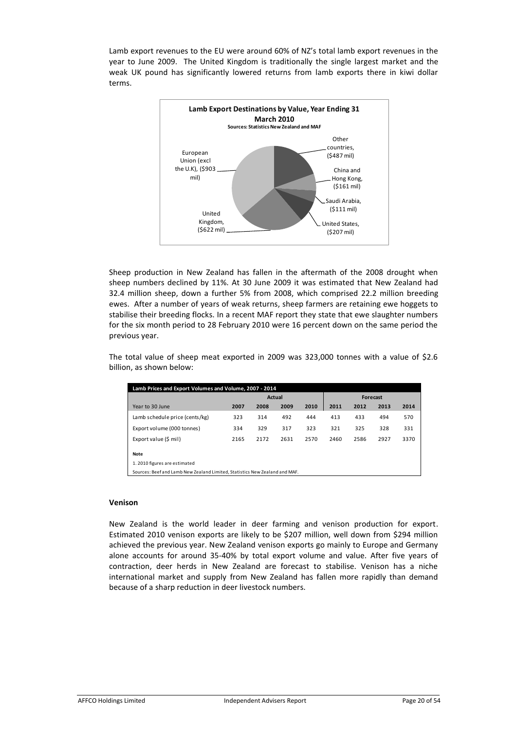Lamb export revenues to the EU were around 60% of NZ's total lamb export revenues in the year to June 2009. The United Kingdom is traditionally the single largest market and the weak UK pound has significantly lowered returns from lamb exports there in kiwi dollar terms.

**Lamb Export Destinations by Value, Year Ending 31 March 2010**
**Sources: Statistics New Zealand and MAF**

- European Union (excl the U.K), ($903 mil)
- United Kingdom, ($622 mil)
- United States, ($207 mil)
- Saudi Arabia, ($111 mil)
- China and Hong Kong, ($161 mil)
- Other countries, ($487 mil)

Sheep production in New Zealand has fallen in the aftermath of the 2008 drought when sheep numbers declined by 11%. At 30 June 2009 it was estimated that New Zealand had 32.4 million sheep, down a further 5% from 2008, which comprised 22.2 million breeding ewes. After a number of years of weak returns, sheep farmers are retaining ewe hoggets to stabilise their breeding flocks. In a recent MAF report they state that ewe slaughter numbers for the six month period to 28 February 2010 were 16 percent down on the same period the previous year.

The total value of sheep meat exported in 2009 was 323,000 tonnes with a value of $2.6 billion, as shown below:

**Lamb Prices and Export Volumes and Volume, 2007 - 2014**

| | Actual | | | | Forecast | | | |
|---|---|---|---|---|---|---|---|---|
| Year to 30 June | 2007 | 2008 | 2009 | 2010 | 2011 | 2012 | 2013 | 2014 |
| Lamb schedule price (cents/kg) | 323 | 314 | 492 | 444 | 413 | 433 | 494 | 570 |
| Export volume (000 tonnes) | 334 | 329 | 317 | 323 | 321 | 325 | 328 | 331 |
| Export value ($ mil) | 2165 | 2172 | 2631 | 2570 | 2460 | 2586 | 2927 | 3370 |

**Note**

1. 2010 figures are estimated

Sources: Beef and Lamb New Zealand Limited, Statistics New Zealand and MAF.

### Venison

New Zealand is the world leader in deer farming and venison production for export. Estimated 2010 venison exports are likely to be $207 million, well down from $294 million achieved the previous year. New Zealand venison exports go mainly to Europe and Germany alone accounts for around 35-40% by total export volume and value. After five years of contraction, deer herds in New Zealand are forecast to stabilise. Venison has a niche international market and supply from New Zealand has fallen more rapidly than demand because of a sharp reduction in deer livestock numbers.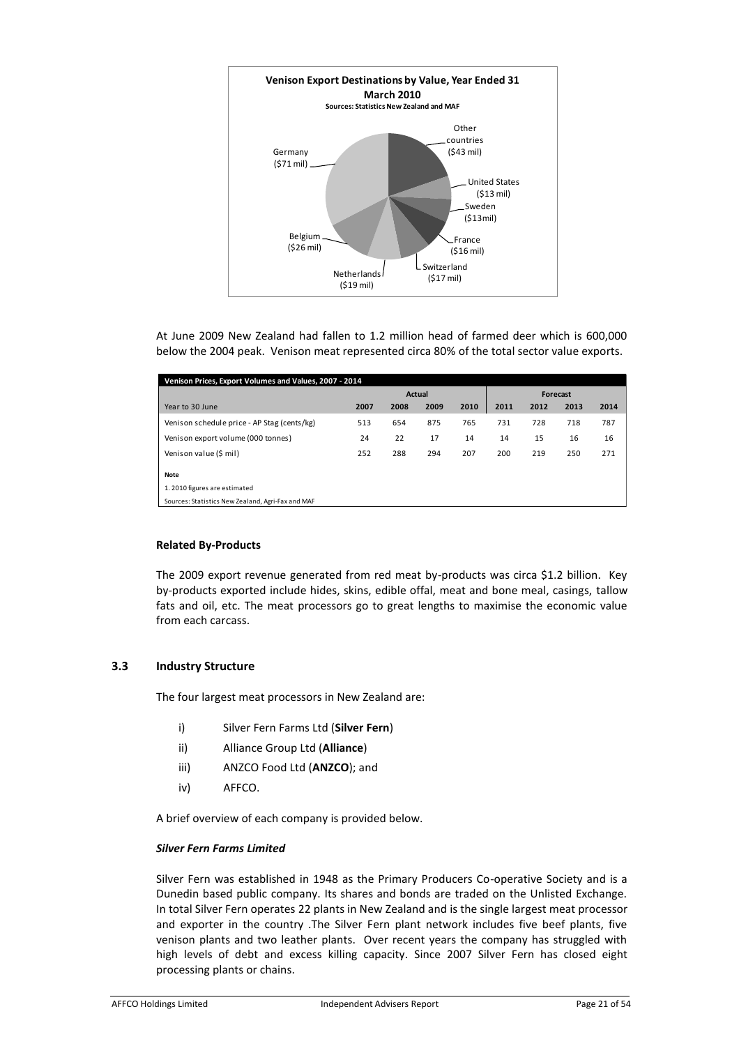**Venison Export Destinations by Value, Year Ended 31 March 2010**
**Sources: Statistics New Zealand and MAF**

Germany ($71 mil)
Other countries ($43 mil)
United States ($13 mil)
Sweden ($13mil)
France ($16 mil)
Switzerland ($17 mil)
Netherlands ($19 mil)
Belgium ($26 mil)

At June 2009 New Zealand had fallen to 1.2 million head of farmed deer which is 600,000 below the 2004 peak. Venison meat represented circa 80% of the total sector value exports.

| Venison Prices, Export Volumes and Values, 2007 - 2014 | | | | | | | | |
|---|---|---|---|---|---|---|---|---|
| | Actual | | | | Forecast | | | |
| Year to 30 June | 2007 | 2008 | 2009 | 2010 | 2011 | 2012 | 2013 | 2014 |
| Venison schedule price - AP Stag (cents/kg) | 513 | 654 | 875 | 765 | 731 | 728 | 718 | 787 |
| Venison export volume (000 tonnes) | 24 | 22 | 17 | 14 | 14 | 15 | 16 | 16 |
| Venison value ($ mil) | 252 | 288 | 294 | 207 | 200 | 219 | 250 | 271 |

**Note**
1. 2010 figures are estimated
Sources: Statistics New Zealand, Agri-Fax and MAF

**Related By-Products**

The 2009 export revenue generated from red meat by-products was circa $1.2 billion. Key by-products exported include hides, skins, edible offal, meat and bone meal, casings, tallow fats and oil, etc. The meat processors go to great lengths to maximise the economic value from each carcass.

### 3.3 Industry Structure

The four largest meat processors in New Zealand are:

i) Silver Fern Farms Ltd (**Silver Fern**)
ii) Alliance Group Ltd (**Alliance**)
iii) ANZCO Food Ltd (**ANZCO**); and
iv) AFFCO.

A brief overview of each company is provided below.

***Silver Fern Farms Limited***

Silver Fern was established in 1948 as the Primary Producers Co-operative Society and is a Dunedin based public company. Its shares and bonds are traded on the Unlisted Exchange. In total Silver Fern operates 22 plants in New Zealand and is the single largest meat processor and exporter in the country .The Silver Fern plant network includes five beef plants, five venison plants and two leather plants. Over recent years the company has struggled with high levels of debt and excess killing capacity. Since 2007 Silver Fern has closed eight processing plants or chains.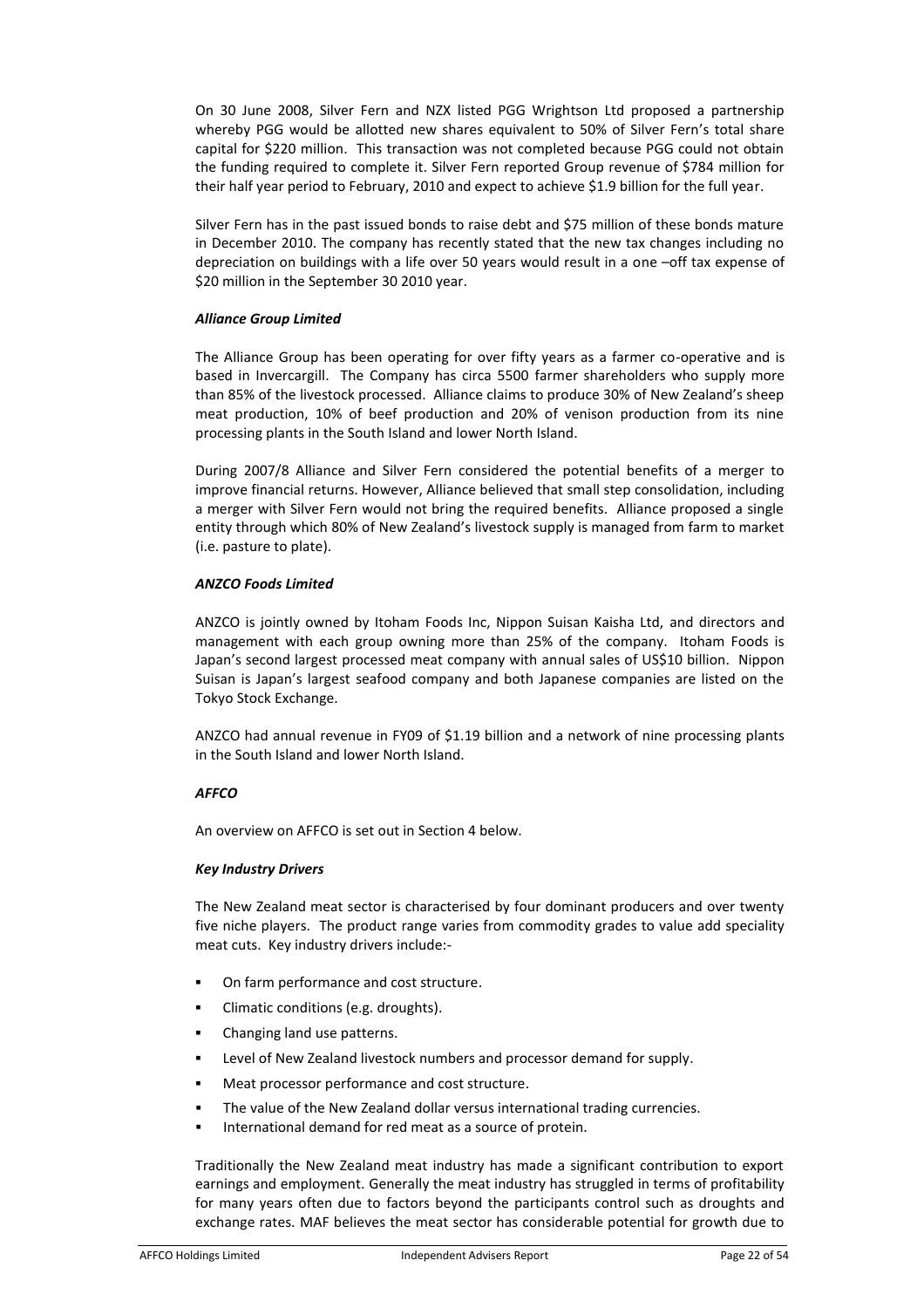On 30 June 2008, Silver Fern and NZX listed PGG Wrightson Ltd proposed a partnership whereby PGG would be allotted new shares equivalent to 50% of Silver Fern's total share capital for $220 million. This transaction was not completed because PGG could not obtain the funding required to complete it. Silver Fern reported Group revenue of $784 million for their half year period to February, 2010 and expect to achieve $1.9 billion for the full year.

Silver Fern has in the past issued bonds to raise debt and $75 million of these bonds mature in December 2010. The company has recently stated that the new tax changes including no depreciation on buildings with a life over 50 years would result in a one –off tax expense of $20 million in the September 30 2010 year.

***Alliance Group Limited***

The Alliance Group has been operating for over fifty years as a farmer co-operative and is based in Invercargill. The Company has circa 5500 farmer shareholders who supply more than 85% of the livestock processed. Alliance claims to produce 30% of New Zealand's sheep meat production, 10% of beef production and 20% of venison production from its nine processing plants in the South Island and lower North Island.

During 2007/8 Alliance and Silver Fern considered the potential benefits of a merger to improve financial returns. However, Alliance believed that small step consolidation, including a merger with Silver Fern would not bring the required benefits. Alliance proposed a single entity through which 80% of New Zealand's livestock supply is managed from farm to market (i.e. pasture to plate).

***ANZCO Foods Limited***

ANZCO is jointly owned by Itoham Foods Inc, Nippon Suisan Kaisha Ltd, and directors and management with each group owning more than 25% of the company. Itoham Foods is Japan's second largest processed meat company with annual sales of US$10 billion. Nippon Suisan is Japan's largest seafood company and both Japanese companies are listed on the Tokyo Stock Exchange.

ANZCO had annual revenue in FY09 of $1.19 billion and a network of nine processing plants in the South Island and lower North Island.

***AFFCO***

An overview on AFFCO is set out in Section 4 below.

***Key Industry Drivers***

The New Zealand meat sector is characterised by four dominant producers and over twenty five niche players. The product range varies from commodity grades to value add speciality meat cuts. Key industry drivers include:-

- On farm performance and cost structure.
- Climatic conditions (e.g. droughts).
- Changing land use patterns.
- Level of New Zealand livestock numbers and processor demand for supply.
- Meat processor performance and cost structure.
- The value of the New Zealand dollar versus international trading currencies.
- International demand for red meat as a source of protein.

Traditionally the New Zealand meat industry has made a significant contribution to export earnings and employment. Generally the meat industry has struggled in terms of profitability for many years often due to factors beyond the participants control such as droughts and exchange rates. MAF believes the meat sector has considerable potential for growth due to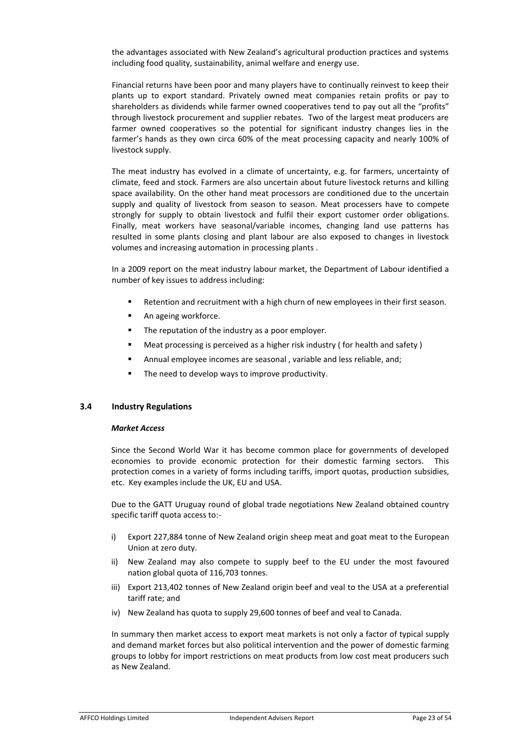the advantages associated with New Zealand's agricultural production practices and systems including food quality, sustainability, animal welfare and energy use.

Financial returns have been poor and many players have to continually reinvest to keep their plants up to export standard. Privately owned meat companies retain profits or pay to shareholders as dividends while farmer owned cooperatives tend to pay out all the "profits" through livestock procurement and supplier rebates. Two of the largest meat producers are farmer owned cooperatives so the potential for significant industry changes lies in the farmer's hands as they own circa 60% of the meat processing capacity and nearly 100% of livestock supply.

The meat industry has evolved in a climate of uncertainty, e.g. for farmers, uncertainty of climate, feed and stock. Farmers are also uncertain about future livestock returns and killing space availability. On the other hand meat processors are conditioned due to the uncertain supply and quality of livestock from season to season. Meat processers have to compete strongly for supply to obtain livestock and fulfil their export customer order obligations. Finally, meat workers have seasonal/variable incomes, changing land use patterns has resulted in some plants closing and plant labour are also exposed to changes in livestock volumes and increasing automation in processing plants .

In a 2009 report on the meat industry labour market, the Department of Labour identified a number of key issues to address including:

- Retention and recruitment with a high churn of new employees in their first season.
- An ageing workforce.
- The reputation of the industry as a poor employer.
- Meat processing is perceived as a higher risk industry ( for health and safety )
- Annual employee incomes are seasonal , variable and less reliable, and;
- The need to develop ways to improve productivity.

### 3.4 Industry Regulations

***Market Access***

Since the Second World War it has become common place for governments of developed economies to provide economic protection for their domestic farming sectors. This protection comes in a variety of forms including tariffs, import quotas, production subsidies, etc. Key examples include the UK, EU and USA.

Due to the GATT Uruguay round of global trade negotiations New Zealand obtained country specific tariff quota access to:-

i) Export 227,884 tonne of New Zealand origin sheep meat and goat meat to the European Union at zero duty.
ii) New Zealand may also compete to supply beef to the EU under the most favoured nation global quota of 116,703 tonnes.
iii) Export 213,402 tonnes of New Zealand origin beef and veal to the USA at a preferential tariff rate; and
iv) New Zealand has quota to supply 29,600 tonnes of beef and veal to Canada.

In summary then market access to export meat markets is not only a factor of typical supply and demand market forces but also political intervention and the power of domestic farming groups to lobby for import restrictions on meat products from low cost meat producers such as New Zealand.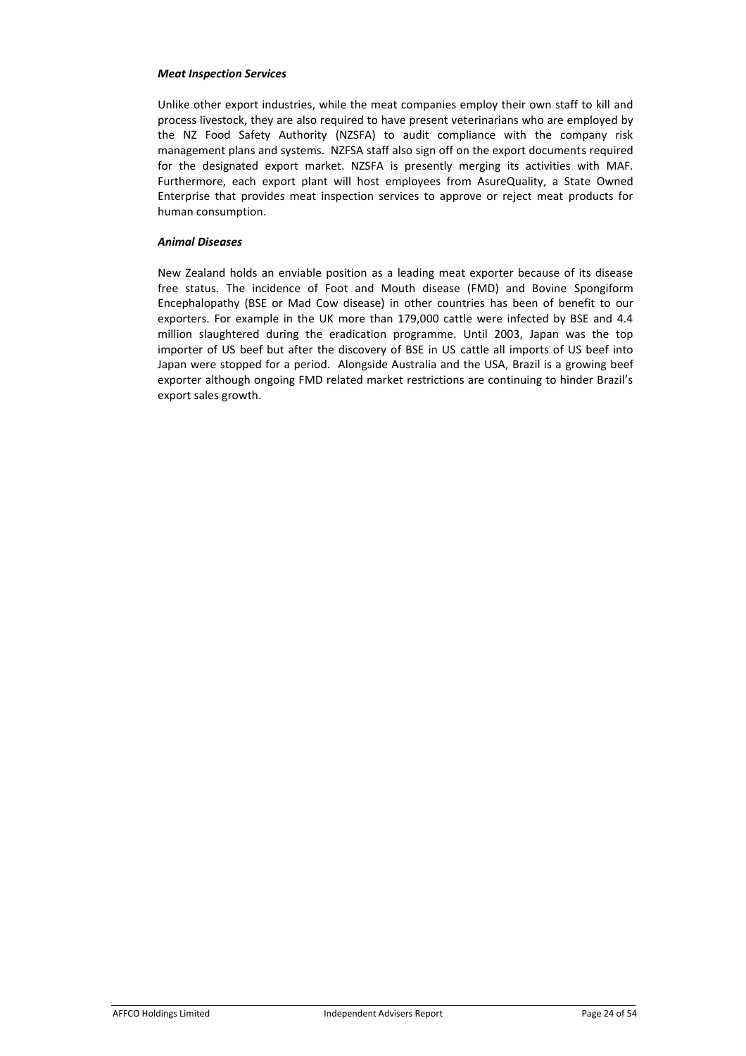***Meat Inspection Services***

Unlike other export industries, while the meat companies employ their own staff to kill and process livestock, they are also required to have present veterinarians who are employed by the NZ Food Safety Authority (NZSFA) to audit compliance with the company risk management plans and systems. NZFSA staff also sign off on the export documents required for the designated export market. NZSFA is presently merging its activities with MAF. Furthermore, each export plant will host employees from AsureQuality, a State Owned Enterprise that provides meat inspection services to approve or reject meat products for human consumption.

***Animal Diseases***

New Zealand holds an enviable position as a leading meat exporter because of its disease free status. The incidence of Foot and Mouth disease (FMD) and Bovine Spongiform Encephalopathy (BSE or Mad Cow disease) in other countries has been of benefit to our exporters. For example in the UK more than 179,000 cattle were infected by BSE and 4.4 million slaughtered during the eradication programme. Until 2003, Japan was the top importer of US beef but after the discovery of BSE in US cattle all imports of US beef into Japan were stopped for a period. Alongside Australia and the USA, Brazil is a growing beef exporter although ongoing FMD related market restrictions are continuing to hinder Brazil's export sales growth.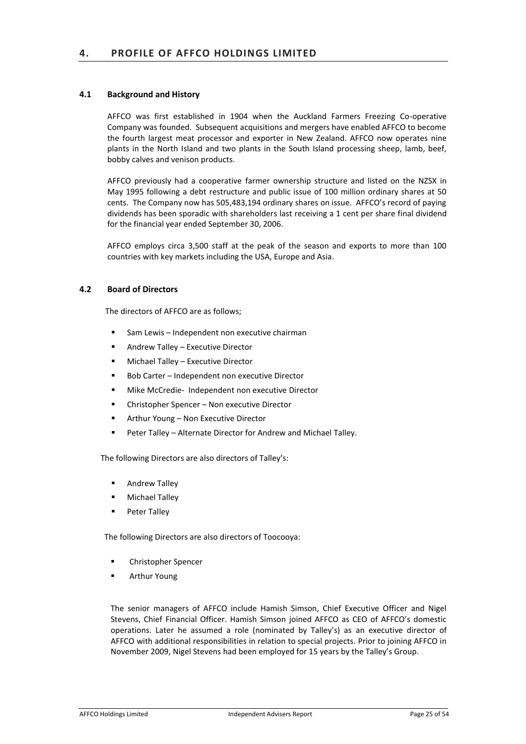# 4. PROFILE OF AFFCO HOLDINGS LIMITED

## 4.1 Background and History

AFFCO was first established in 1904 when the Auckland Farmers Freezing Co-operative Company was founded. Subsequent acquisitions and mergers have enabled AFFCO to become the fourth largest meat processor and exporter in New Zealand. AFFCO now operates nine plants in the North Island and two plants in the South Island processing sheep, lamb, beef, bobby calves and venison products.

AFFCO previously had a cooperative farmer ownership structure and listed on the NZSX in May 1995 following a debt restructure and public issue of 100 million ordinary shares at 50 cents. The Company now has 505,483,194 ordinary shares on issue. AFFCO's record of paying dividends has been sporadic with shareholders last receiving a 1 cent per share final dividend for the financial year ended September 30, 2006.

AFFCO employs circa 3,500 staff at the peak of the season and exports to more than 100 countries with key markets including the USA, Europe and Asia.

## 4.2 Board of Directors

The directors of AFFCO are as follows;

- Sam Lewis – Independent non executive chairman
- Andrew Talley – Executive Director
- Michael Talley – Executive Director
- Bob Carter – Independent non executive Director
- Mike McCredie- Independent non executive Director
- Christopher Spencer – Non executive Director
- Arthur Young – Non Executive Director
- Peter Talley – Alternate Director for Andrew and Michael Talley.

The following Directors are also directors of Talley's:

- Andrew Talley
- Michael Talley
- Peter Talley

The following Directors are also directors of Toocooya:

- Christopher Spencer
- Arthur Young

The senior managers of AFFCO include Hamish Simson, Chief Executive Officer and Nigel Stevens, Chief Financial Officer. Hamish Simson joined AFFCO as CEO of AFFCO's domestic operations. Later he assumed a role (nominated by Talley's) as an executive director of AFFCO with additional responsibilities in relation to special projects. Prior to joining AFFCO in November 2009, Nigel Stevens had been employed for 15 years by the Talley's Group.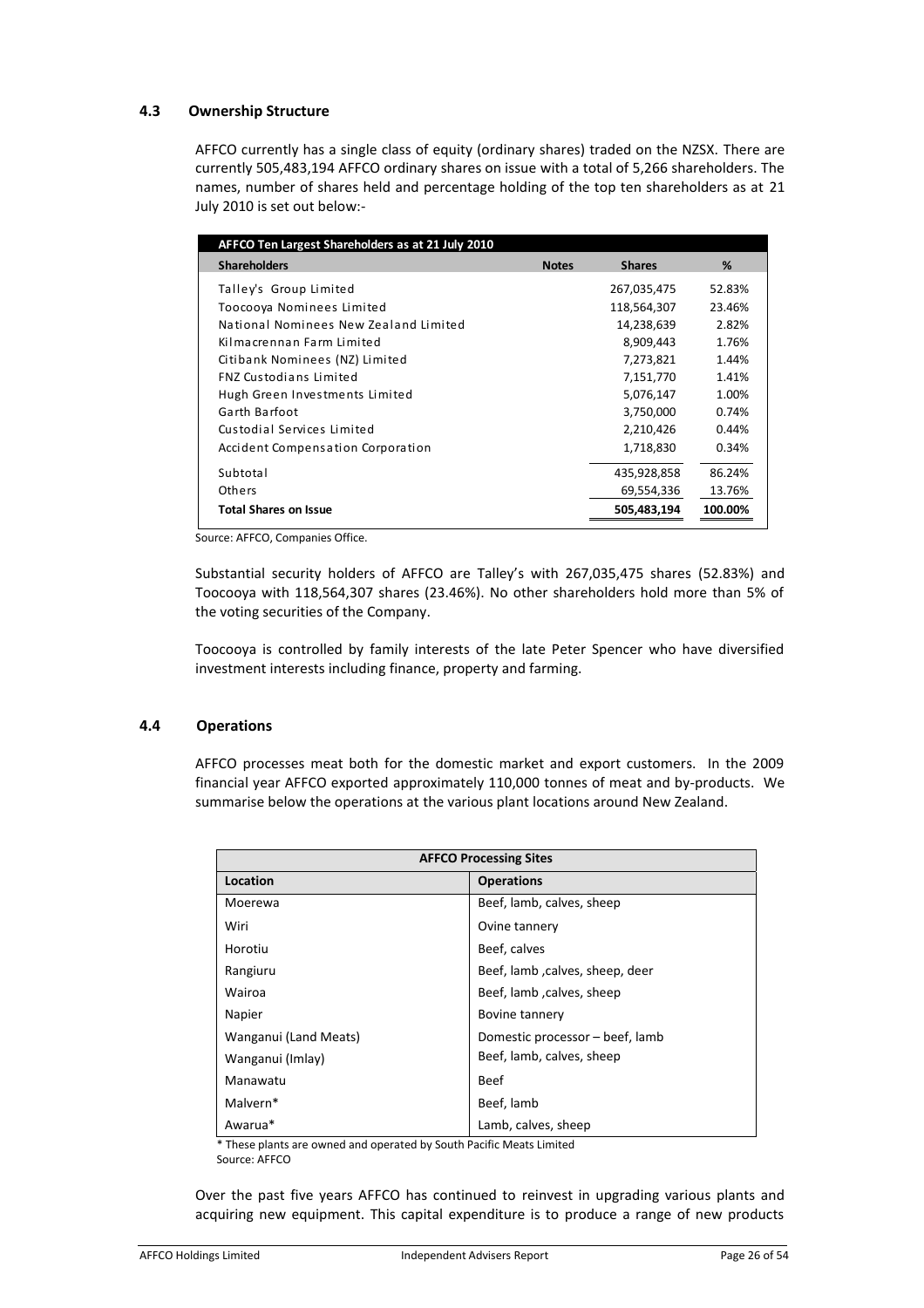### 4.3 Ownership Structure

AFFCO currently has a single class of equity (ordinary shares) traded on the NZSX. There are currently 505,483,194 AFFCO ordinary shares on issue with a total of 5,266 shareholders. The names, number of shares held and percentage holding of the top ten shareholders as at 21 July 2010 is set out below:-

| AFFCO Ten Largest Shareholders as at 21 July 2010 | | | |
|---|---|---|---|
| **Shareholders** | **Notes** | **Shares** | **%** |
| Talley's Group Limited | | 267,035,475 | 52.83% |
| Toocooya Nominees Limited | | 118,564,307 | 23.46% |
| National Nominees New Zealand Limited | | 14,238,639 | 2.82% |
| Kilmacrennan Farm Limited | | 8,909,443 | 1.76% |
| Citibank Nominees (NZ) Limited | | 7,273,821 | 1.44% |
| FNZ Custodians Limited | | 7,151,770 | 1.41% |
| Hugh Green Investments Limited | | 5,076,147 | 1.00% |
| Garth Barfoot | | 3,750,000 | 0.74% |
| Custodial Services Limited | | 2,210,426 | 0.44% |
| Accident Compensation Corporation | | 1,718,830 | 0.34% |
| Subtotal | | 435,928,858 | 86.24% |
| Others | | 69,554,336 | 13.76% |
| **Total Shares on Issue** | | **505,483,194** | **100.00%** |

Source: AFFCO, Companies Office.

Substantial security holders of AFFCO are Talley's with 267,035,475 shares (52.83%) and Toocooya with 118,564,307 shares (23.46%). No other shareholders hold more than 5% of the voting securities of the Company.

Toocooya is controlled by family interests of the late Peter Spencer who have diversified investment interests including finance, property and farming.

### 4.4 Operations

AFFCO processes meat both for the domestic market and export customers. In the 2009 financial year AFFCO exported approximately 110,000 tonnes of meat and by-products. We summarise below the operations at the various plant locations around New Zealand.

| AFFCO Processing Sites | |
|---|---|
| **Location** | **Operations** |
| Moerewa | Beef, lamb, calves, sheep |
| Wiri | Ovine tannery |
| Horotiu | Beef, calves |
| Rangiuru | Beef, lamb ,calves, sheep, deer |
| Wairoa | Beef, lamb ,calves, sheep |
| Napier | Bovine tannery |
| Wanganui (Land Meats) | Domestic processor – beef, lamb |
| Wanganui (Imlay) | Beef, lamb, calves, sheep |
| Manawatu | Beef |
| Malvern* | Beef, lamb |
| Awarua* | Lamb, calves, sheep |

\* These plants are owned and operated by South Pacific Meats Limited
Source: AFFCO

Over the past five years AFFCO has continued to reinvest in upgrading various plants and acquiring new equipment. This capital expenditure is to produce a range of new products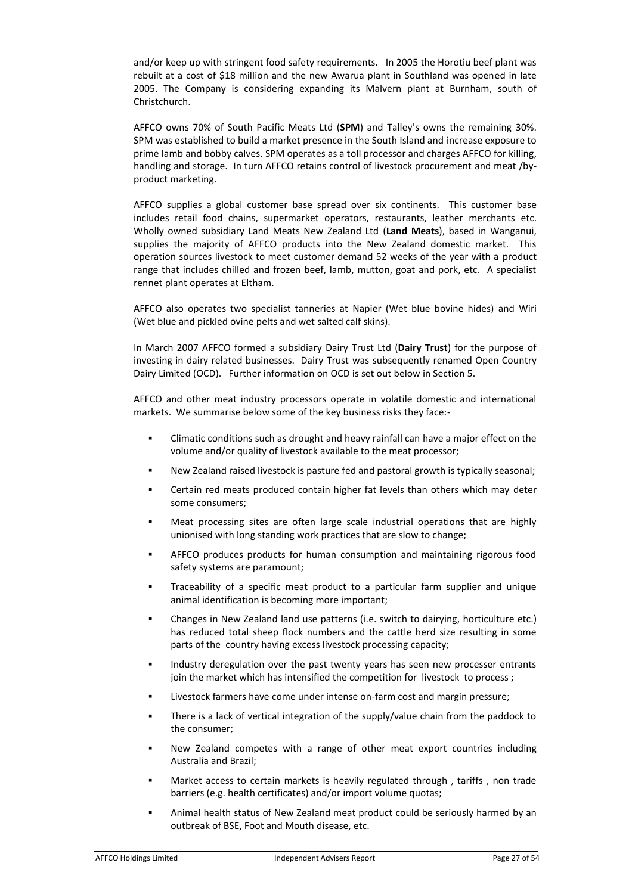and/or keep up with stringent food safety requirements. In 2005 the Horotiu beef plant was rebuilt at a cost of $18 million and the new Awarua plant in Southland was opened in late 2005. The Company is considering expanding its Malvern plant at Burnham, south of Christchurch.

AFFCO owns 70% of South Pacific Meats Ltd (**SPM**) and Talley's owns the remaining 30%. SPM was established to build a market presence in the South Island and increase exposure to prime lamb and bobby calves. SPM operates as a toll processor and charges AFFCO for killing, handling and storage. In turn AFFCO retains control of livestock procurement and meat /by-product marketing.

AFFCO supplies a global customer base spread over six continents. This customer base includes retail food chains, supermarket operators, restaurants, leather merchants etc. Wholly owned subsidiary Land Meats New Zealand Ltd (**Land Meats**), based in Wanganui, supplies the majority of AFFCO products into the New Zealand domestic market. This operation sources livestock to meet customer demand 52 weeks of the year with a product range that includes chilled and frozen beef, lamb, mutton, goat and pork, etc. A specialist rennet plant operates at Eltham.

AFFCO also operates two specialist tanneries at Napier (Wet blue bovine hides) and Wiri (Wet blue and pickled ovine pelts and wet salted calf skins).

In March 2007 AFFCO formed a subsidiary Dairy Trust Ltd (**Dairy Trust**) for the purpose of investing in dairy related businesses. Dairy Trust was subsequently renamed Open Country Dairy Limited (OCD). Further information on OCD is set out below in Section 5.

AFFCO and other meat industry processors operate in volatile domestic and international markets. We summarise below some of the key business risks they face:-

- Climatic conditions such as drought and heavy rainfall can have a major effect on the volume and/or quality of livestock available to the meat processor;
- New Zealand raised livestock is pasture fed and pastoral growth is typically seasonal;
- Certain red meats produced contain higher fat levels than others which may deter some consumers;
- Meat processing sites are often large scale industrial operations that are highly unionised with long standing work practices that are slow to change;
- AFFCO produces products for human consumption and maintaining rigorous food safety systems are paramount;
- Traceability of a specific meat product to a particular farm supplier and unique animal identification is becoming more important;
- Changes in New Zealand land use patterns (i.e. switch to dairying, horticulture etc.) has reduced total sheep flock numbers and the cattle herd size resulting in some parts of the country having excess livestock processing capacity;
- Industry deregulation over the past twenty years has seen new processer entrants join the market which has intensified the competition for livestock to process ;
- Livestock farmers have come under intense on-farm cost and margin pressure;
- There is a lack of vertical integration of the supply/value chain from the paddock to the consumer;
- New Zealand competes with a range of other meat export countries including Australia and Brazil;
- Market access to certain markets is heavily regulated through , tariffs , non trade barriers (e.g. health certificates) and/or import volume quotas;
- Animal health status of New Zealand meat product could be seriously harmed by an outbreak of BSE, Foot and Mouth disease, etc.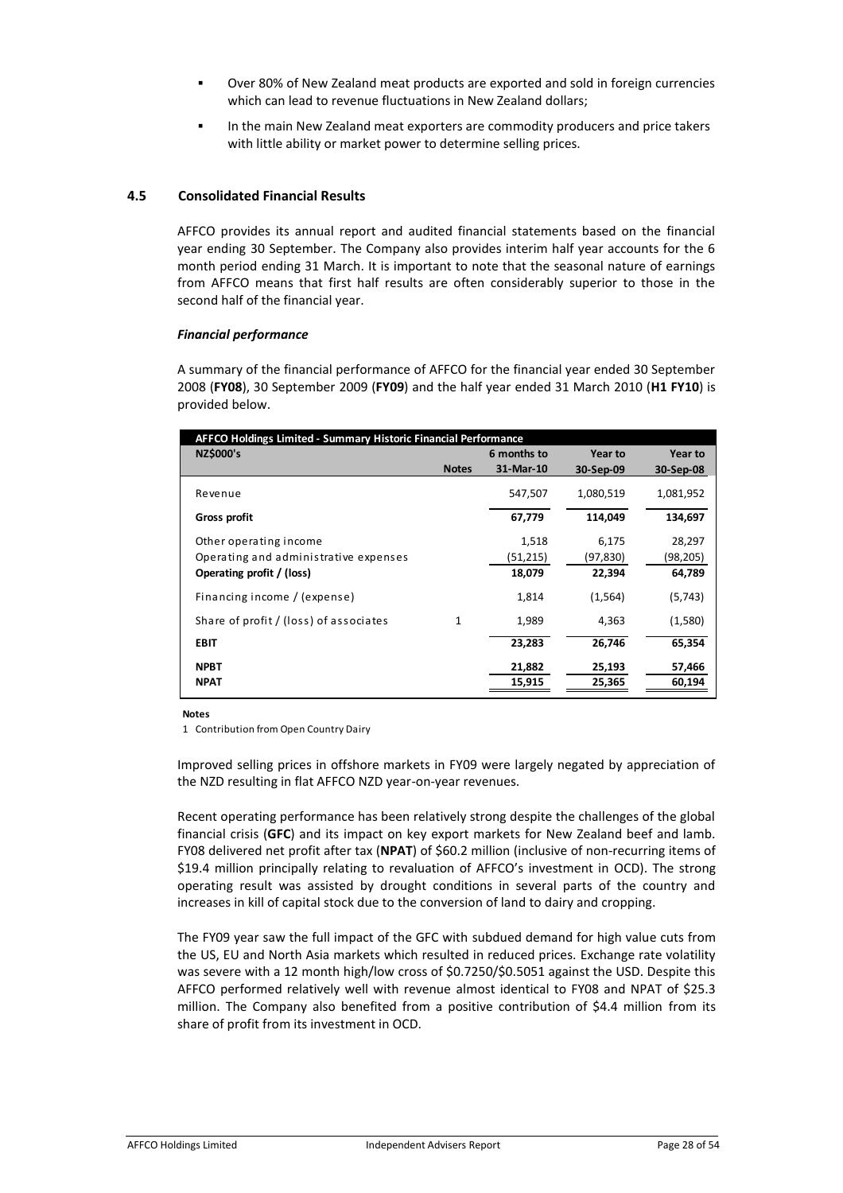- Over 80% of New Zealand meat products are exported and sold in foreign currencies which can lead to revenue fluctuations in New Zealand dollars;
- In the main New Zealand meat exporters are commodity producers and price takers with little ability or market power to determine selling prices.

### 4.5 Consolidated Financial Results

AFFCO provides its annual report and audited financial statements based on the financial year ending 30 September. The Company also provides interim half year accounts for the 6 month period ending 31 March. It is important to note that the seasonal nature of earnings from AFFCO means that first half results are often considerably superior to those in the second half of the financial year.

#### *Financial performance*

A summary of the financial performance of AFFCO for the financial year ended 30 September 2008 (**FY08**), 30 September 2009 (**FY09**) and the half year ended 31 March 2010 (**H1 FY10**) is provided below.

| AFFCO Holdings Limited - Summary Historic Financial Performance | | | | |
|---|---|---|---|---|
| **NZ$000's** | **Notes** | **6 months to 31-Mar-10** | **Year to 30-Sep-09** | **Year to 30-Sep-08** |
| Revenue | | 547,507 | 1,080,519 | 1,081,952 |
| **Gross profit** | | **67,779** | **114,049** | **134,697** |
| Other operating income | | 1,518 | 6,175 | 28,297 |
| Operating and administrative expenses | | (51,215) | (97,830) | (98,205) |
| **Operating profit / (loss)** | | **18,079** | **22,394** | **64,789** |
| Financing income / (expense) | | 1,814 | (1,564) | (5,743) |
| Share of profit / (loss) of associates | 1 | 1,989 | 4,363 | (1,580) |
| **EBIT** | | **23,283** | **26,746** | **65,354** |
| **NPBT** | | **21,882** | **25,193** | **57,466** |
| **NPAT** | | **15,915** | **25,365** | **60,194** |

**Notes**

1 Contribution from Open Country Dairy

Improved selling prices in offshore markets in FY09 were largely negated by appreciation of the NZD resulting in flat AFFCO NZD year-on-year revenues.

Recent operating performance has been relatively strong despite the challenges of the global financial crisis (**GFC**) and its impact on key export markets for New Zealand beef and lamb. FY08 delivered net profit after tax (**NPAT**) of $60.2 million (inclusive of non-recurring items of $19.4 million principally relating to revaluation of AFFCO's investment in OCD). The strong operating result was assisted by drought conditions in several parts of the country and increases in kill of capital stock due to the conversion of land to dairy and cropping.

The FY09 year saw the full impact of the GFC with subdued demand for high value cuts from the US, EU and North Asia markets which resulted in reduced prices. Exchange rate volatility was severe with a 12 month high/low cross of $0.7250/$0.5051 against the USD. Despite this AFFCO performed relatively well with revenue almost identical to FY08 and NPAT of $25.3 million. The Company also benefited from a positive contribution of $4.4 million from its share of profit from its investment in OCD.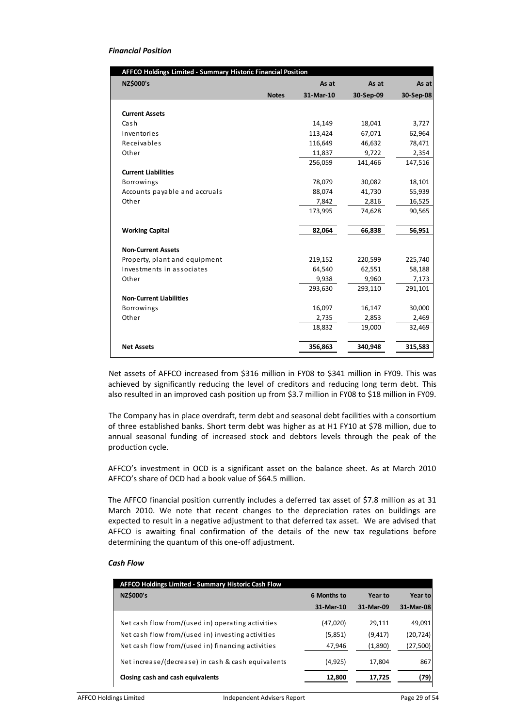### *Financial Position*

| AFFCO Holdings Limited - Summary Historic Financial Position | | | | |
|---|---|---|---|---|
| **NZ$000's** | | **As at** | **As at** | **As at** |
| | **Notes** | **31-Mar-10** | **30-Sep-09** | **30-Sep-08** |
| **Current Assets** | | | | |
| Cash | | 14,149 | 18,041 | 3,727 |
| Inventories | | 113,424 | 67,071 | 62,964 |
| Receivables | | 116,649 | 46,632 | 78,471 |
| Other | | 11,837 | 9,722 | 2,354 |
| | | 256,059 | 141,466 | 147,516 |
| **Current Liabilities** | | | | |
| Borrowings | | 78,079 | 30,082 | 18,101 |
| Accounts payable and accruals | | 88,074 | 41,730 | 55,939 |
| Other | | 7,842 | 2,816 | 16,525 |
| | | 173,995 | 74,628 | 90,565 |
| **Working Capital** | | **82,064** | **66,838** | **56,951** |
| **Non-Current Assets** | | | | |
| Property, plant and equipment | | 219,152 | 220,599 | 225,740 |
| Investments in associates | | 64,540 | 62,551 | 58,188 |
| Other | | 9,938 | 9,960 | 7,173 |
| | | 293,630 | 293,110 | 291,101 |
| **Non-Current Liabilities** | | | | |
| Borrowings | | 16,097 | 16,147 | 30,000 |
| Other | | 2,735 | 2,853 | 2,469 |
| | | 18,832 | 19,000 | 32,469 |
| **Net Assets** | | **356,863** | **340,948** | **315,583** |

Net assets of AFFCO increased from $316 million in FY08 to $341 million in FY09. This was achieved by significantly reducing the level of creditors and reducing long term debt. This also resulted in an improved cash position up from $3.7 million in FY08 to $18 million in FY09.

The Company has in place overdraft, term debt and seasonal debt facilities with a consortium of three established banks. Short term debt was higher as at H1 FY10 at $78 million, due to annual seasonal funding of increased stock and debtors levels through the peak of the production cycle.

AFFCO's investment in OCD is a significant asset on the balance sheet. As at March 2010 AFFCO's share of OCD had a book value of $64.5 million.

The AFFCO financial position currently includes a deferred tax asset of $7.8 million as at 31 March 2010. We note that recent changes to the depreciation rates on buildings are expected to result in a negative adjustment to that deferred tax asset. We are advised that AFFCO is awaiting final confirmation of the details of the new tax regulations before determining the quantum of this one-off adjustment.

### *Cash Flow*

| AFFCO Holdings Limited - Summary Historic Cash Flow | | | |
|---|---|---|---|
| **NZ$000's** | **6 Months to** | **Year to** | **Year to** |
| | **31-Mar-10** | **31-Mar-09** | **31-Mar-08** |
| Net cash flow from/(used in) operating activities | (47,020) | 29,111 | 49,091 |
| Net cash flow from/(used in) investing activities | (5,851) | (9,417) | (20,724) |
| Net cash flow from/(used in) financing activities | 47,946 | (1,890) | (27,500) |
| Net increase/(decrease) in cash & cash equivalents | (4,925) | 17,804 | 867 |
| **Closing cash and cash equivalents** | **12,800** | **17,725** | **(79)** |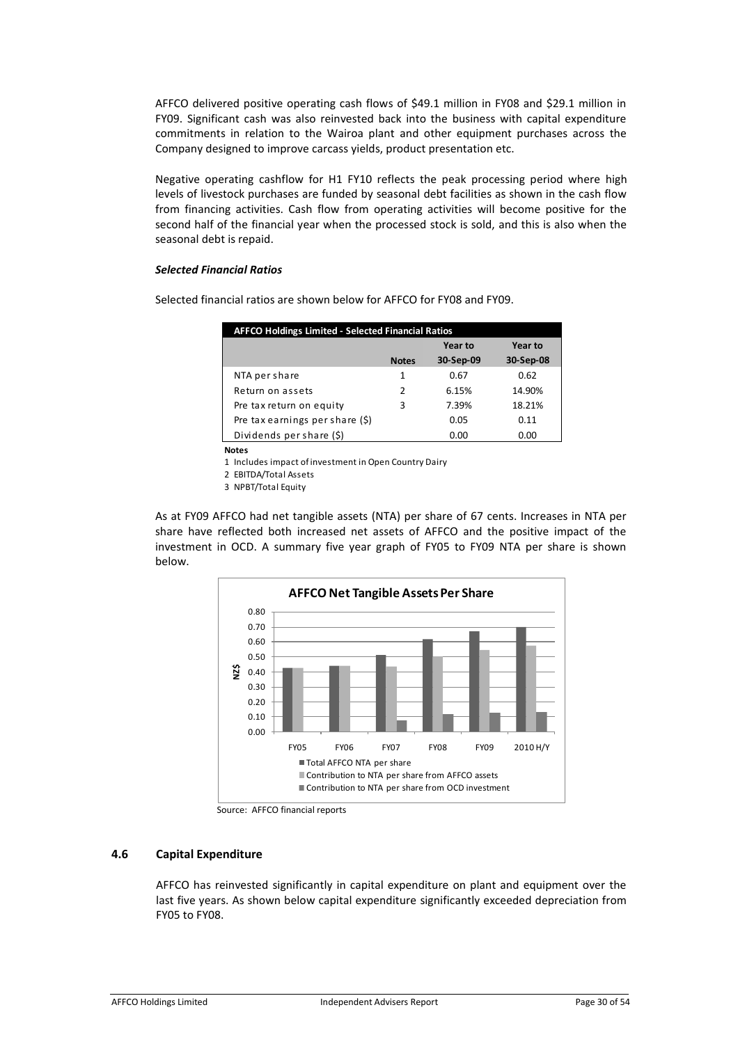AFFCO delivered positive operating cash flows of $49.1 million in FY08 and $29.1 million in FY09. Significant cash was also reinvested back into the business with capital expenditure commitments in relation to the Wairoa plant and other equipment purchases across the Company designed to improve carcass yields, product presentation etc.

Negative operating cashflow for H1 FY10 reflects the peak processing period where high levels of livestock purchases are funded by seasonal debt facilities as shown in the cash flow from financing activities. Cash flow from operating activities will become positive for the second half of the financial year when the processed stock is sold, and this is also when the seasonal debt is repaid.

***Selected Financial Ratios***

Selected financial ratios are shown below for AFFCO for FY08 and FY09.

| AFFCO Holdings Limited - Selected Financial Ratios | | | |
|---|---|---|---|
| | | Year to | Year to |
| | Notes | 30-Sep-09 | 30-Sep-08 |
| NTA per share | 1 | 0.67 | 0.62 |
| Return on assets | 2 | 6.15% | 14.90% |
| Pre tax return on equity | 3 | 7.39% | 18.21% |
| Pre tax earnings per share ($) | | 0.05 | 0.11 |
| Dividends per share ($) | | 0.00 | 0.00 |

**Notes**

1 Includes impact of investment in Open Country Dairy

2 EBITDA/Total Assets

3 NPBT/Total Equity

As at FY09 AFFCO had net tangible assets (NTA) per share of 67 cents. Increases in NTA per share have reflected both increased net assets of AFFCO and the positive impact of the investment in OCD. A summary five year graph of FY05 to FY09 NTA per share is shown below.

**AFFCO Net Tangible Assets Per Share**

- Total AFFCO NTA per share
- Contribution to NTA per share from AFFCO assets
- Contribution to NTA per share from OCD investment

Source: AFFCO financial reports

### 4.6 Capital Expenditure

AFFCO has reinvested significantly in capital expenditure on plant and equipment over the last five years. As shown below capital expenditure significantly exceeded depreciation from FY05 to FY08.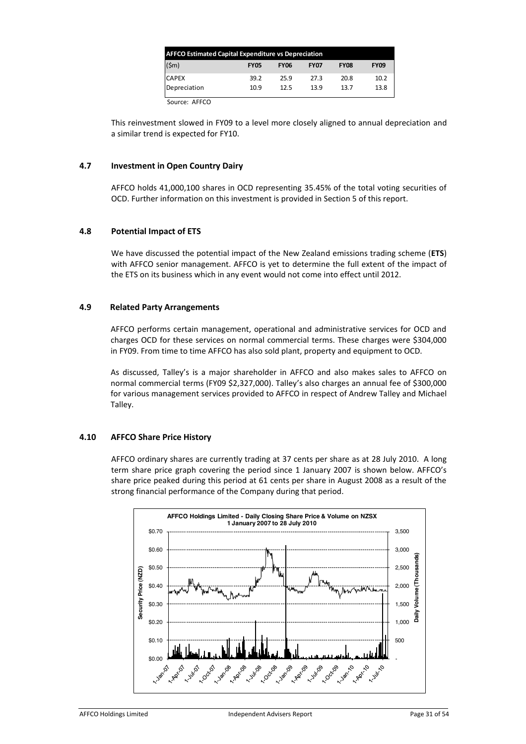| AFFCO Estimated Capital Expenditure vs Depreciation | | | | | |
|---|---|---|---|---|---|
| ($m) | **FY05** | **FY06** | **FY07** | **FY08** | **FY09** |
| CAPEX | 39.2 | 25.9 | 27.3 | 20.8 | 10.2 |
| Depreciation | 10.9 | 12.5 | 13.9 | 13.7 | 13.8 |

Source: AFFCO

This reinvestment slowed in FY09 to a level more closely aligned to annual depreciation and a similar trend is expected for FY10.

### 4.7 Investment in Open Country Dairy

AFFCO holds 41,000,100 shares in OCD representing 35.45% of the total voting securities of OCD. Further information on this investment is provided in Section 5 of this report.

### 4.8 Potential Impact of ETS

We have discussed the potential impact of the New Zealand emissions trading scheme (**ETS**) with AFFCO senior management. AFFCO is yet to determine the full extent of the impact of the ETS on its business which in any event would not come into effect until 2012.

### 4.9 Related Party Arrangements

AFFCO performs certain management, operational and administrative services for OCD and charges OCD for these services on normal commercial terms. These charges were $304,000 in FY09. From time to time AFFCO has also sold plant, property and equipment to OCD.

As discussed, Talley's is a major shareholder in AFFCO and also makes sales to AFFCO on normal commercial terms (FY09 $2,327,000). Talley's also charges an annual fee of $300,000 for various management services provided to AFFCO in respect of Andrew Talley and Michael Talley.

### 4.10 AFFCO Share Price History

AFFCO ordinary shares are currently trading at 37 cents per share as at 28 July 2010. A long term share price graph covering the period since 1 January 2007 is shown below. AFFCO's share price peaked during this period at 61 cents per share in August 2008 as a result of the strong financial performance of the Company during that period.

**AFFCO Holdings Limited - Daily Closing Share Price & Volume on NZSX**
**1 January 2007 to 28 July 2010**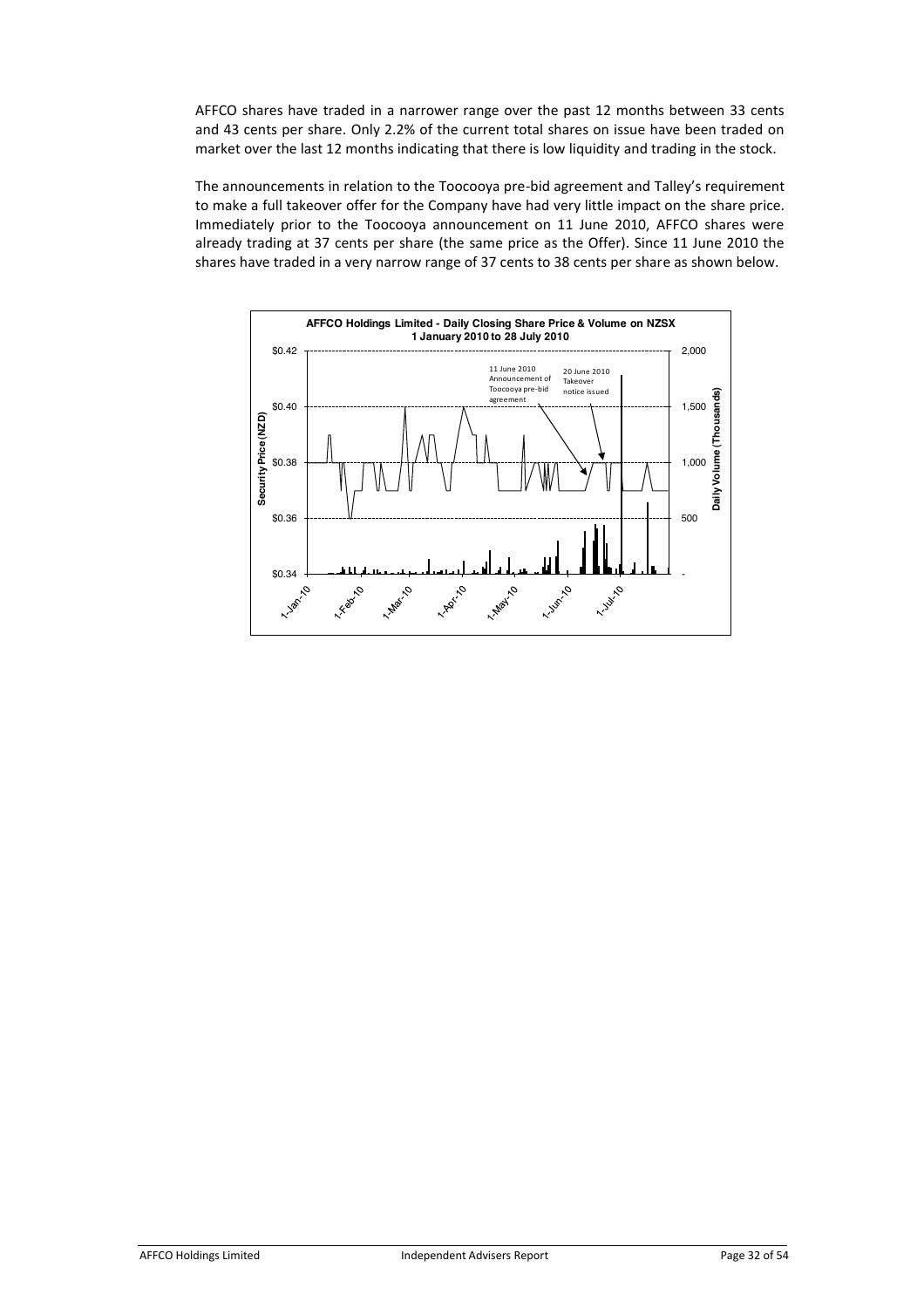AFFCO shares have traded in a narrower range over the past 12 months between 33 cents and 43 cents per share. Only 2.2% of the current total shares on issue have been traded on market over the last 12 months indicating that there is low liquidity and trading in the stock.

The announcements in relation to the Toocooya pre-bid agreement and Talley's requirement to make a full takeover offer for the Company have had very little impact on the share price. Immediately prior to the Toocooya announcement on 11 June 2010, AFFCO shares were already trading at 37 cents per share (the same price as the Offer). Since 11 June 2010 the shares have traded in a very narrow range of 37 cents to 38 cents per share as shown below.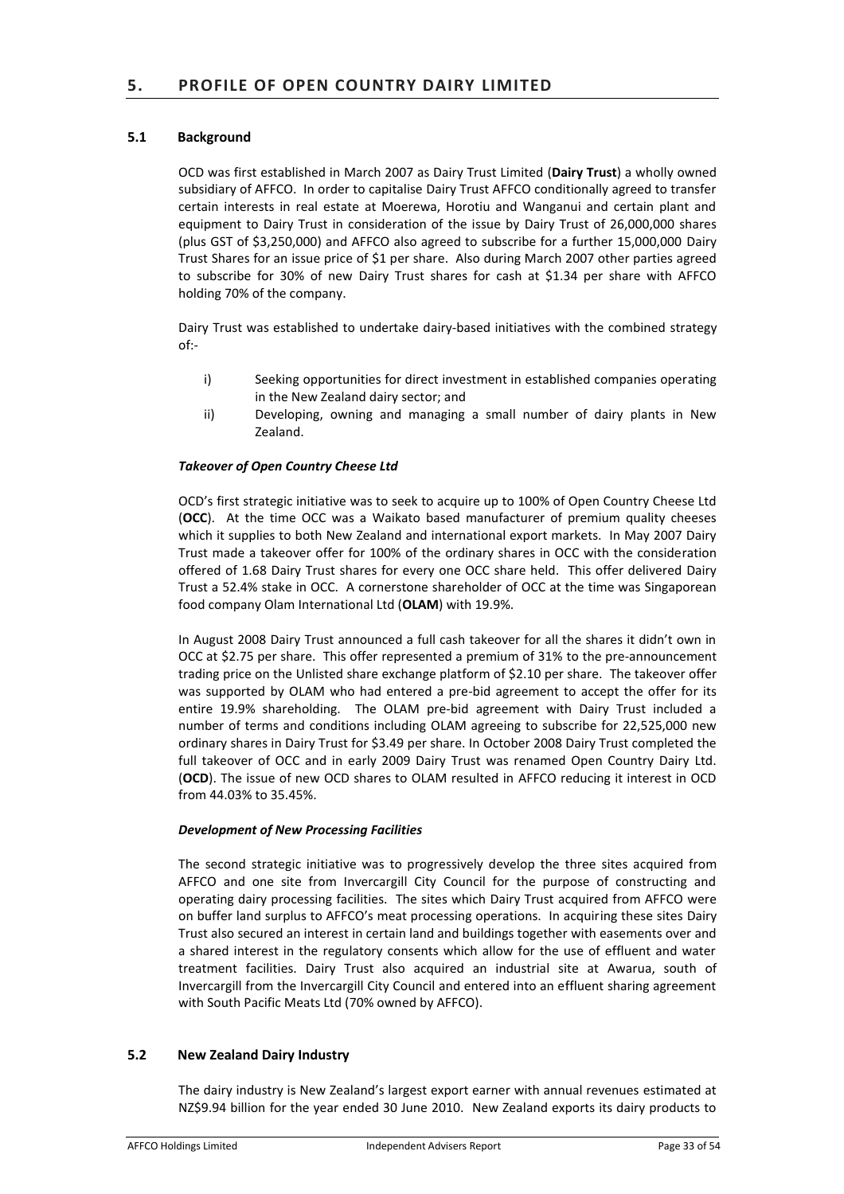## 5. PROFILE OF OPEN COUNTRY DAIRY LIMITED

### 5.1 Background

OCD was first established in March 2007 as Dairy Trust Limited (**Dairy Trust**) a wholly owned subsidiary of AFFCO. In order to capitalise Dairy Trust AFFCO conditionally agreed to transfer certain interests in real estate at Moerewa, Horotiu and Wanganui and certain plant and equipment to Dairy Trust in consideration of the issue by Dairy Trust of 26,000,000 shares (plus GST of $3,250,000) and AFFCO also agreed to subscribe for a further 15,000,000 Dairy Trust Shares for an issue price of $1 per share. Also during March 2007 other parties agreed to subscribe for 30% of new Dairy Trust shares for cash at $1.34 per share with AFFCO holding 70% of the company.

Dairy Trust was established to undertake dairy-based initiatives with the combined strategy of:-

i) Seeking opportunities for direct investment in established companies operating in the New Zealand dairy sector; and
ii) Developing, owning and managing a small number of dairy plants in New Zealand.

***Takeover of Open Country Cheese Ltd***

OCD's first strategic initiative was to seek to acquire up to 100% of Open Country Cheese Ltd (**OCC**). At the time OCC was a Waikato based manufacturer of premium quality cheeses which it supplies to both New Zealand and international export markets. In May 2007 Dairy Trust made a takeover offer for 100% of the ordinary shares in OCC with the consideration offered of 1.68 Dairy Trust shares for every one OCC share held. This offer delivered Dairy Trust a 52.4% stake in OCC. A cornerstone shareholder of OCC at the time was Singaporean food company Olam International Ltd (**OLAM**) with 19.9%.

In August 2008 Dairy Trust announced a full cash takeover for all the shares it didn't own in OCC at $2.75 per share. This offer represented a premium of 31% to the pre-announcement trading price on the Unlisted share exchange platform of $2.10 per share. The takeover offer was supported by OLAM who had entered a pre-bid agreement to accept the offer for its entire 19.9% shareholding. The OLAM pre-bid agreement with Dairy Trust included a number of terms and conditions including OLAM agreeing to subscribe for 22,525,000 new ordinary shares in Dairy Trust for $3.49 per share. In October 2008 Dairy Trust completed the full takeover of OCC and in early 2009 Dairy Trust was renamed Open Country Dairy Ltd. (**OCD**). The issue of new OCD shares to OLAM resulted in AFFCO reducing it interest in OCD from 44.03% to 35.45%.

***Development of New Processing Facilities***

The second strategic initiative was to progressively develop the three sites acquired from AFFCO and one site from Invercargill City Council for the purpose of constructing and operating dairy processing facilities. The sites which Dairy Trust acquired from AFFCO were on buffer land surplus to AFFCO's meat processing operations. In acquiring these sites Dairy Trust also secured an interest in certain land and buildings together with easements over and a shared interest in the regulatory consents which allow for the use of effluent and water treatment facilities. Dairy Trust also acquired an industrial site at Awarua, south of Invercargill from the Invercargill City Council and entered into an effluent sharing agreement with South Pacific Meats Ltd (70% owned by AFFCO).

### 5.2 New Zealand Dairy Industry

The dairy industry is New Zealand's largest export earner with annual revenues estimated at NZ$9.94 billion for the year ended 30 June 2010. New Zealand exports its dairy products to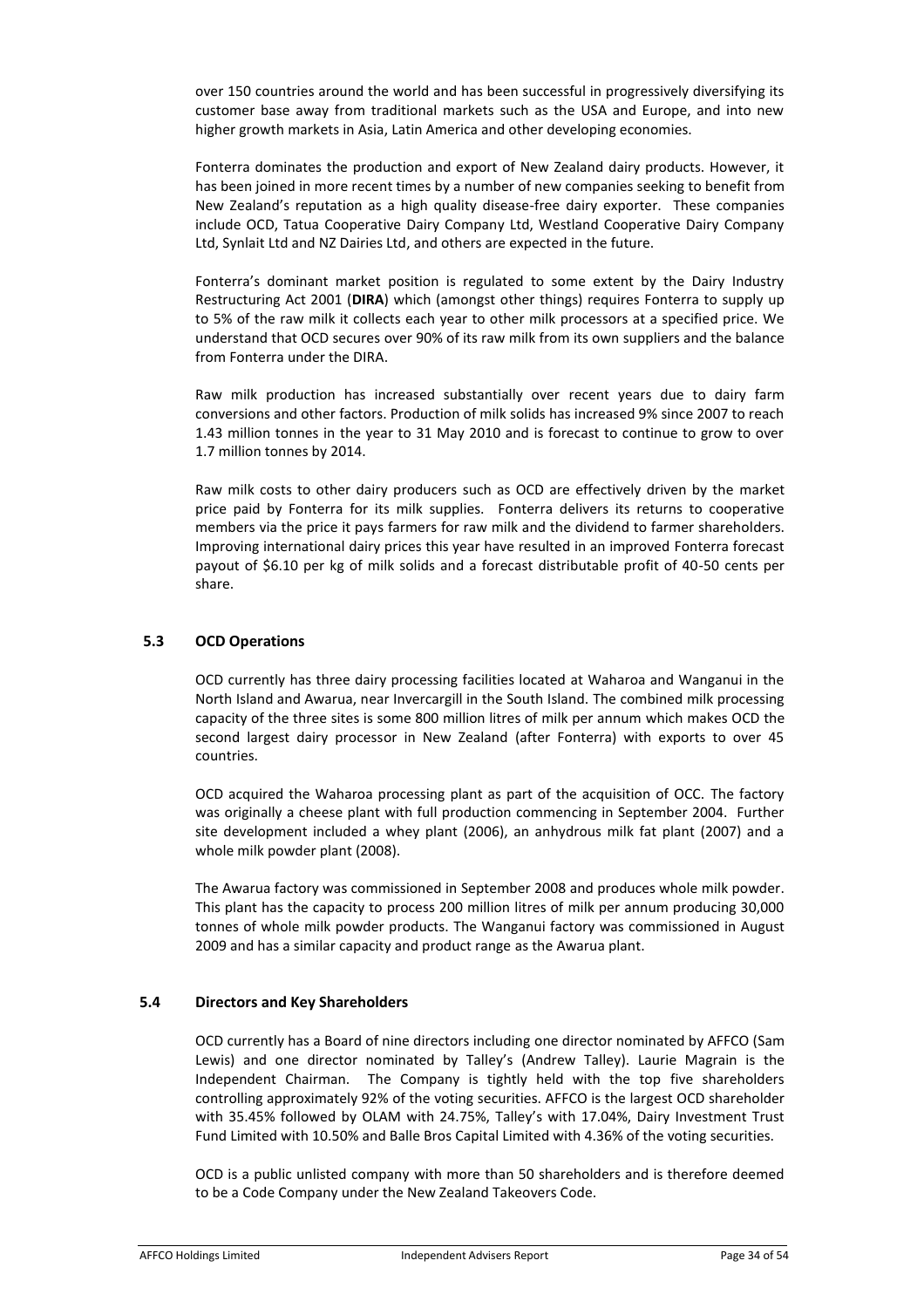over 150 countries around the world and has been successful in progressively diversifying its customer base away from traditional markets such as the USA and Europe, and into new higher growth markets in Asia, Latin America and other developing economies.

Fonterra dominates the production and export of New Zealand dairy products. However, it has been joined in more recent times by a number of new companies seeking to benefit from New Zealand's reputation as a high quality disease-free dairy exporter. These companies include OCD, Tatua Cooperative Dairy Company Ltd, Westland Cooperative Dairy Company Ltd, Synlait Ltd and NZ Dairies Ltd, and others are expected in the future.

Fonterra's dominant market position is regulated to some extent by the Dairy Industry Restructuring Act 2001 (**DIRA**) which (amongst other things) requires Fonterra to supply up to 5% of the raw milk it collects each year to other milk processors at a specified price. We understand that OCD secures over 90% of its raw milk from its own suppliers and the balance from Fonterra under the DIRA.

Raw milk production has increased substantially over recent years due to dairy farm conversions and other factors. Production of milk solids has increased 9% since 2007 to reach 1.43 million tonnes in the year to 31 May 2010 and is forecast to continue to grow to over 1.7 million tonnes by 2014.

Raw milk costs to other dairy producers such as OCD are effectively driven by the market price paid by Fonterra for its milk supplies. Fonterra delivers its returns to cooperative members via the price it pays farmers for raw milk and the dividend to farmer shareholders. Improving international dairy prices this year have resulted in an improved Fonterra forecast payout of $6.10 per kg of milk solids and a forecast distributable profit of 40-50 cents per share.

## 5.3 OCD Operations

OCD currently has three dairy processing facilities located at Waharoa and Wanganui in the North Island and Awarua, near Invercargill in the South Island. The combined milk processing capacity of the three sites is some 800 million litres of milk per annum which makes OCD the second largest dairy processor in New Zealand (after Fonterra) with exports to over 45 countries.

OCD acquired the Waharoa processing plant as part of the acquisition of OCC. The factory was originally a cheese plant with full production commencing in September 2004. Further site development included a whey plant (2006), an anhydrous milk fat plant (2007) and a whole milk powder plant (2008).

The Awarua factory was commissioned in September 2008 and produces whole milk powder. This plant has the capacity to process 200 million litres of milk per annum producing 30,000 tonnes of whole milk powder products. The Wanganui factory was commissioned in August 2009 and has a similar capacity and product range as the Awarua plant.

## 5.4 Directors and Key Shareholders

OCD currently has a Board of nine directors including one director nominated by AFFCO (Sam Lewis) and one director nominated by Talley's (Andrew Talley). Laurie Magrain is the Independent Chairman. The Company is tightly held with the top five shareholders controlling approximately 92% of the voting securities. AFFCO is the largest OCD shareholder with 35.45% followed by OLAM with 24.75%, Talley's with 17.04%, Dairy Investment Trust Fund Limited with 10.50% and Balle Bros Capital Limited with 4.36% of the voting securities.

OCD is a public unlisted company with more than 50 shareholders and is therefore deemed to be a Code Company under the New Zealand Takeovers Code.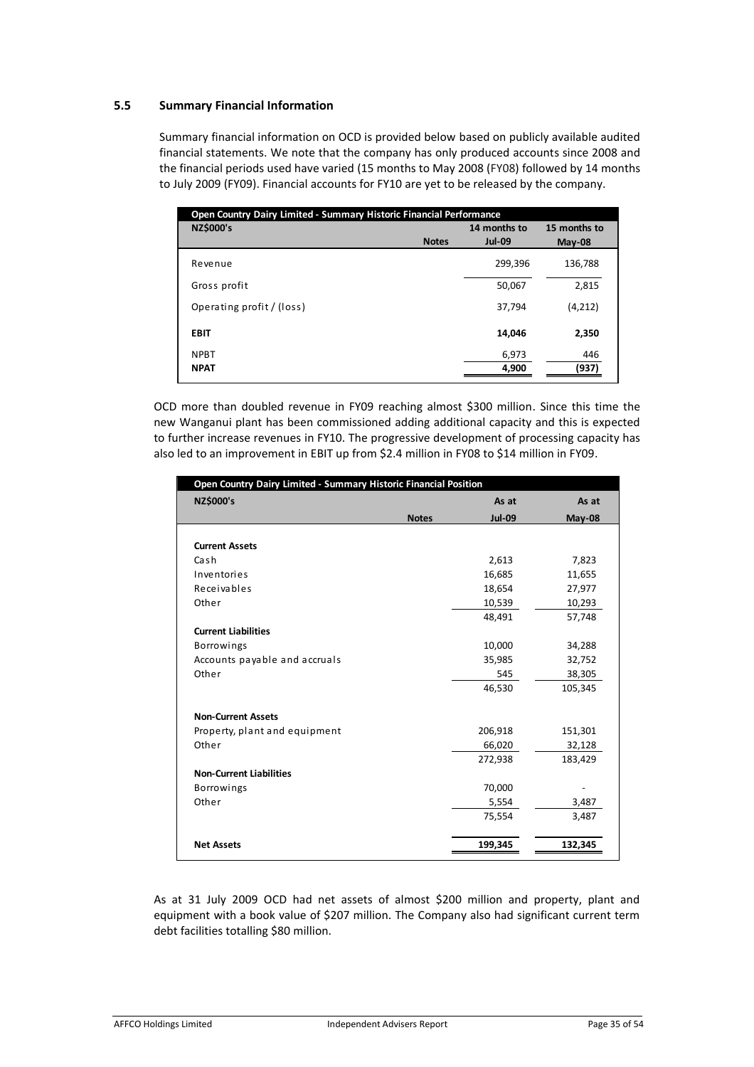## 5.5 Summary Financial Information

Summary financial information on OCD is provided below based on publicly available audited financial statements. We note that the company has only produced accounts since 2008 and the financial periods used have varied (15 months to May 2008 (FY08) followed by 14 months to July 2009 (FY09). Financial accounts for FY10 are yet to be released by the company.

| Open Country Dairy Limited - Summary Historic Financial Performance | | | |
|---|---|---|---|
| **NZ$000's** | **Notes** | **14 months to Jul-09** | **15 months to May-08** |
| Revenue | | 299,396 | 136,788 |
| Gross profit | | 50,067 | 2,815 |
| Operating profit / (loss) | | 37,794 | (4,212) |
| **EBIT** | | **14,046** | **2,350** |
| NPBT | | 6,973 | 446 |
| **NPAT** | | **4,900** | **(937)** |

OCD more than doubled revenue in FY09 reaching almost $300 million. Since this time the new Wanganui plant has been commissioned adding additional capacity and this is expected to further increase revenues in FY10. The progressive development of processing capacity has also led to an improvement in EBIT up from $2.4 million in FY08 to $14 million in FY09.

| Open Country Dairy Limited - Summary Historic Financial Position | | | |
|---|---|---|---|
| **NZ$000's** | **Notes** | **As at Jul-09** | **As at May-08** |
| **Current Assets** | | | |
| Cash | | 2,613 | 7,823 |
| Inventories | | 16,685 | 11,655 |
| Receivables | | 18,654 | 27,977 |
| Other | | 10,539 | 10,293 |
| | | 48,491 | 57,748 |
| **Current Liabilities** | | | |
| Borrowings | | 10,000 | 34,288 |
| Accounts payable and accruals | | 35,985 | 32,752 |
| Other | | 545 | 38,305 |
| | | 46,530 | 105,345 |
| **Non-Current Assets** | | | |
| Property, plant and equipment | | 206,918 | 151,301 |
| Other | | 66,020 | 32,128 |
| | | 272,938 | 183,429 |
| **Non-Current Liabilities** | | | |
| Borrowings | | 70,000 | - |
| Other | | 5,554 | 3,487 |
| | | 75,554 | 3,487 |
| **Net Assets** | | **199,345** | **132,345** |

As at 31 July 2009 OCD had net assets of almost $200 million and property, plant and equipment with a book value of $207 million. The Company also had significant current term debt facilities totalling $80 million.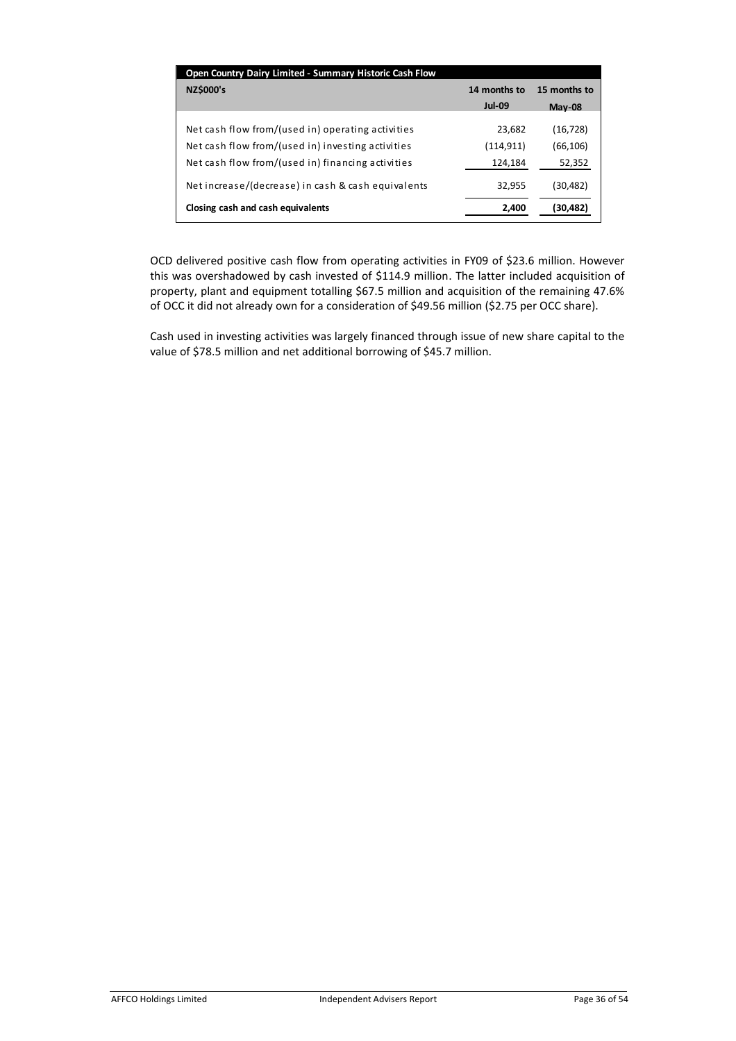| Open Country Dairy Limited - Summary Historic Cash Flow | | |
|---|---|---|
| **NZ$000's** | **14 months to Jul-09** | **15 months to May-08** |
| Net cash flow from/(used in) operating activities | 23,682 | (16,728) |
| Net cash flow from/(used in) investing activities | (114,911) | (66,106) |
| Net cash flow from/(used in) financing activities | 124,184 | 52,352 |
| Net increase/(decrease) in cash & cash equivalents | 32,955 | (30,482) |
| **Closing cash and cash equivalents** | **2,400** | **(30,482)** |

OCD delivered positive cash flow from operating activities in FY09 of $23.6 million. However this was overshadowed by cash invested of $114.9 million. The latter included acquisition of property, plant and equipment totalling $67.5 million and acquisition of the remaining 47.6% of OCC it did not already own for a consideration of $49.56 million ($2.75 per OCC share).

Cash used in investing activities was largely financed through issue of new share capital to the value of $78.5 million and net additional borrowing of $45.7 million.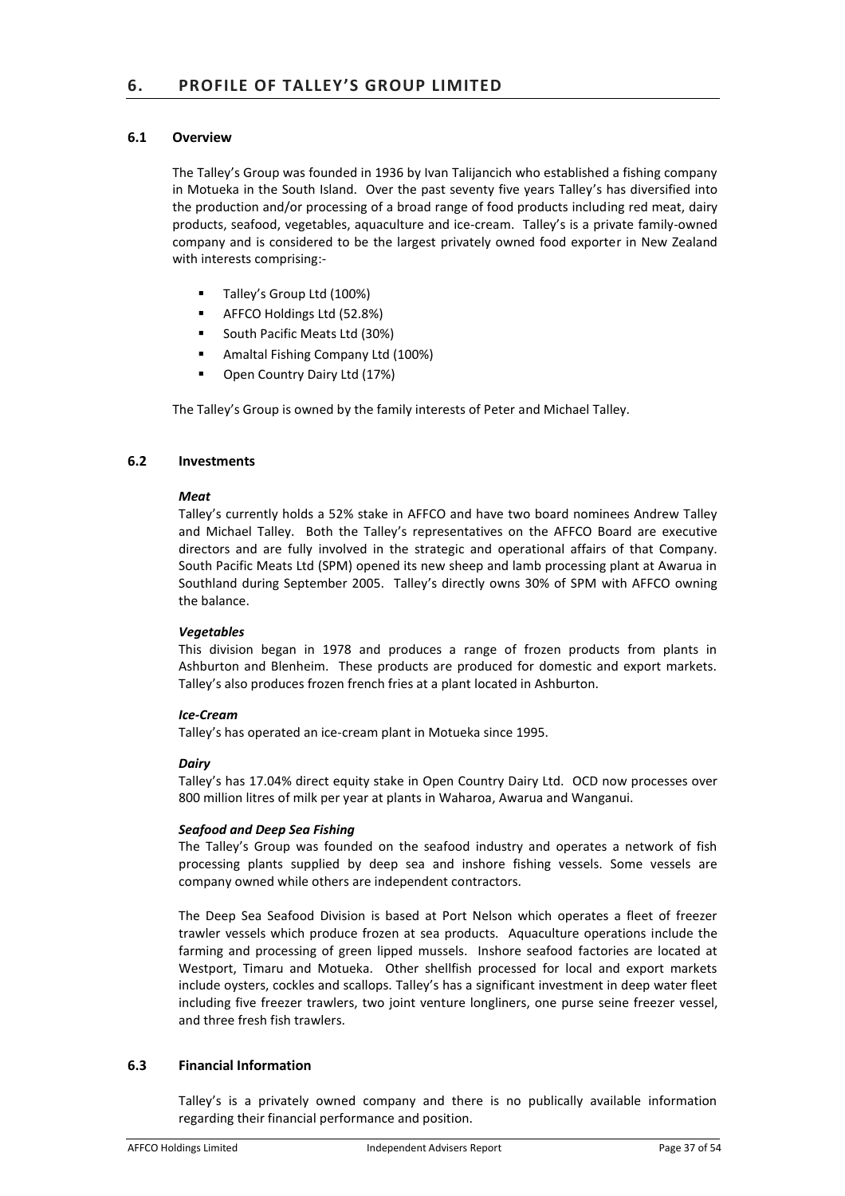## 6. PROFILE OF TALLEY'S GROUP LIMITED

### 6.1 Overview

The Talley's Group was founded in 1936 by Ivan Talijancich who established a fishing company in Motueka in the South Island. Over the past seventy five years Talley's has diversified into the production and/or processing of a broad range of food products including red meat, dairy products, seafood, vegetables, aquaculture and ice-cream. Talley's is a private family-owned company and is considered to be the largest privately owned food exporter in New Zealand with interests comprising:-

- Talley's Group Ltd (100%)
- AFFCO Holdings Ltd (52.8%)
- South Pacific Meats Ltd (30%)
- Amaltal Fishing Company Ltd (100%)
- Open Country Dairy Ltd (17%)

The Talley's Group is owned by the family interests of Peter and Michael Talley.

### 6.2 Investments

***Meat***

Talley's currently holds a 52% stake in AFFCO and have two board nominees Andrew Talley and Michael Talley. Both the Talley's representatives on the AFFCO Board are executive directors and are fully involved in the strategic and operational affairs of that Company. South Pacific Meats Ltd (SPM) opened its new sheep and lamb processing plant at Awarua in Southland during September 2005. Talley's directly owns 30% of SPM with AFFCO owning the balance.

***Vegetables***

This division began in 1978 and produces a range of frozen products from plants in Ashburton and Blenheim. These products are produced for domestic and export markets. Talley's also produces frozen french fries at a plant located in Ashburton.

***Ice-Cream***

Talley's has operated an ice-cream plant in Motueka since 1995.

***Dairy***

Talley's has 17.04% direct equity stake in Open Country Dairy Ltd. OCD now processes over 800 million litres of milk per year at plants in Waharoa, Awarua and Wanganui.

***Seafood and Deep Sea Fishing***

The Talley's Group was founded on the seafood industry and operates a network of fish processing plants supplied by deep sea and inshore fishing vessels. Some vessels are company owned while others are independent contractors.

The Deep Sea Seafood Division is based at Port Nelson which operates a fleet of freezer trawler vessels which produce frozen at sea products. Aquaculture operations include the farming and processing of green lipped mussels. Inshore seafood factories are located at Westport, Timaru and Motueka. Other shellfish processed for local and export markets include oysters, cockles and scallops. Talley's has a significant investment in deep water fleet including five freezer trawlers, two joint venture longliners, one purse seine freezer vessel, and three fresh fish trawlers.

### 6.3 Financial Information

Talley's is a privately owned company and there is no publically available information regarding their financial performance and position.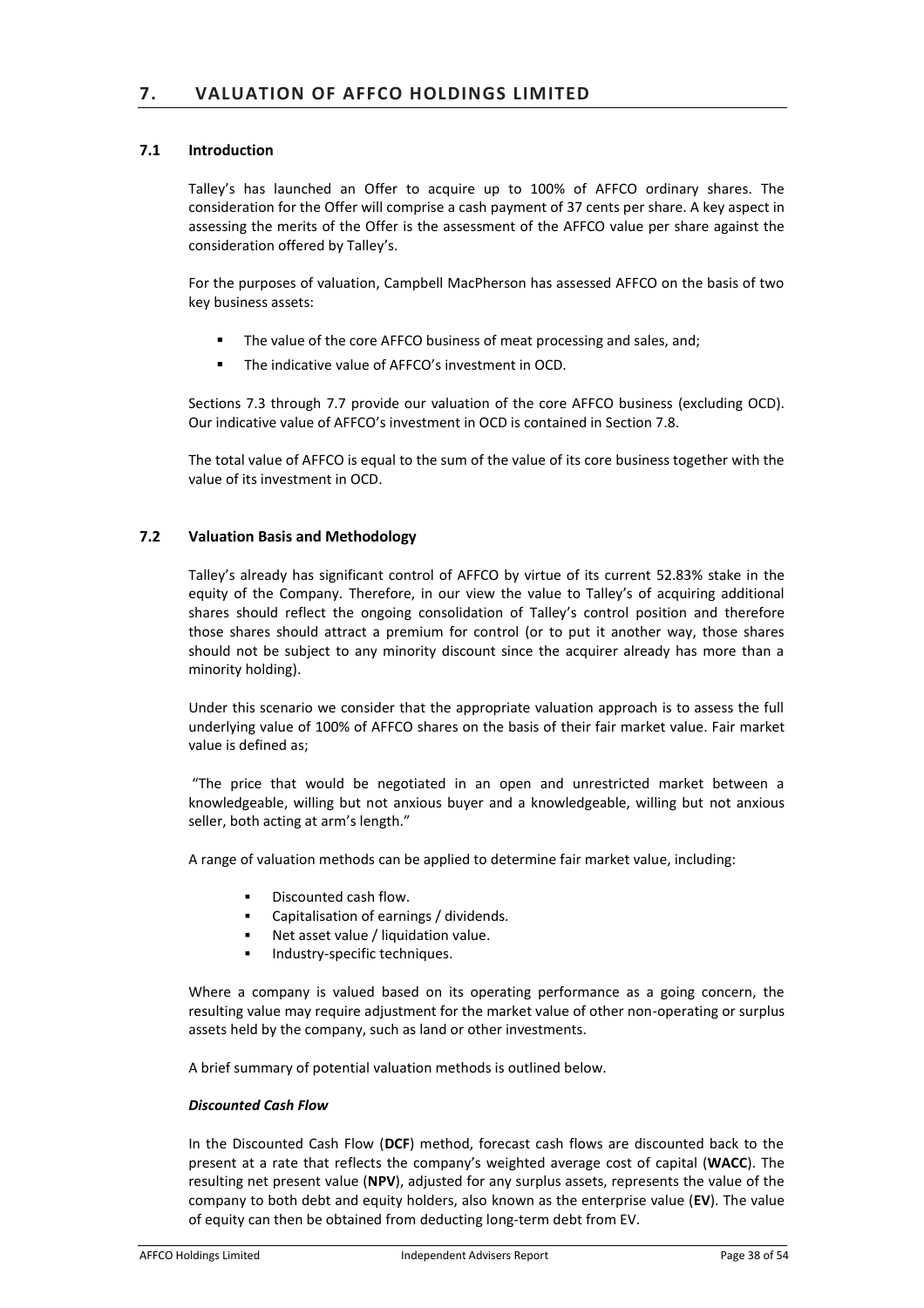# 7. VALUATION OF AFFCO HOLDINGS LIMITED

## 7.1 Introduction

Talley's has launched an Offer to acquire up to 100% of AFFCO ordinary shares. The consideration for the Offer will comprise a cash payment of 37 cents per share. A key aspect in assessing the merits of the Offer is the assessment of the AFFCO value per share against the consideration offered by Talley's.

For the purposes of valuation, Campbell MacPherson has assessed AFFCO on the basis of two key business assets:

- The value of the core AFFCO business of meat processing and sales, and;
- The indicative value of AFFCO's investment in OCD.

Sections 7.3 through 7.7 provide our valuation of the core AFFCO business (excluding OCD). Our indicative value of AFFCO's investment in OCD is contained in Section 7.8.

The total value of AFFCO is equal to the sum of the value of its core business together with the value of its investment in OCD.

## 7.2 Valuation Basis and Methodology

Talley's already has significant control of AFFCO by virtue of its current 52.83% stake in the equity of the Company. Therefore, in our view the value to Talley's of acquiring additional shares should reflect the ongoing consolidation of Talley's control position and therefore those shares should attract a premium for control (or to put it another way, those shares should not be subject to any minority discount since the acquirer already has more than a minority holding).

Under this scenario we consider that the appropriate valuation approach is to assess the full underlying value of 100% of AFFCO shares on the basis of their fair market value. Fair market value is defined as;

"The price that would be negotiated in an open and unrestricted market between a knowledgeable, willing but not anxious buyer and a knowledgeable, willing but not anxious seller, both acting at arm's length."

A range of valuation methods can be applied to determine fair market value, including:

- Discounted cash flow.
- Capitalisation of earnings / dividends.
- Net asset value / liquidation value.
- Industry-specific techniques.

Where a company is valued based on its operating performance as a going concern, the resulting value may require adjustment for the market value of other non-operating or surplus assets held by the company, such as land or other investments.

A brief summary of potential valuation methods is outlined below.

***Discounted Cash Flow***

In the Discounted Cash Flow (**DCF**) method, forecast cash flows are discounted back to the present at a rate that reflects the company's weighted average cost of capital (**WACC**). The resulting net present value (**NPV**), adjusted for any surplus assets, represents the value of the company to both debt and equity holders, also known as the enterprise value (**EV**). The value of equity can then be obtained from deducting long-term debt from EV.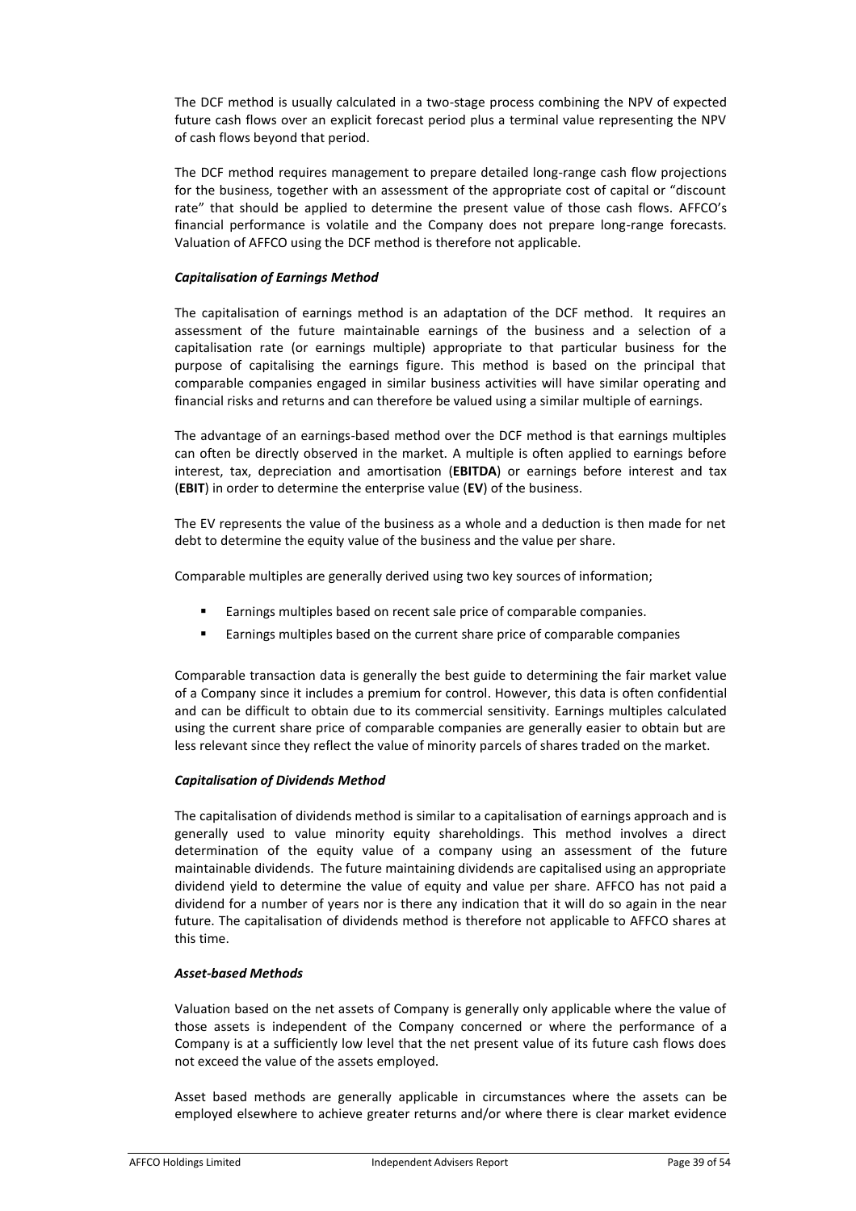The DCF method is usually calculated in a two-stage process combining the NPV of expected future cash flows over an explicit forecast period plus a terminal value representing the NPV of cash flows beyond that period.

The DCF method requires management to prepare detailed long-range cash flow projections for the business, together with an assessment of the appropriate cost of capital or "discount rate" that should be applied to determine the present value of those cash flows. AFFCO's financial performance is volatile and the Company does not prepare long-range forecasts. Valuation of AFFCO using the DCF method is therefore not applicable.

***Capitalisation of Earnings Method***

The capitalisation of earnings method is an adaptation of the DCF method. It requires an assessment of the future maintainable earnings of the business and a selection of a capitalisation rate (or earnings multiple) appropriate to that particular business for the purpose of capitalising the earnings figure. This method is based on the principal that comparable companies engaged in similar business activities will have similar operating and financial risks and returns and can therefore be valued using a similar multiple of earnings.

The advantage of an earnings-based method over the DCF method is that earnings multiples can often be directly observed in the market. A multiple is often applied to earnings before interest, tax, depreciation and amortisation (**EBITDA**) or earnings before interest and tax (**EBIT**) in order to determine the enterprise value (**EV**) of the business.

The EV represents the value of the business as a whole and a deduction is then made for net debt to determine the equity value of the business and the value per share.

Comparable multiples are generally derived using two key sources of information;

- Earnings multiples based on recent sale price of comparable companies.
- Earnings multiples based on the current share price of comparable companies

Comparable transaction data is generally the best guide to determining the fair market value of a Company since it includes a premium for control. However, this data is often confidential and can be difficult to obtain due to its commercial sensitivity. Earnings multiples calculated using the current share price of comparable companies are generally easier to obtain but are less relevant since they reflect the value of minority parcels of shares traded on the market.

***Capitalisation of Dividends Method***

The capitalisation of dividends method is similar to a capitalisation of earnings approach and is generally used to value minority equity shareholdings. This method involves a direct determination of the equity value of a company using an assessment of the future maintainable dividends. The future maintaining dividends are capitalised using an appropriate dividend yield to determine the value of equity and value per share. AFFCO has not paid a dividend for a number of years nor is there any indication that it will do so again in the near future. The capitalisation of dividends method is therefore not applicable to AFFCO shares at this time.

***Asset-based Methods***

Valuation based on the net assets of Company is generally only applicable where the value of those assets is independent of the Company concerned or where the performance of a Company is at a sufficiently low level that the net present value of its future cash flows does not exceed the value of the assets employed.

Asset based methods are generally applicable in circumstances where the assets can be employed elsewhere to achieve greater returns and/or where there is clear market evidence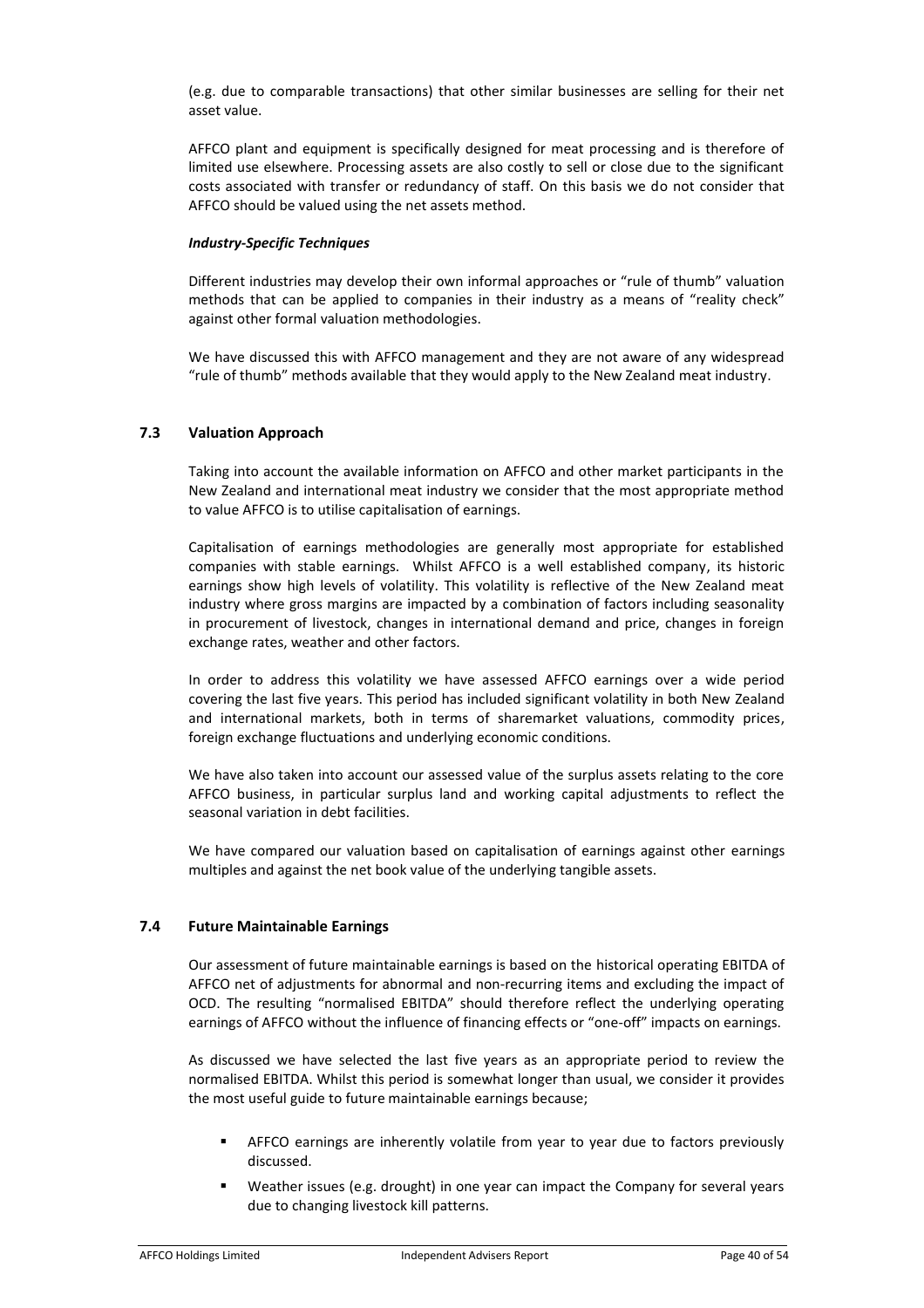(e.g. due to comparable transactions) that other similar businesses are selling for their net asset value.

AFFCO plant and equipment is specifically designed for meat processing and is therefore of limited use elsewhere. Processing assets are also costly to sell or close due to the significant costs associated with transfer or redundancy of staff. On this basis we do not consider that AFFCO should be valued using the net assets method.

***Industry-Specific Techniques***

Different industries may develop their own informal approaches or "rule of thumb" valuation methods that can be applied to companies in their industry as a means of "reality check" against other formal valuation methodologies.

We have discussed this with AFFCO management and they are not aware of any widespread "rule of thumb" methods available that they would apply to the New Zealand meat industry.

## 7.3 Valuation Approach

Taking into account the available information on AFFCO and other market participants in the New Zealand and international meat industry we consider that the most appropriate method to value AFFCO is to utilise capitalisation of earnings.

Capitalisation of earnings methodologies are generally most appropriate for established companies with stable earnings. Whilst AFFCO is a well established company, its historic earnings show high levels of volatility. This volatility is reflective of the New Zealand meat industry where gross margins are impacted by a combination of factors including seasonality in procurement of livestock, changes in international demand and price, changes in foreign exchange rates, weather and other factors.

In order to address this volatility we have assessed AFFCO earnings over a wide period covering the last five years. This period has included significant volatility in both New Zealand and international markets, both in terms of sharemarket valuations, commodity prices, foreign exchange fluctuations and underlying economic conditions.

We have also taken into account our assessed value of the surplus assets relating to the core AFFCO business, in particular surplus land and working capital adjustments to reflect the seasonal variation in debt facilities.

We have compared our valuation based on capitalisation of earnings against other earnings multiples and against the net book value of the underlying tangible assets.

## 7.4 Future Maintainable Earnings

Our assessment of future maintainable earnings is based on the historical operating EBITDA of AFFCO net of adjustments for abnormal and non-recurring items and excluding the impact of OCD. The resulting "normalised EBITDA" should therefore reflect the underlying operating earnings of AFFCO without the influence of financing effects or "one-off" impacts on earnings.

As discussed we have selected the last five years as an appropriate period to review the normalised EBITDA. Whilst this period is somewhat longer than usual, we consider it provides the most useful guide to future maintainable earnings because;

- AFFCO earnings are inherently volatile from year to year due to factors previously discussed.
- Weather issues (e.g. drought) in one year can impact the Company for several years due to changing livestock kill patterns.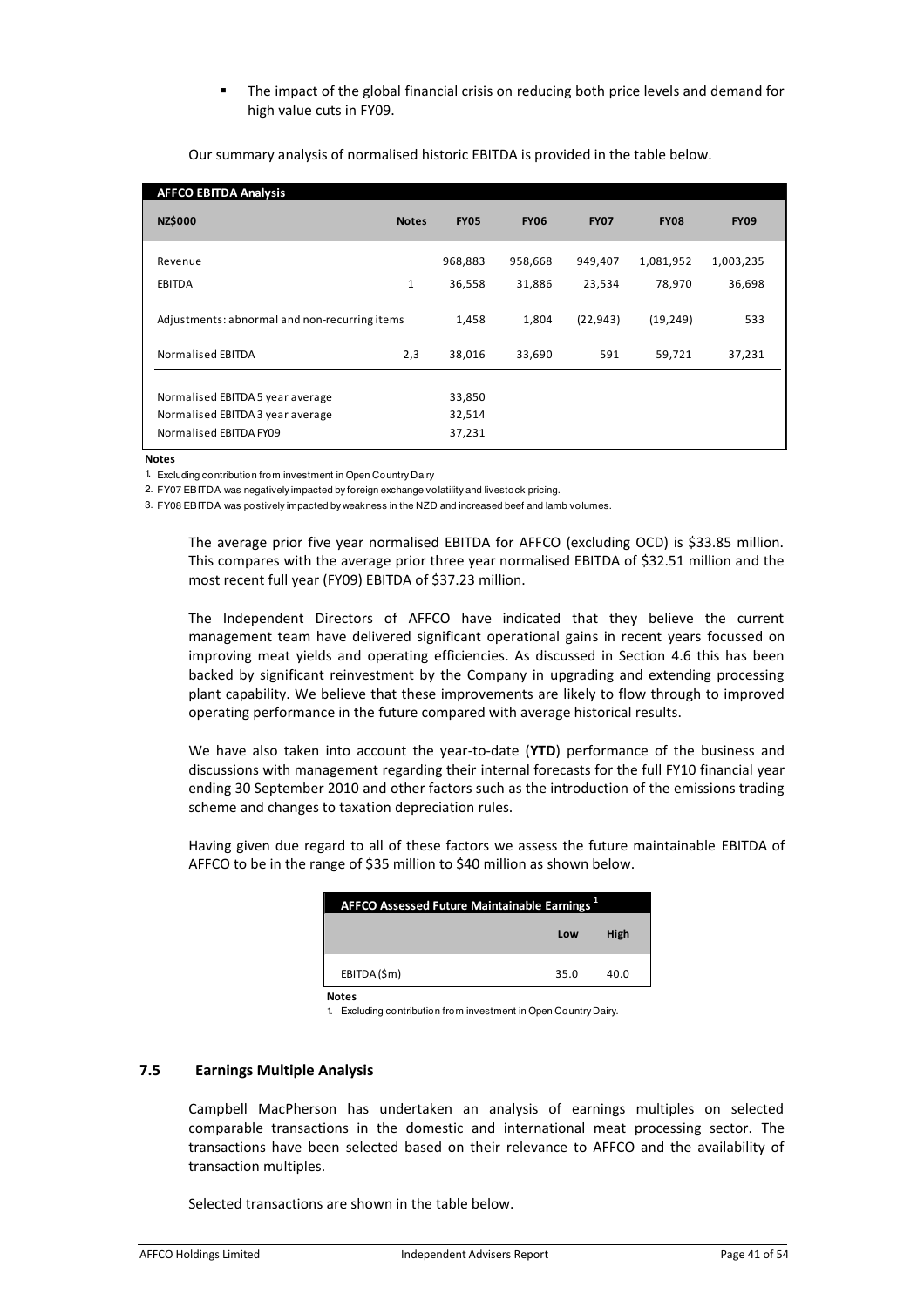- The impact of the global financial crisis on reducing both price levels and demand for high value cuts in FY09.

Our summary analysis of normalised historic EBITDA is provided in the table below.

| AFFCO EBITDA Analysis | | | | | | |
|---|---|---|---|---|---|---|
| **NZ$000** | **Notes** | **FY05** | **FY06** | **FY07** | **FY08** | **FY09** |
| Revenue | | 968,883 | 958,668 | 949,407 | 1,081,952 | 1,003,235 |
| EBITDA | 1 | 36,558 | 31,886 | 23,534 | 78,970 | 36,698 |
| Adjustments: abnormal and non-recurring items | | 1,458 | 1,804 | (22,943) | (19,249) | 533 |
| Normalised EBITDA | 2,3 | 38,016 | 33,690 | 591 | 59,721 | 37,231 |
| Normalised EBITDA 5 year average | | 33,850 | | | | |
| Normalised EBITDA 3 year average | | 32,514 | | | | |
| Normalised EBITDA FY09 | | 37,231 | | | | |

**Notes**

1. Excluding contribution from investment in Open Country Dairy
2. FY07 EBITDA was negatively impacted by foreign exchange volatility and livestock pricing.
3. FY08 EBITDA was postively impacted by weakness in the NZD and increased beef and lamb volumes.

The average prior five year normalised EBITDA for AFFCO (excluding OCD) is $33.85 million. This compares with the average prior three year normalised EBITDA of $32.51 million and the most recent full year (FY09) EBITDA of $37.23 million.

The Independent Directors of AFFCO have indicated that they believe the current management team have delivered significant operational gains in recent years focussed on improving meat yields and operating efficiencies. As discussed in Section 4.6 this has been backed by significant reinvestment by the Company in upgrading and extending processing plant capability. We believe that these improvements are likely to flow through to improved operating performance in the future compared with average historical results.

We have also taken into account the year-to-date (**YTD**) performance of the business and discussions with management regarding their internal forecasts for the full FY10 financial year ending 30 September 2010 and other factors such as the introduction of the emissions trading scheme and changes to taxation depreciation rules.

Having given due regard to all of these factors we assess the future maintainable EBITDA of AFFCO to be in the range of $35 million to $40 million as shown below.

| AFFCO Assessed Future Maintainable Earnings [1] | | |
|---|---|---|
| | **Low** | **High** |
| EBITDA ($m) | 35.0 | 40.0 |

**Notes**

1. Excluding contribution from investment in Open Country Dairy.

## 7.5 Earnings Multiple Analysis

Campbell MacPherson has undertaken an analysis of earnings multiples on selected comparable transactions in the domestic and international meat processing sector. The transactions have been selected based on their relevance to AFFCO and the availability of transaction multiples.

Selected transactions are shown in the table below.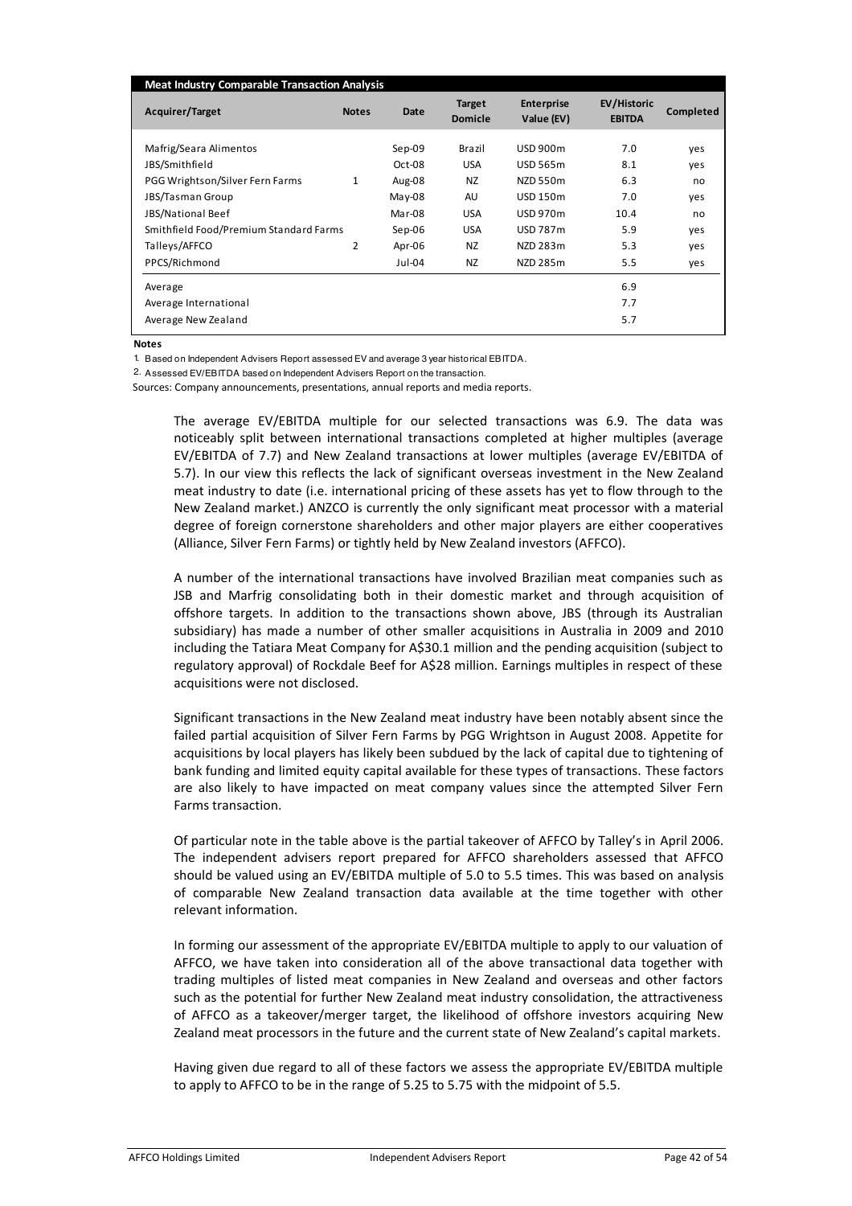**Meat Industry Comparable Transaction Analysis**

| Acquirer/Target | Notes | Date | Target Domicle | Enterprise Value (EV) | EV/Historic EBITDA | Completed |
|---|---|---|---|---|---|---|
| Mafrig/Seara Alimentos | | Sep-09 | Brazil | USD 900m | 7.0 | yes |
| JBS/Smithfield | | Oct-08 | USA | USD 565m | 8.1 | yes |
| PGG Wrightson/Silver Fern Farms | 1 | Aug-08 | NZ | NZD 550m | 6.3 | no |
| JBS/Tasman Group | | May-08 | AU | USD 150m | 7.0 | yes |
| JBS/National Beef | | Mar-08 | USA | USD 970m | 10.4 | no |
| Smithfield Food/Premium Standard Farms | | Sep-06 | USA | USD 787m | 5.9 | yes |
| Talleys/AFFCO | 2 | Apr-06 | NZ | NZD 283m | 5.3 | yes |
| PPCS/Richmond | | Jul-04 | NZ | NZD 285m | 5.5 | yes |
| Average | | | | | 6.9 | |
| Average International | | | | | 7.7 | |
| Average New Zealand | | | | | 5.7 | |

**Notes**

1. Based on Independent Advisers Report assessed EV and average 3 year historical EBITDA.
2. Assessed EV/EBITDA based on Independent Advisers Report on the transaction.

Sources: Company announcements, presentations, annual reports and media reports.

The average EV/EBITDA multiple for our selected transactions was 6.9. The data was noticeably split between international transactions completed at higher multiples (average EV/EBITDA of 7.7) and New Zealand transactions at lower multiples (average EV/EBITDA of 5.7). In our view this reflects the lack of significant overseas investment in the New Zealand meat industry to date (i.e. international pricing of these assets has yet to flow through to the New Zealand market.) ANZCO is currently the only significant meat processor with a material degree of foreign cornerstone shareholders and other major players are either cooperatives (Alliance, Silver Fern Farms) or tightly held by New Zealand investors (AFFCO).

A number of the international transactions have involved Brazilian meat companies such as JSB and Marfrig consolidating both in their domestic market and through acquisition of offshore targets. In addition to the transactions shown above, JBS (through its Australian subsidiary) has made a number of other smaller acquisitions in Australia in 2009 and 2010 including the Tatiara Meat Company for A$30.1 million and the pending acquisition (subject to regulatory approval) of Rockdale Beef for A$28 million. Earnings multiples in respect of these acquisitions were not disclosed.

Significant transactions in the New Zealand meat industry have been notably absent since the failed partial acquisition of Silver Fern Farms by PGG Wrightson in August 2008. Appetite for acquisitions by local players has likely been subdued by the lack of capital due to tightening of bank funding and limited equity capital available for these types of transactions. These factors are also likely to have impacted on meat company values since the attempted Silver Fern Farms transaction.

Of particular note in the table above is the partial takeover of AFFCO by Talley's in April 2006. The independent advisers report prepared for AFFCO shareholders assessed that AFFCO should be valued using an EV/EBITDA multiple of 5.0 to 5.5 times. This was based on analysis of comparable New Zealand transaction data available at the time together with other relevant information.

In forming our assessment of the appropriate EV/EBITDA multiple to apply to our valuation of AFFCO, we have taken into consideration all of the above transactional data together with trading multiples of listed meat companies in New Zealand and overseas and other factors such as the potential for further New Zealand meat industry consolidation, the attractiveness of AFFCO as a takeover/merger target, the likelihood of offshore investors acquiring New Zealand meat processors in the future and the current state of New Zealand's capital markets.

Having given due regard to all of these factors we assess the appropriate EV/EBITDA multiple to apply to AFFCO to be in the range of 5.25 to 5.75 with the midpoint of 5.5.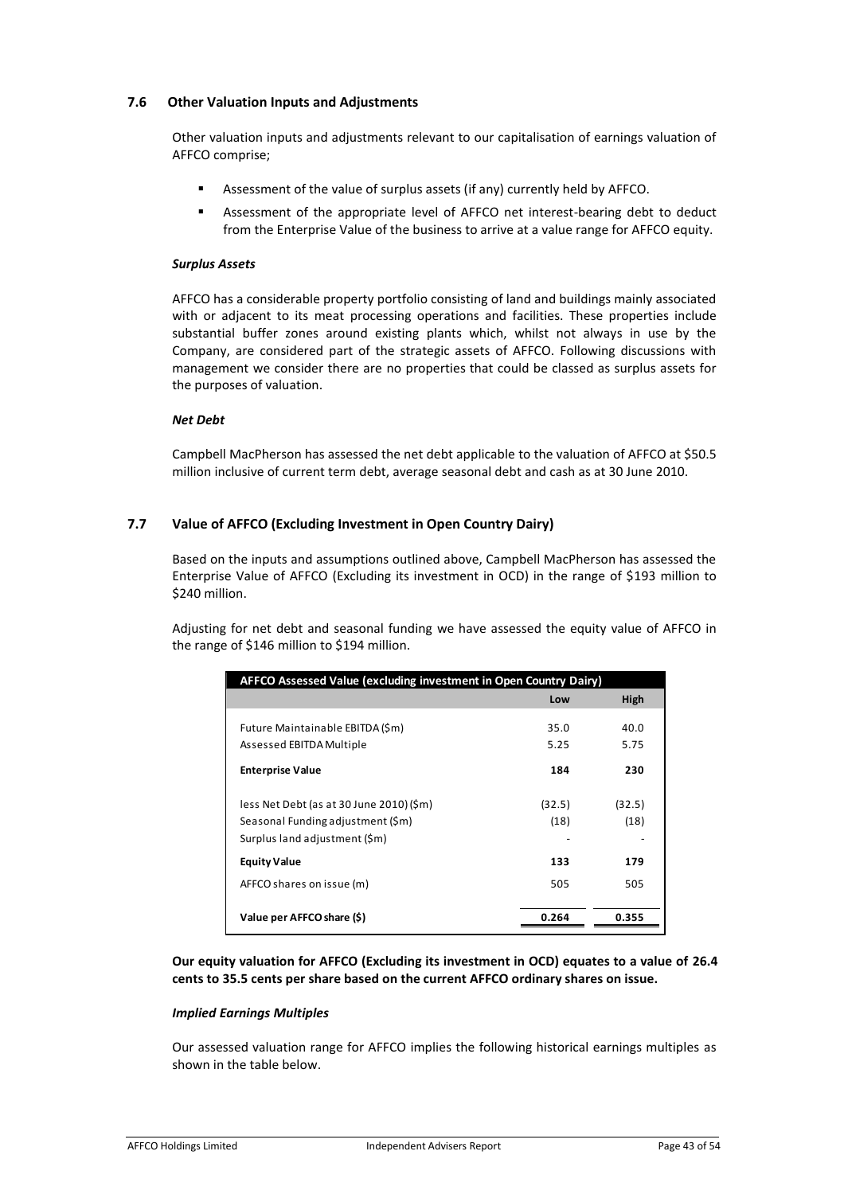### 7.6 Other Valuation Inputs and Adjustments

Other valuation inputs and adjustments relevant to our capitalisation of earnings valuation of AFFCO comprise;

- Assessment of the value of surplus assets (if any) currently held by AFFCO.
- Assessment of the appropriate level of AFFCO net interest-bearing debt to deduct from the Enterprise Value of the business to arrive at a value range for AFFCO equity.

***Surplus Assets***

AFFCO has a considerable property portfolio consisting of land and buildings mainly associated with or adjacent to its meat processing operations and facilities. These properties include substantial buffer zones around existing plants which, whilst not always in use by the Company, are considered part of the strategic assets of AFFCO. Following discussions with management we consider there are no properties that could be classed as surplus assets for the purposes of valuation.

***Net Debt***

Campbell MacPherson has assessed the net debt applicable to the valuation of AFFCO at $50.5 million inclusive of current term debt, average seasonal debt and cash as at 30 June 2010.

### 7.7 Value of AFFCO (Excluding Investment in Open Country Dairy)

Based on the inputs and assumptions outlined above, Campbell MacPherson has assessed the Enterprise Value of AFFCO (Excluding its investment in OCD) in the range of $193 million to $240 million.

Adjusting for net debt and seasonal funding we have assessed the equity value of AFFCO in the range of $146 million to $194 million.

| AFFCO Assessed Value (excluding investment in Open Country Dairy) | Low | High |
|---|---|---|
| Future Maintainable EBITDA ($m) | 35.0 | 40.0 |
| Assessed EBITDA Multiple | 5.25 | 5.75 |
| **Enterprise Value** | **184** | **230** |
| less Net Debt (as at 30 June 2010) ($m) | (32.5) | (32.5) |
| Seasonal Funding adjustment ($m) | (18) | (18) |
| Surplus land adjustment ($m) | - | - |
| **Equity Value** | **133** | **179** |
| AFFCO shares on issue (m) | 505 | 505 |
| **Value per AFFCO share ($)** | **0.264** | **0.355** |

**Our equity valuation for AFFCO (Excluding its investment in OCD) equates to a value of 26.4 cents to 35.5 cents per share based on the current AFFCO ordinary shares on issue.**

***Implied Earnings Multiples***

Our assessed valuation range for AFFCO implies the following historical earnings multiples as shown in the table below.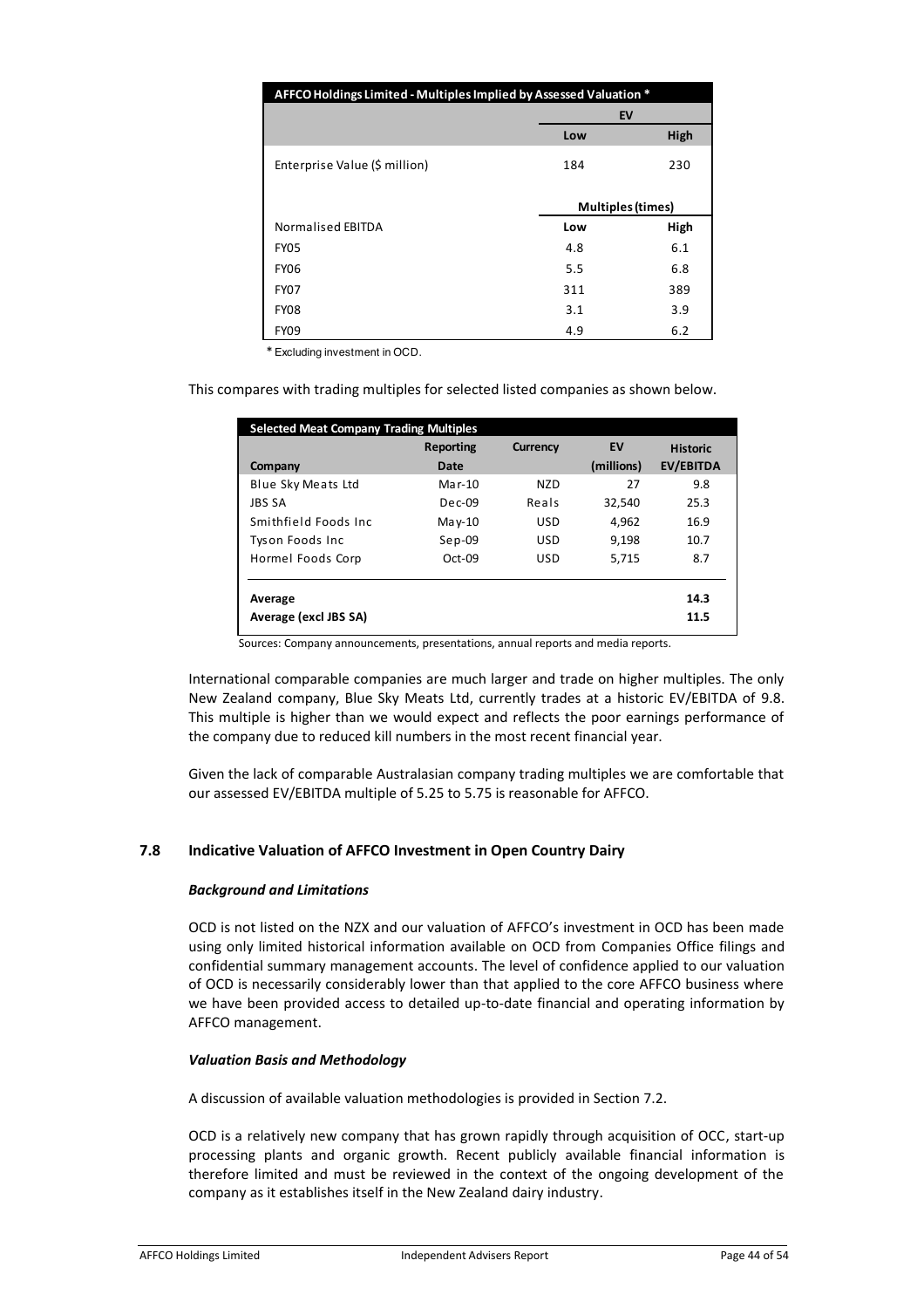| AFFCO Holdings Limited - Multiples Implied by Assessed Valuation * | | |
|---|---|---|
| | EV | |
| | Low | High |
| Enterprise Value ($ million) | 184 | 230 |
| | Multiples (times) | |
| Normalised EBITDA | Low | High |
| FY05 | 4.8 | 6.1 |
| FY06 | 5.5 | 6.8 |
| FY07 | 311 | 389 |
| FY08 | 3.1 | 3.9 |
| FY09 | 4.9 | 6.2 |

* Excluding investment in OCD.

This compares with trading multiples for selected listed companies as shown below.

| Selected Meat Company Trading Multiples | | | | |
|---|---|---|---|---|
| Company | Reporting Date | Currency | EV (millions) | Historic EV/EBITDA |
| Blue Sky Meats Ltd | Mar-10 | NZD | 27 | 9.8 |
| JBS SA | Dec-09 | Reals | 32,540 | 25.3 |
| Smithfield Foods Inc | May-10 | USD | 4,962 | 16.9 |
| Tyson Foods Inc | Sep-09 | USD | 9,198 | 10.7 |
| Hormel Foods Corp | Oct-09 | USD | 5,715 | 8.7 |
| **Average** | | | | **14.3** |
| **Average (excl JBS SA)** | | | | **11.5** |

Sources: Company announcements, presentations, annual reports and media reports.

International comparable companies are much larger and trade on higher multiples. The only New Zealand company, Blue Sky Meats Ltd, currently trades at a historic EV/EBITDA of 9.8. This multiple is higher than we would expect and reflects the poor earnings performance of the company due to reduced kill numbers in the most recent financial year.

Given the lack of comparable Australasian company trading multiples we are comfortable that our assessed EV/EBITDA multiple of 5.25 to 5.75 is reasonable for AFFCO.

### 7.8 Indicative Valuation of AFFCO Investment in Open Country Dairy

***Background and Limitations***

OCD is not listed on the NZX and our valuation of AFFCO's investment in OCD has been made using only limited historical information available on OCD from Companies Office filings and confidential summary management accounts. The level of confidence applied to our valuation of OCD is necessarily considerably lower than that applied to the core AFFCO business where we have been provided access to detailed up-to-date financial and operating information by AFFCO management.

***Valuation Basis and Methodology***

A discussion of available valuation methodologies is provided in Section 7.2.

OCD is a relatively new company that has grown rapidly through acquisition of OCC, start-up processing plants and organic growth. Recent publicly available financial information is therefore limited and must be reviewed in the context of the ongoing development of the company as it establishes itself in the New Zealand dairy industry.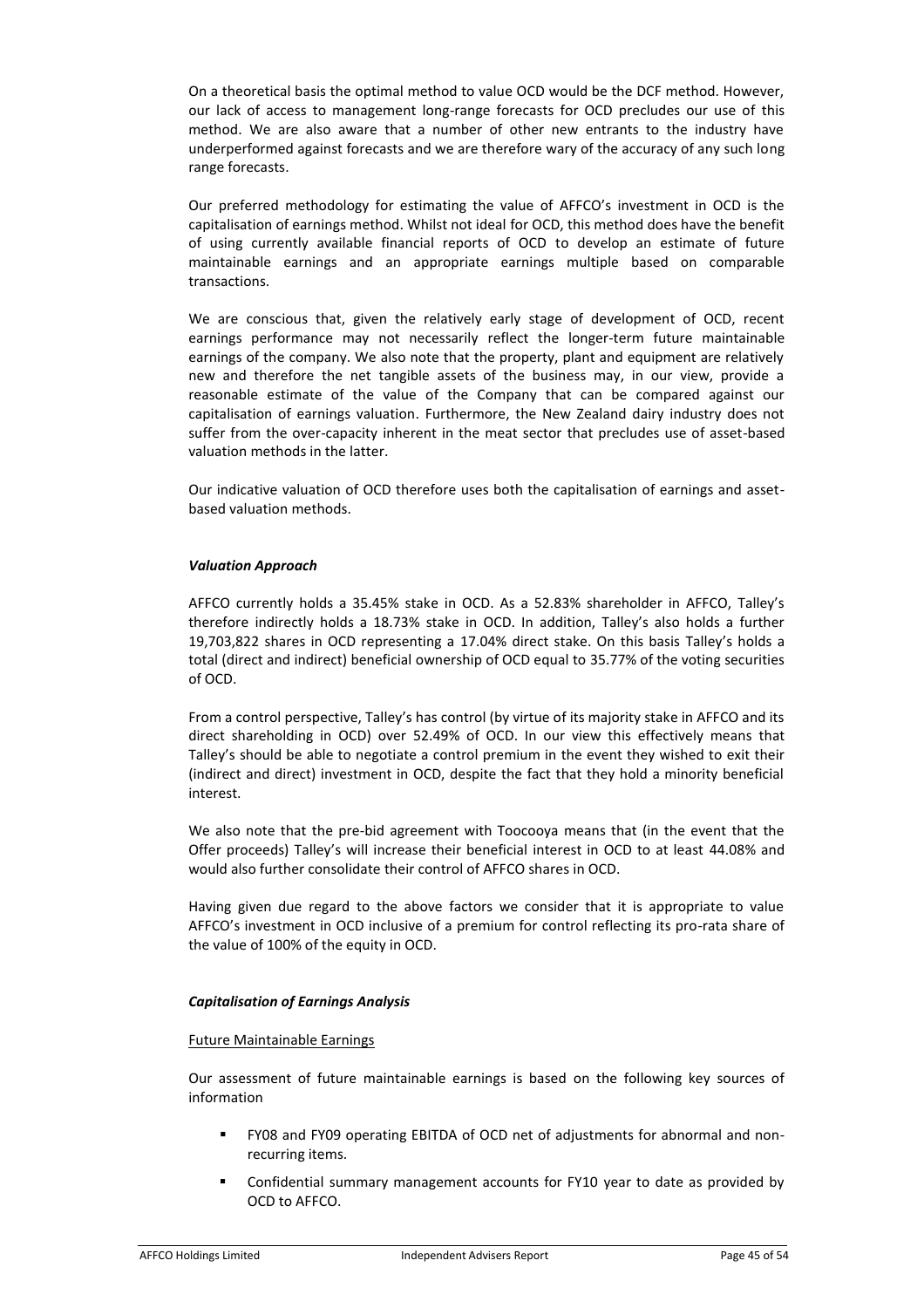On a theoretical basis the optimal method to value OCD would be the DCF method. However, our lack of access to management long-range forecasts for OCD precludes our use of this method. We are also aware that a number of other new entrants to the industry have underperformed against forecasts and we are therefore wary of the accuracy of any such long range forecasts.

Our preferred methodology for estimating the value of AFFCO's investment in OCD is the capitalisation of earnings method. Whilst not ideal for OCD, this method does have the benefit of using currently available financial reports of OCD to develop an estimate of future maintainable earnings and an appropriate earnings multiple based on comparable transactions.

We are conscious that, given the relatively early stage of development of OCD, recent earnings performance may not necessarily reflect the longer-term future maintainable earnings of the company. We also note that the property, plant and equipment are relatively new and therefore the net tangible assets of the business may, in our view, provide a reasonable estimate of the value of the Company that can be compared against our capitalisation of earnings valuation. Furthermore, the New Zealand dairy industry does not suffer from the over-capacity inherent in the meat sector that precludes use of asset-based valuation methods in the latter.

Our indicative valuation of OCD therefore uses both the capitalisation of earnings and asset-based valuation methods.

***Valuation Approach***

AFFCO currently holds a 35.45% stake in OCD. As a 52.83% shareholder in AFFCO, Talley's therefore indirectly holds a 18.73% stake in OCD. In addition, Talley's also holds a further 19,703,822 shares in OCD representing a 17.04% direct stake. On this basis Talley's holds a total (direct and indirect) beneficial ownership of OCD equal to 35.77% of the voting securities of OCD.

From a control perspective, Talley's has control (by virtue of its majority stake in AFFCO and its direct shareholding in OCD) over 52.49% of OCD. In our view this effectively means that Talley's should be able to negotiate a control premium in the event they wished to exit their (indirect and direct) investment in OCD, despite the fact that they hold a minority beneficial interest.

We also note that the pre-bid agreement with Toocooya means that (in the event that the Offer proceeds) Talley's will increase their beneficial interest in OCD to at least 44.08% and would also further consolidate their control of AFFCO shares in OCD.

Having given due regard to the above factors we consider that it is appropriate to value AFFCO's investment in OCD inclusive of a premium for control reflecting its pro-rata share of the value of 100% of the equity in OCD.

***Capitalisation of Earnings Analysis***

<u>Future Maintainable Earnings</u>

Our assessment of future maintainable earnings is based on the following key sources of information

- FY08 and FY09 operating EBITDA of OCD net of adjustments for abnormal and non-recurring items.
- Confidential summary management accounts for FY10 year to date as provided by OCD to AFFCO.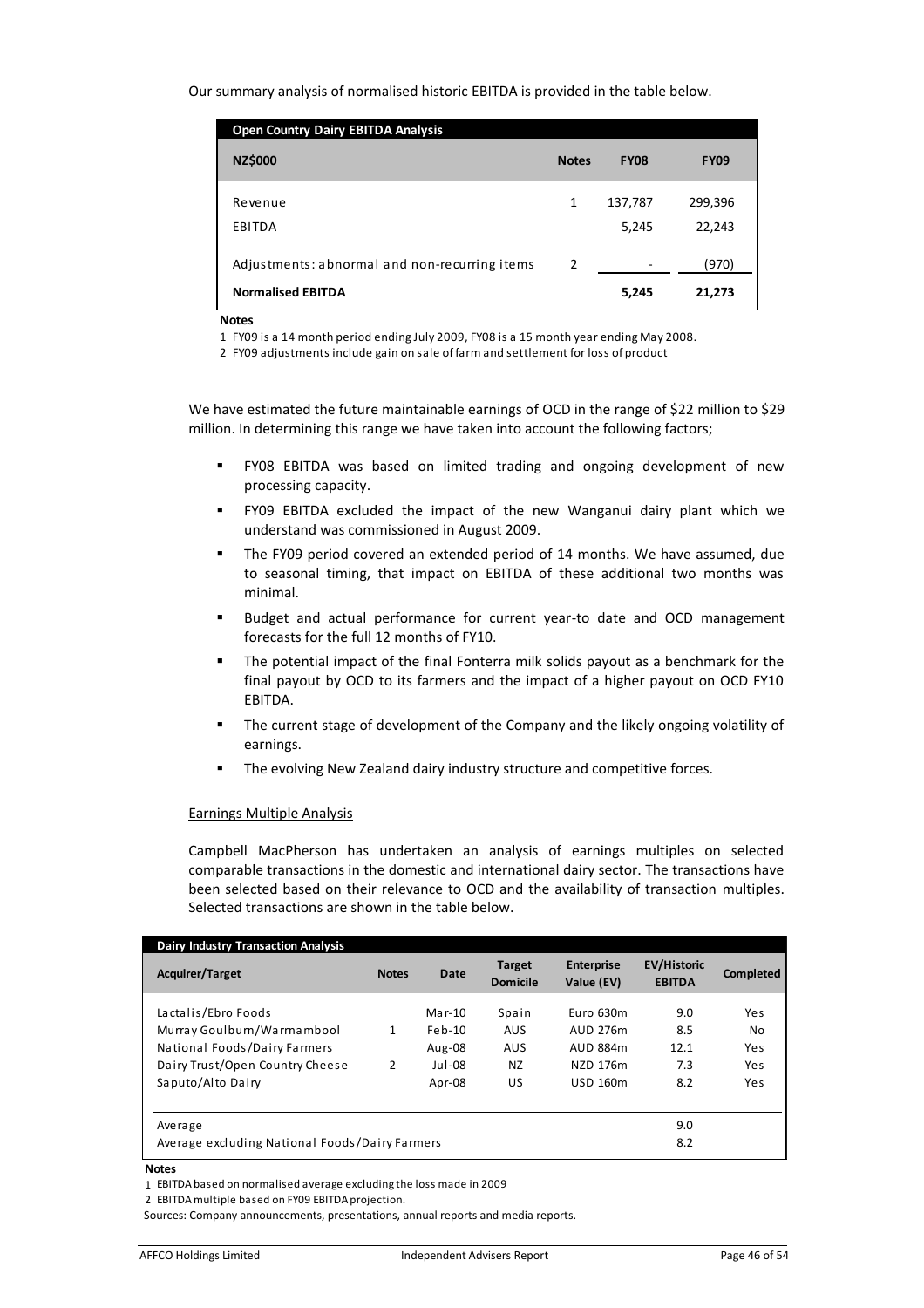Our summary analysis of normalised historic EBITDA is provided in the table below.

| Open Country Dairy EBITDA Analysis | | | |
|---|---|---|---|
| **NZ$000** | **Notes** | **FY08** | **FY09** |
| Revenue | 1 | 137,787 | 299,396 |
| EBITDA | | 5,245 | 22,243 |
| Adjustments: abnormal and non-recurring items | 2 | - | (970) |
| **Normalised EBITDA** | | **5,245** | **21,273** |

**Notes**

1 FY09 is a 14 month period ending July 2009, FY08 is a 15 month year ending May 2008.

2 FY09 adjustments include gain on sale of farm and settlement for loss of product

We have estimated the future maintainable earnings of OCD in the range of $22 million to $29 million. In determining this range we have taken into account the following factors;

- FY08 EBITDA was based on limited trading and ongoing development of new processing capacity.
- FY09 EBITDA excluded the impact of the new Wanganui dairy plant which we understand was commissioned in August 2009.
- The FY09 period covered an extended period of 14 months. We have assumed, due to seasonal timing, that impact on EBITDA of these additional two months was minimal.
- Budget and actual performance for current year-to date and OCD management forecasts for the full 12 months of FY10.
- The potential impact of the final Fonterra milk solids payout as a benchmark for the final payout by OCD to its farmers and the impact of a higher payout on OCD FY10 EBITDA.
- The current stage of development of the Company and the likely ongoing volatility of earnings.
- The evolving New Zealand dairy industry structure and competitive forces.

Earnings Multiple Analysis

Campbell MacPherson has undertaken an analysis of earnings multiples on selected comparable transactions in the domestic and international dairy sector. The transactions have been selected based on their relevance to OCD and the availability of transaction multiples. Selected transactions are shown in the table below.

| Dairy Industry Transaction Analysis | | | | | | |
|---|---|---|---|---|---|---|
| **Acquirer/Target** | **Notes** | **Date** | **Target Domicile** | **Enterprise Value (EV)** | **EV/Historic EBITDA** | **Completed** |
| Lactalis/Ebro Foods | | Mar-10 | Spain | Euro 630m | 9.0 | Yes |
| Murray Goulburn/Warrnambool | 1 | Feb-10 | AUS | AUD 276m | 8.5 | No |
| National Foods/Dairy Farmers | | Aug-08 | AUS | AUD 884m | 12.1 | Yes |
| Dairy Trust/Open Country Cheese | 2 | Jul-08 | NZ | NZD 176m | 7.3 | Yes |
| Saputo/Alto Dairy | | Apr-08 | US | USD 160m | 8.2 | Yes |
| Average | | | | | 9.0 | |
| Average excluding National Foods/Dairy Farmers | | | | | 8.2 | |

**Notes**

1 EBITDA based on normalised average excluding the loss made in 2009

2 EBITDA multiple based on FY09 EBITDA projection.

Sources: Company announcements, presentations, annual reports and media reports.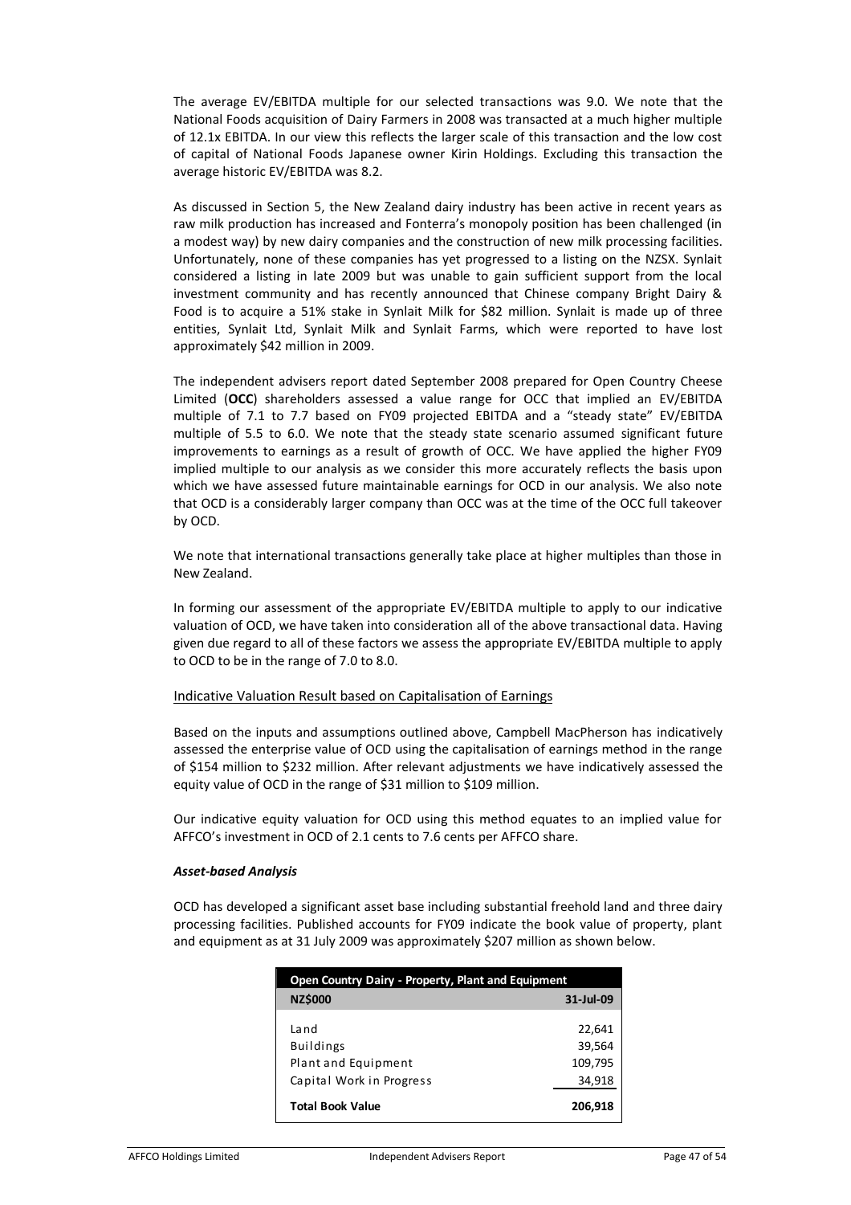The average EV/EBITDA multiple for our selected transactions was 9.0. We note that the National Foods acquisition of Dairy Farmers in 2008 was transacted at a much higher multiple of 12.1x EBITDA. In our view this reflects the larger scale of this transaction and the low cost of capital of National Foods Japanese owner Kirin Holdings. Excluding this transaction the average historic EV/EBITDA was 8.2.

As discussed in Section 5, the New Zealand dairy industry has been active in recent years as raw milk production has increased and Fonterra's monopoly position has been challenged (in a modest way) by new dairy companies and the construction of new milk processing facilities. Unfortunately, none of these companies has yet progressed to a listing on the NZSX. Synlait considered a listing in late 2009 but was unable to gain sufficient support from the local investment community and has recently announced that Chinese company Bright Dairy & Food is to acquire a 51% stake in Synlait Milk for $82 million. Synlait is made up of three entities, Synlait Ltd, Synlait Milk and Synlait Farms, which were reported to have lost approximately $42 million in 2009.

The independent advisers report dated September 2008 prepared for Open Country Cheese Limited (**OCC**) shareholders assessed a value range for OCC that implied an EV/EBITDA multiple of 7.1 to 7.7 based on FY09 projected EBITDA and a "steady state" EV/EBITDA multiple of 5.5 to 6.0. We note that the steady state scenario assumed significant future improvements to earnings as a result of growth of OCC. We have applied the higher FY09 implied multiple to our analysis as we consider this more accurately reflects the basis upon which we have assessed future maintainable earnings for OCD in our analysis. We also note that OCD is a considerably larger company than OCC was at the time of the OCC full takeover by OCD.

We note that international transactions generally take place at higher multiples than those in New Zealand.

In forming our assessment of the appropriate EV/EBITDA multiple to apply to our indicative valuation of OCD, we have taken into consideration all of the above transactional data. Having given due regard to all of these factors we assess the appropriate EV/EBITDA multiple to apply to OCD to be in the range of 7.0 to 8.0.

Indicative Valuation Result based on Capitalisation of Earnings

Based on the inputs and assumptions outlined above, Campbell MacPherson has indicatively assessed the enterprise value of OCD using the capitalisation of earnings method in the range of $154 million to $232 million. After relevant adjustments we have indicatively assessed the equity value of OCD in the range of $31 million to $109 million.

Our indicative equity valuation for OCD using this method equates to an implied value for AFFCO's investment in OCD of 2.1 cents to 7.6 cents per AFFCO share.

***Asset-based Analysis***

OCD has developed a significant asset base including substantial freehold land and three dairy processing facilities. Published accounts for FY09 indicate the book value of property, plant and equipment as at 31 July 2009 was approximately $207 million as shown below.

| **Open Country Dairy - Property, Plant and Equipment** | |
|---|---|
| **NZ$000** | **31-Jul-09** |
| Land | 22,641 |
| Buildings | 39,564 |
| Plant and Equipment | 109,795 |
| Capital Work in Progress | 34,918 |
| **Total Book Value** | **206,918** |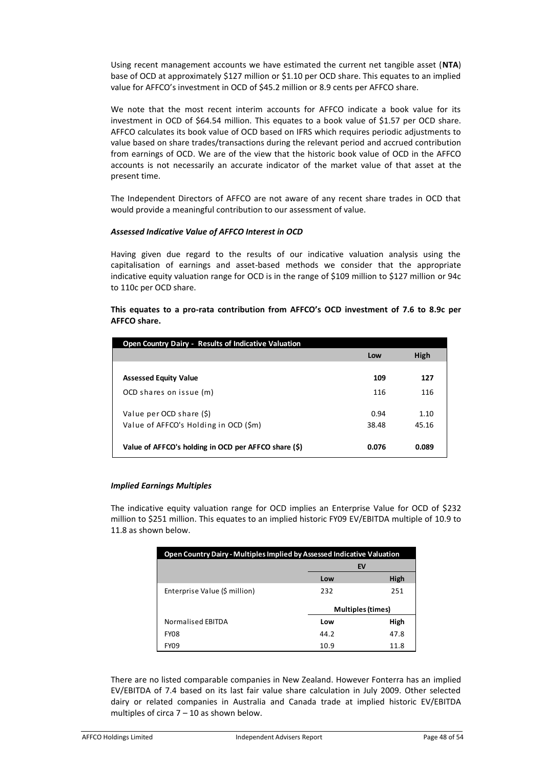Using recent management accounts we have estimated the current net tangible asset (**NTA**) base of OCD at approximately $127 million or $1.10 per OCD share. This equates to an implied value for AFFCO's investment in OCD of $45.2 million or 8.9 cents per AFFCO share.

We note that the most recent interim accounts for AFFCO indicate a book value for its investment in OCD of $64.54 million. This equates to a book value of $1.57 per OCD share. AFFCO calculates its book value of OCD based on IFRS which requires periodic adjustments to value based on share trades/transactions during the relevant period and accrued contribution from earnings of OCD. We are of the view that the historic book value of OCD in the AFFCO accounts is not necessarily an accurate indicator of the market value of that asset at the present time.

The Independent Directors of AFFCO are not aware of any recent share trades in OCD that would provide a meaningful contribution to our assessment of value.

***Assessed Indicative Value of AFFCO Interest in OCD***

Having given due regard to the results of our indicative valuation analysis using the capitalisation of earnings and asset-based methods we consider that the appropriate indicative equity valuation range for OCD is in the range of $109 million to $127 million or 94c to 110c per OCD share.

**This equates to a pro-rata contribution from AFFCO's OCD investment of 7.6 to 8.9c per AFFCO share.**

| Open Country Dairy - Results of Indicative Valuation | | |
|---|---|---|
| | Low | High |
| **Assessed Equity Value** | **109** | **127** |
| OCD shares on issue (m) | 116 | 116 |
| Value per OCD share ($) | 0.94 | 1.10 |
| Value of AFFCO's Holding in OCD ($m) | 38.48 | 45.16 |
| **Value of AFFCO's holding in OCD per AFFCO share ($)** | **0.076** | **0.089** |

***Implied Earnings Multiples***

The indicative equity valuation range for OCD implies an Enterprise Value for OCD of $232 million to $251 million. This equates to an implied historic FY09 EV/EBITDA multiple of 10.9 to 11.8 as shown below.

| Open Country Dairy - Multiples Implied by Assessed Indicative Valuation | | |
|---|---|---|
| | EV | |
| | Low | High |
| Enterprise Value ($ million) | 232 | 251 |
| | Multiples (times) | |
| Normalised EBITDA | Low | High |
| FY08 | 44.2 | 47.8 |
| FY09 | 10.9 | 11.8 |

There are no listed comparable companies in New Zealand. However Fonterra has an implied EV/EBITDA of 7.4 based on its last fair value share calculation in July 2009. Other selected dairy or related companies in Australia and Canada trade at implied historic EV/EBITDA multiples of circa 7 – 10 as shown below.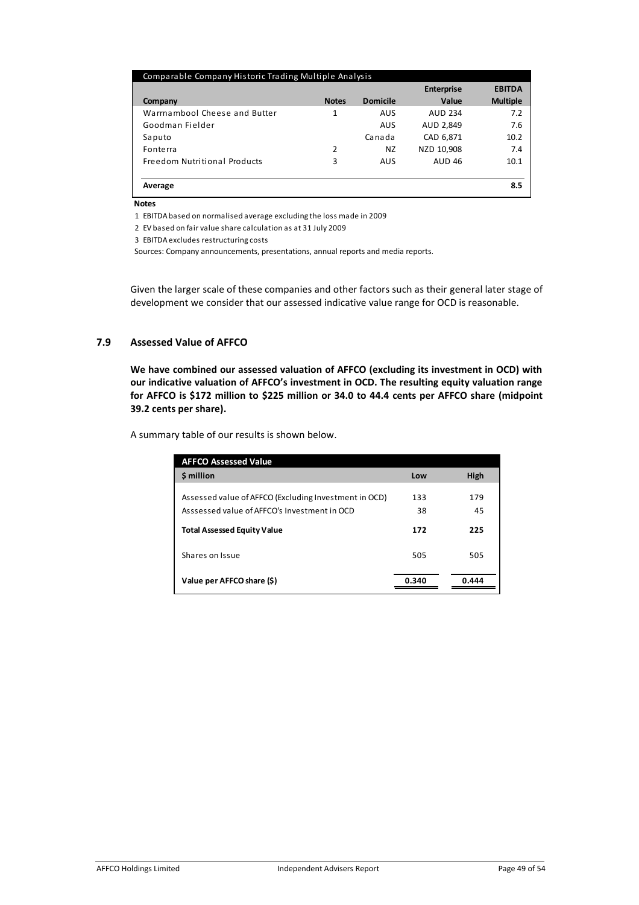| Comparable Company Historic Trading Multiple Analysis | | | | |
|---|---|---|---|---|
| **Company** | **Notes** | **Domicile** | **Enterprise Value** | **EBITDA Multiple** |
| Warrnambool Cheese and Butter | 1 | AUS | AUD 234 | 7.2 |
| Goodman Fielder | | AUS | AUD 2,849 | 7.6 |
| Saputo | | Canada | CAD 6,871 | 10.2 |
| Fonterra | 2 | NZ | NZD 10,908 | 7.4 |
| Freedom Nutritional Products | 3 | AUS | AUD 46 | 10.1 |
| **Average** | | | | **8.5** |

**Notes**

1 EBITDA based on normalised average excluding the loss made in 2009

2 EV based on fair value share calculation as at 31 July 2009

3 EBITDA excludes restructuring costs

Sources: Company announcements, presentations, annual reports and media reports.

Given the larger scale of these companies and other factors such as their general later stage of development we consider that our assessed indicative value range for OCD is reasonable.

## 7.9 Assessed Value of AFFCO

**We have combined our assessed valuation of AFFCO (excluding its investment in OCD) with our indicative valuation of AFFCO's investment in OCD. The resulting equity valuation range for AFFCO is $172 million to $225 million or 34.0 to 44.4 cents per AFFCO share (midpoint 39.2 cents per share).**

A summary table of our results is shown below.

| AFFCO Assessed Value | | |
|---|---|---|
| **$ million** | **Low** | **High** |
| Assessed value of AFFCO (Excluding Investment in OCD) | 133 | 179 |
| Asssessed value of AFFCO's Investment in OCD | 38 | 45 |
| **Total Assessed Equity Value** | **172** | **225** |
| Shares on Issue | 505 | 505 |
| **Value per AFFCO share ($)** | **0.340** | **0.444** |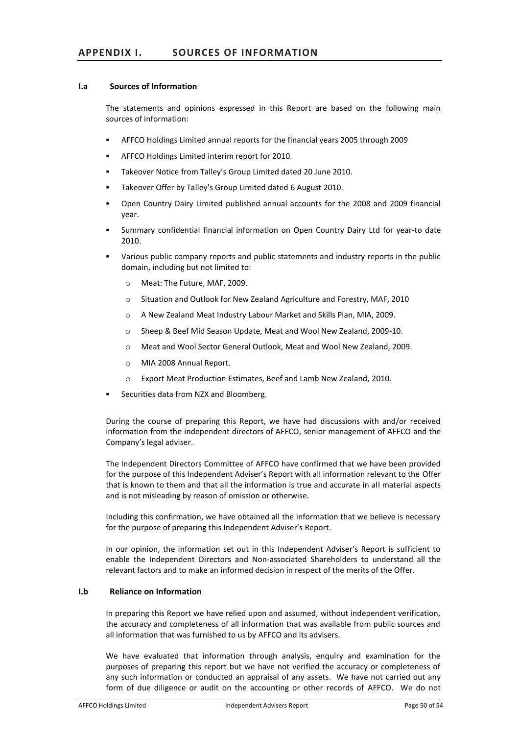## APPENDIX I. SOURCES OF INFORMATION

### I.a Sources of Information

The statements and opinions expressed in this Report are based on the following main sources of information:

- AFFCO Holdings Limited annual reports for the financial years 2005 through 2009
- AFFCO Holdings Limited interim report for 2010.
- Takeover Notice from Talley's Group Limited dated 20 June 2010.
- Takeover Offer by Talley's Group Limited dated 6 August 2010.
- Open Country Dairy Limited published annual accounts for the 2008 and 2009 financial year.
- Summary confidential financial information on Open Country Dairy Ltd for year-to date 2010.
- Various public company reports and public statements and industry reports in the public domain, including but not limited to:
    - Meat: The Future, MAF, 2009.
    - Situation and Outlook for New Zealand Agriculture and Forestry, MAF, 2010
    - A New Zealand Meat Industry Labour Market and Skills Plan, MIA, 2009.
    - Sheep & Beef Mid Season Update, Meat and Wool New Zealand, 2009-10.
    - Meat and Wool Sector General Outlook, Meat and Wool New Zealand, 2009.
    - MIA 2008 Annual Report.
    - Export Meat Production Estimates, Beef and Lamb New Zealand, 2010.
- Securities data from NZX and Bloomberg.

During the course of preparing this Report, we have had discussions with and/or received information from the independent directors of AFFCO, senior management of AFFCO and the Company's legal adviser.

The Independent Directors Committee of AFFCO have confirmed that we have been provided for the purpose of this Independent Adviser's Report with all information relevant to the Offer that is known to them and that all the information is true and accurate in all material aspects and is not misleading by reason of omission or otherwise.

Including this confirmation, we have obtained all the information that we believe is necessary for the purpose of preparing this Independent Adviser's Report.

In our opinion, the information set out in this Independent Adviser's Report is sufficient to enable the Independent Directors and Non-associated Shareholders to understand all the relevant factors and to make an informed decision in respect of the merits of the Offer.

### I.b Reliance on Information

In preparing this Report we have relied upon and assumed, without independent verification, the accuracy and completeness of all information that was available from public sources and all information that was furnished to us by AFFCO and its advisers.

We have evaluated that information through analysis, enquiry and examination for the purposes of preparing this report but we have not verified the accuracy or completeness of any such information or conducted an appraisal of any assets. We have not carried out any form of due diligence or audit on the accounting or other records of AFFCO. We do not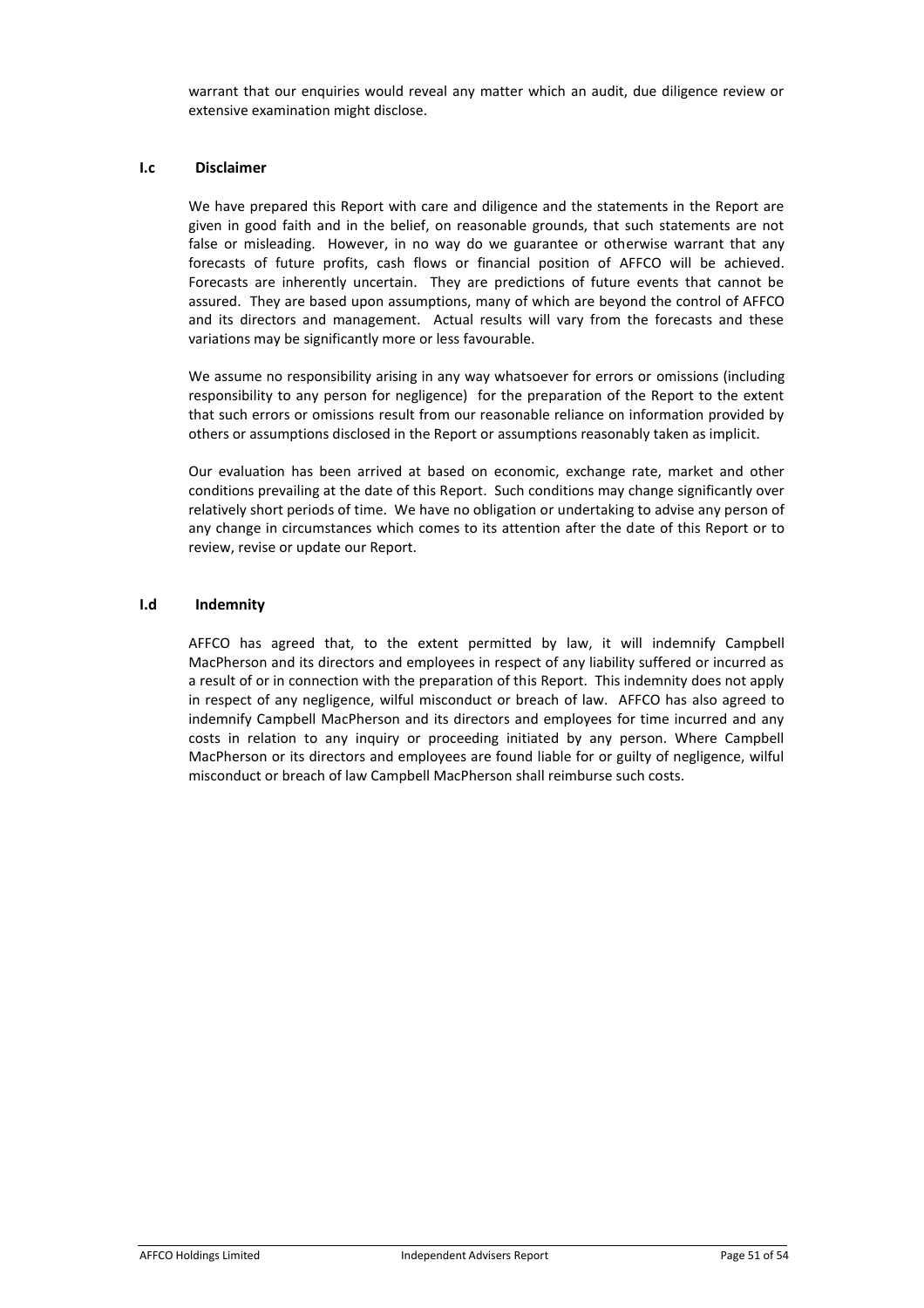warrant that our enquiries would reveal any matter which an audit, due diligence review or extensive examination might disclose.

### I.c Disclaimer

We have prepared this Report with care and diligence and the statements in the Report are given in good faith and in the belief, on reasonable grounds, that such statements are not false or misleading. However, in no way do we guarantee or otherwise warrant that any forecasts of future profits, cash flows or financial position of AFFCO will be achieved. Forecasts are inherently uncertain. They are predictions of future events that cannot be assured. They are based upon assumptions, many of which are beyond the control of AFFCO and its directors and management. Actual results will vary from the forecasts and these variations may be significantly more or less favourable.

We assume no responsibility arising in any way whatsoever for errors or omissions (including responsibility to any person for negligence) for the preparation of the Report to the extent that such errors or omissions result from our reasonable reliance on information provided by others or assumptions disclosed in the Report or assumptions reasonably taken as implicit.

Our evaluation has been arrived at based on economic, exchange rate, market and other conditions prevailing at the date of this Report. Such conditions may change significantly over relatively short periods of time. We have no obligation or undertaking to advise any person of any change in circumstances which comes to its attention after the date of this Report or to review, revise or update our Report.

### I.d Indemnity

AFFCO has agreed that, to the extent permitted by law, it will indemnify Campbell MacPherson and its directors and employees in respect of any liability suffered or incurred as a result of or in connection with the preparation of this Report. This indemnity does not apply in respect of any negligence, wilful misconduct or breach of law. AFFCO has also agreed to indemnify Campbell MacPherson and its directors and employees for time incurred and any costs in relation to any inquiry or proceeding initiated by any person. Where Campbell MacPherson or its directors and employees are found liable for or guilty of negligence, wilful misconduct or breach of law Campbell MacPherson shall reimburse such costs.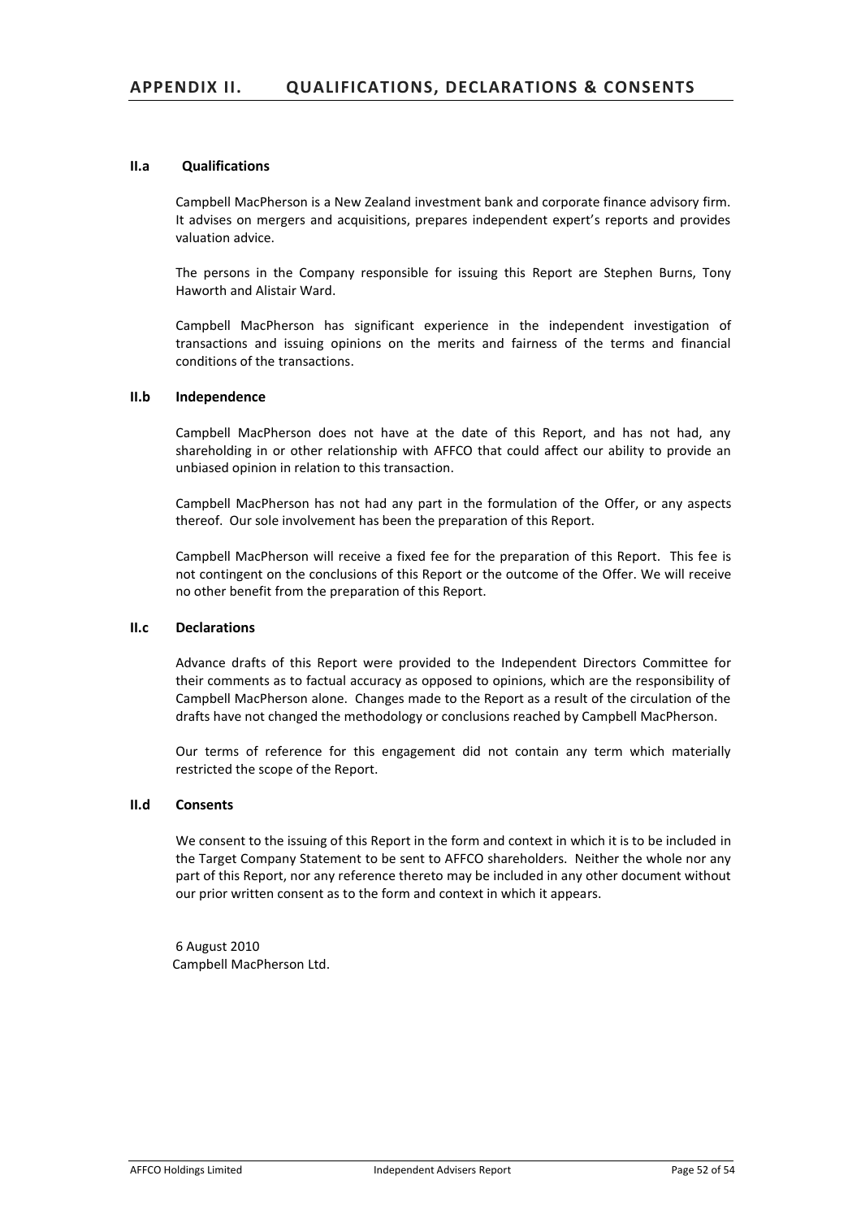## APPENDIX II. QUALIFICATIONS, DECLARATIONS & CONSENTS

### II.a Qualifications

Campbell MacPherson is a New Zealand investment bank and corporate finance advisory firm. It advises on mergers and acquisitions, prepares independent expert's reports and provides valuation advice.

The persons in the Company responsible for issuing this Report are Stephen Burns, Tony Haworth and Alistair Ward.

Campbell MacPherson has significant experience in the independent investigation of transactions and issuing opinions on the merits and fairness of the terms and financial conditions of the transactions.

### II.b Independence

Campbell MacPherson does not have at the date of this Report, and has not had, any shareholding in or other relationship with AFFCO that could affect our ability to provide an unbiased opinion in relation to this transaction.

Campbell MacPherson has not had any part in the formulation of the Offer, or any aspects thereof. Our sole involvement has been the preparation of this Report.

Campbell MacPherson will receive a fixed fee for the preparation of this Report. This fee is not contingent on the conclusions of this Report or the outcome of the Offer. We will receive no other benefit from the preparation of this Report.

### II.c Declarations

Advance drafts of this Report were provided to the Independent Directors Committee for their comments as to factual accuracy as opposed to opinions, which are the responsibility of Campbell MacPherson alone. Changes made to the Report as a result of the circulation of the drafts have not changed the methodology or conclusions reached by Campbell MacPherson.

Our terms of reference for this engagement did not contain any term which materially restricted the scope of the Report.

### II.d Consents

We consent to the issuing of this Report in the form and context in which it is to be included in the Target Company Statement to be sent to AFFCO shareholders. Neither the whole nor any part of this Report, nor any reference thereto may be included in any other document without our prior written consent as to the form and context in which it appears.

6 August 2010
Campbell MacPherson Ltd.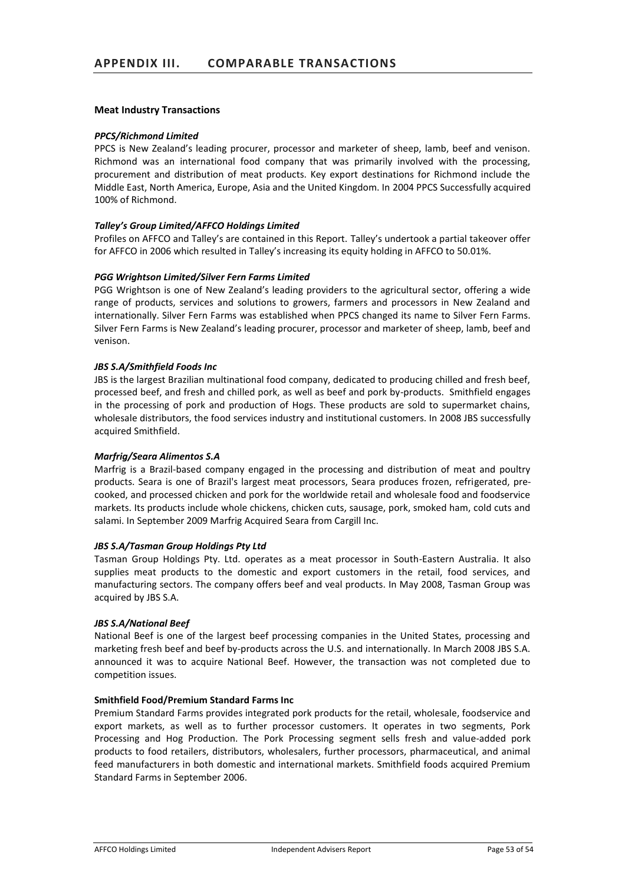# APPENDIX III. COMPARABLE TRANSACTIONS

### Meat Industry Transactions

***PPCS/Richmond Limited***

PPCS is New Zealand's leading procurer, processor and marketer of sheep, lamb, beef and venison. Richmond was an international food company that was primarily involved with the processing, procurement and distribution of meat products. Key export destinations for Richmond include the Middle East, North America, Europe, Asia and the United Kingdom. In 2004 PPCS Successfully acquired 100% of Richmond.

***Talley's Group Limited/AFFCO Holdings Limited***

Profiles on AFFCO and Talley's are contained in this Report. Talley's undertook a partial takeover offer for AFFCO in 2006 which resulted in Talley's increasing its equity holding in AFFCO to 50.01%.

***PGG Wrightson Limited/Silver Fern Farms Limited***

PGG Wrightson is one of New Zealand's leading providers to the agricultural sector, offering a wide range of products, services and solutions to growers, farmers and processors in New Zealand and internationally. Silver Fern Farms was established when PPCS changed its name to Silver Fern Farms. Silver Fern Farms is New Zealand's leading procurer, processor and marketer of sheep, lamb, beef and venison.

***JBS S.A/Smithfield Foods Inc***

JBS is the largest Brazilian multinational food company, dedicated to producing chilled and fresh beef, processed beef, and fresh and chilled pork, as well as beef and pork by-products. Smithfield engages in the processing of pork and production of Hogs. These products are sold to supermarket chains, wholesale distributors, the food services industry and institutional customers. In 2008 JBS successfully acquired Smithfield.

***Marfrig/Seara Alimentos S.A***

Marfrig is a Brazil-based company engaged in the processing and distribution of meat and poultry products. Seara is one of Brazil's largest meat processors, Seara produces frozen, refrigerated, pre-cooked, and processed chicken and pork for the worldwide retail and wholesale food and foodservice markets. Its products include whole chickens, chicken cuts, sausage, pork, smoked ham, cold cuts and salami. In September 2009 Marfrig Acquired Seara from Cargill Inc.

***JBS S.A/Tasman Group Holdings Pty Ltd***

Tasman Group Holdings Pty. Ltd. operates as a meat processor in South-Eastern Australia. It also supplies meat products to the domestic and export customers in the retail, food services, and manufacturing sectors. The company offers beef and veal products. In May 2008, Tasman Group was acquired by JBS S.A.

***JBS S.A/National Beef***

National Beef is one of the largest beef processing companies in the United States, processing and marketing fresh beef and beef by-products across the U.S. and internationally. In March 2008 JBS S.A. announced it was to acquire National Beef. However, the transaction was not completed due to competition issues.

**Smithfield Food/Premium Standard Farms Inc**

Premium Standard Farms provides integrated pork products for the retail, wholesale, foodservice and export markets, as well as to further processor customers. It operates in two segments, Pork Processing and Hog Production. The Pork Processing segment sells fresh and value-added pork products to food retailers, distributors, wholesalers, further processors, pharmaceutical, and animal feed manufacturers in both domestic and international markets. Smithfield foods acquired Premium Standard Farms in September 2006.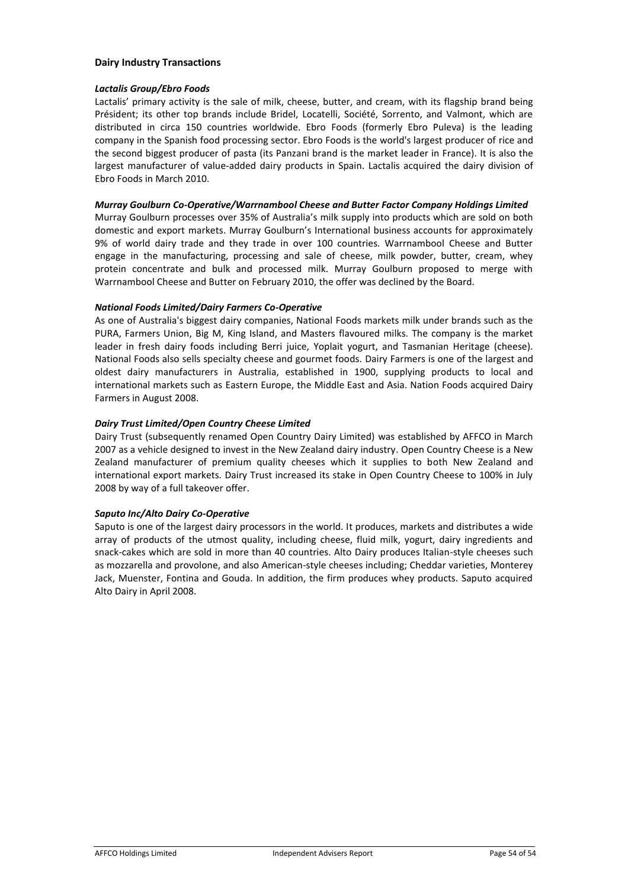## Dairy Industry Transactions

***Lactalis Group/Ebro Foods***

Lactalis' primary activity is the sale of milk, cheese, butter, and cream, with its flagship brand being Président; its other top brands include Bridel, Locatelli, Société, Sorrento, and Valmont, which are distributed in circa 150 countries worldwide. Ebro Foods (formerly Ebro Puleva) is the leading company in the Spanish food processing sector. Ebro Foods is the world's largest producer of rice and the second biggest producer of pasta (its Panzani brand is the market leader in France). It is also the largest manufacturer of value-added dairy products in Spain. Lactalis acquired the dairy division of Ebro Foods in March 2010.

***Murray Goulburn Co-Operative/Warrnambool Cheese and Butter Factor Company Holdings Limited***

Murray Goulburn processes over 35% of Australia's milk supply into products which are sold on both domestic and export markets. Murray Goulburn's International business accounts for approximately 9% of world dairy trade and they trade in over 100 countries. Warrnambool Cheese and Butter engage in the manufacturing, processing and sale of cheese, milk powder, butter, cream, whey protein concentrate and bulk and processed milk. Murray Goulburn proposed to merge with Warrnambool Cheese and Butter on February 2010, the offer was declined by the Board.

***National Foods Limited/Dairy Farmers Co-Operative***

As one of Australia's biggest dairy companies, National Foods markets milk under brands such as the PURA, Farmers Union, Big M, King Island, and Masters flavoured milks. The company is the market leader in fresh dairy foods including Berri juice, Yoplait yogurt, and Tasmanian Heritage (cheese). National Foods also sells specialty cheese and gourmet foods. Dairy Farmers is one of the largest and oldest dairy manufacturers in Australia, established in 1900, supplying products to local and international markets such as Eastern Europe, the Middle East and Asia. Nation Foods acquired Dairy Farmers in August 2008.

***Dairy Trust Limited/Open Country Cheese Limited***

Dairy Trust (subsequently renamed Open Country Dairy Limited) was established by AFFCO in March 2007 as a vehicle designed to invest in the New Zealand dairy industry. Open Country Cheese is a New Zealand manufacturer of premium quality cheeses which it supplies to both New Zealand and international export markets. Dairy Trust increased its stake in Open Country Cheese to 100% in July 2008 by way of a full takeover offer.

***Saputo Inc/Alto Dairy Co-Operative***

Saputo is one of the largest dairy processors in the world. It produces, markets and distributes a wide array of products of the utmost quality, including cheese, fluid milk, yogurt, dairy ingredients and snack-cakes which are sold in more than 40 countries. Alto Dairy produces Italian-style cheeses such as mozzarella and provolone, and also American-style cheeses including; Cheddar varieties, Monterey Jack, Muenster, Fontina and Gouda. In addition, the firm produces whey products. Saputo acquired Alto Dairy in April 2008.